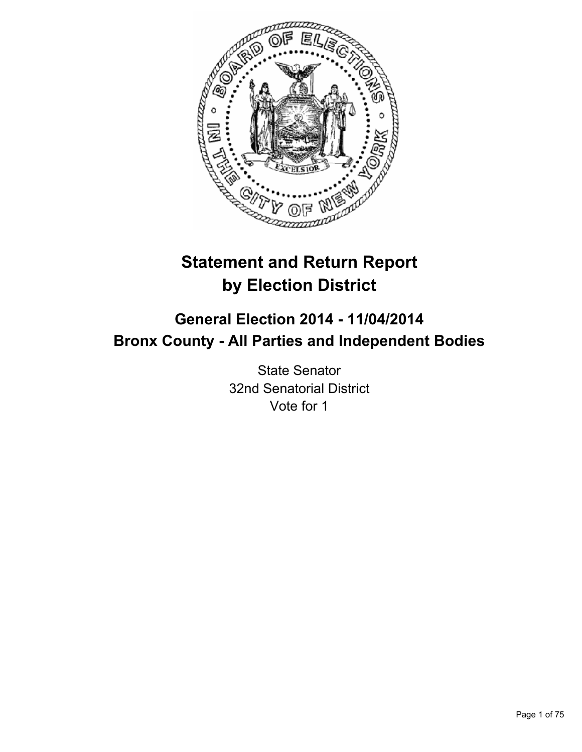# Statement and Return Report by Election District

## General Election 2014 - 11/04/2014
## Bronx County - All Parties and Independent Bodies

State Senator
32nd Senatorial District
Vote for 1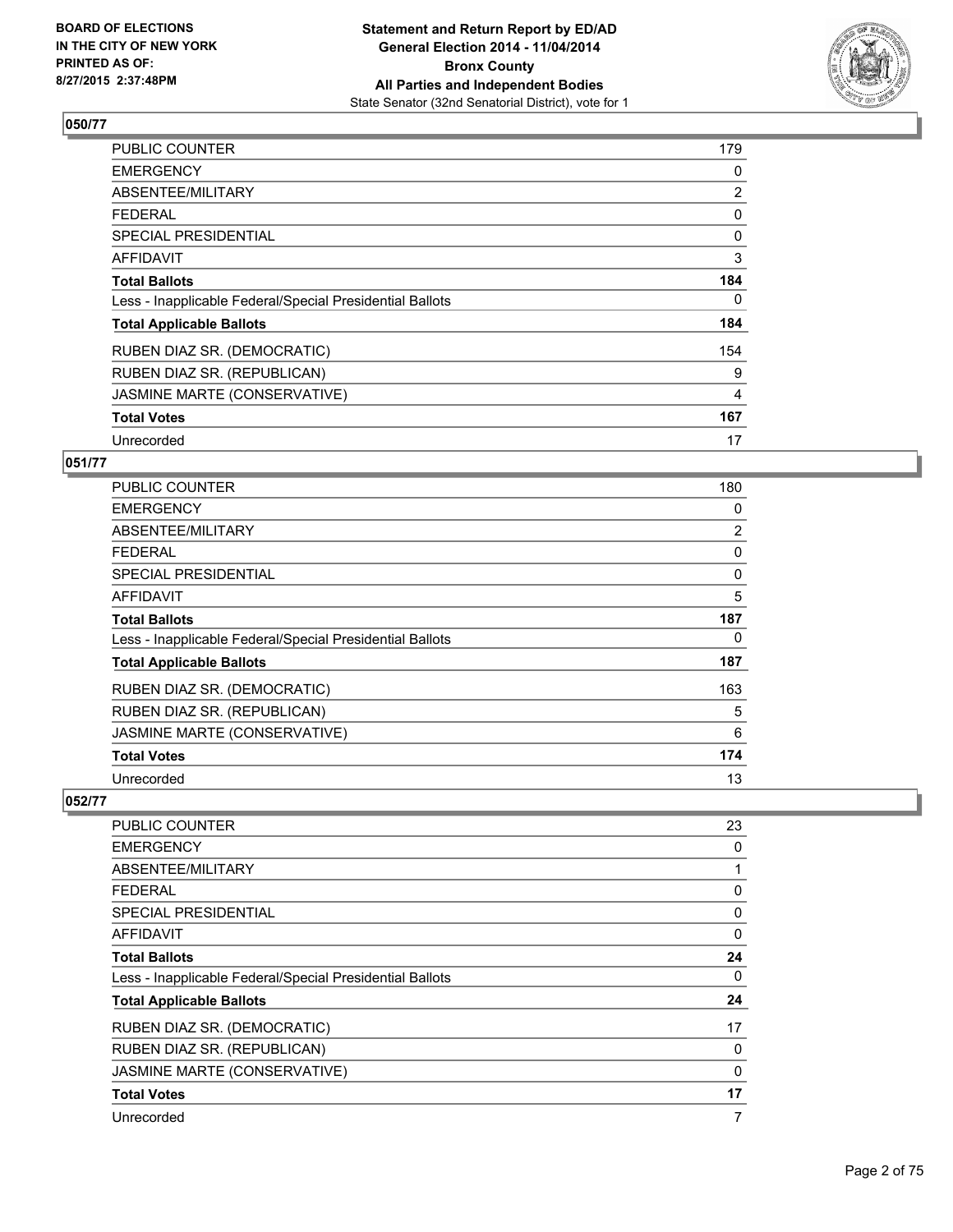## 050/77

| | |
|---|---|
| PUBLIC COUNTER | 179 |
| EMERGENCY | 0 |
| ABSENTEE/MILITARY | 2 |
| FEDERAL | 0 |
| SPECIAL PRESIDENTIAL | 0 |
| AFFIDAVIT | 3 |
| **Total Ballots** | **184** |
| Less - Inapplicable Federal/Special Presidential Ballots | 0 |
| **Total Applicable Ballots** | **184** |
| RUBEN DIAZ SR. (DEMOCRATIC) | 154 |
| RUBEN DIAZ SR. (REPUBLICAN) | 9 |
| JASMINE MARTE (CONSERVATIVE) | 4 |
| **Total Votes** | **167** |
| Unrecorded | 17 |

## 051/77

| | |
|---|---|
| PUBLIC COUNTER | 180 |
| EMERGENCY | 0 |
| ABSENTEE/MILITARY | 2 |
| FEDERAL | 0 |
| SPECIAL PRESIDENTIAL | 0 |
| AFFIDAVIT | 5 |
| **Total Ballots** | **187** |
| Less - Inapplicable Federal/Special Presidential Ballots | 0 |
| **Total Applicable Ballots** | **187** |
| RUBEN DIAZ SR. (DEMOCRATIC) | 163 |
| RUBEN DIAZ SR. (REPUBLICAN) | 5 |
| JASMINE MARTE (CONSERVATIVE) | 6 |
| **Total Votes** | **174** |
| Unrecorded | 13 |

## 052/77

| | |
|---|---|
| PUBLIC COUNTER | 23 |
| EMERGENCY | 0 |
| ABSENTEE/MILITARY | 1 |
| FEDERAL | 0 |
| SPECIAL PRESIDENTIAL | 0 |
| AFFIDAVIT | 0 |
| **Total Ballots** | **24** |
| Less - Inapplicable Federal/Special Presidential Ballots | 0 |
| **Total Applicable Ballots** | **24** |
| RUBEN DIAZ SR. (DEMOCRATIC) | 17 |
| RUBEN DIAZ SR. (REPUBLICAN) | 0 |
| JASMINE MARTE (CONSERVATIVE) | 0 |
| **Total Votes** | **17** |
| Unrecorded | 7 |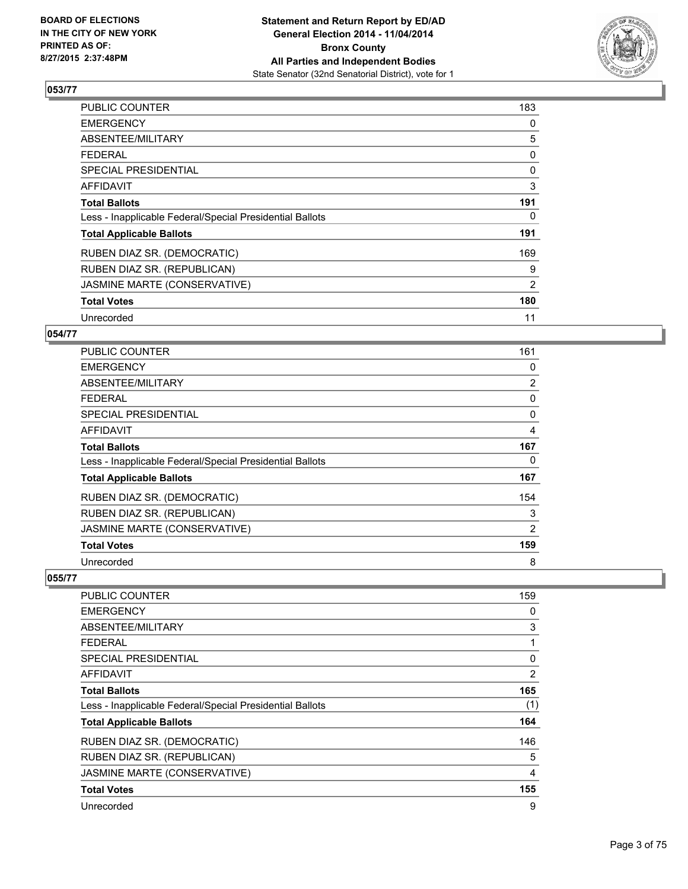## 053/77

| | |
|---|---|
| PUBLIC COUNTER | 183 |
| EMERGENCY | 0 |
| ABSENTEE/MILITARY | 5 |
| FEDERAL | 0 |
| SPECIAL PRESIDENTIAL | 0 |
| AFFIDAVIT | 3 |
| **Total Ballots** | **191** |
| Less - Inapplicable Federal/Special Presidential Ballots | 0 |
| **Total Applicable Ballots** | **191** |
| RUBEN DIAZ SR. (DEMOCRATIC) | 169 |
| RUBEN DIAZ SR. (REPUBLICAN) | 9 |
| JASMINE MARTE (CONSERVATIVE) | 2 |
| **Total Votes** | **180** |
| Unrecorded | 11 |

## 054/77

| | |
|---|---|
| PUBLIC COUNTER | 161 |
| EMERGENCY | 0 |
| ABSENTEE/MILITARY | 2 |
| FEDERAL | 0 |
| SPECIAL PRESIDENTIAL | 0 |
| AFFIDAVIT | 4 |
| **Total Ballots** | **167** |
| Less - Inapplicable Federal/Special Presidential Ballots | 0 |
| **Total Applicable Ballots** | **167** |
| RUBEN DIAZ SR. (DEMOCRATIC) | 154 |
| RUBEN DIAZ SR. (REPUBLICAN) | 3 |
| JASMINE MARTE (CONSERVATIVE) | 2 |
| **Total Votes** | **159** |
| Unrecorded | 8 |

## 055/77

| | |
|---|---|
| PUBLIC COUNTER | 159 |
| EMERGENCY | 0 |
| ABSENTEE/MILITARY | 3 |
| FEDERAL | 1 |
| SPECIAL PRESIDENTIAL | 0 |
| AFFIDAVIT | 2 |
| **Total Ballots** | **165** |
| Less - Inapplicable Federal/Special Presidential Ballots | (1) |
| **Total Applicable Ballots** | **164** |
| RUBEN DIAZ SR. (DEMOCRATIC) | 146 |
| RUBEN DIAZ SR. (REPUBLICAN) | 5 |
| JASMINE MARTE (CONSERVATIVE) | 4 |
| **Total Votes** | **155** |
| Unrecorded | 9 |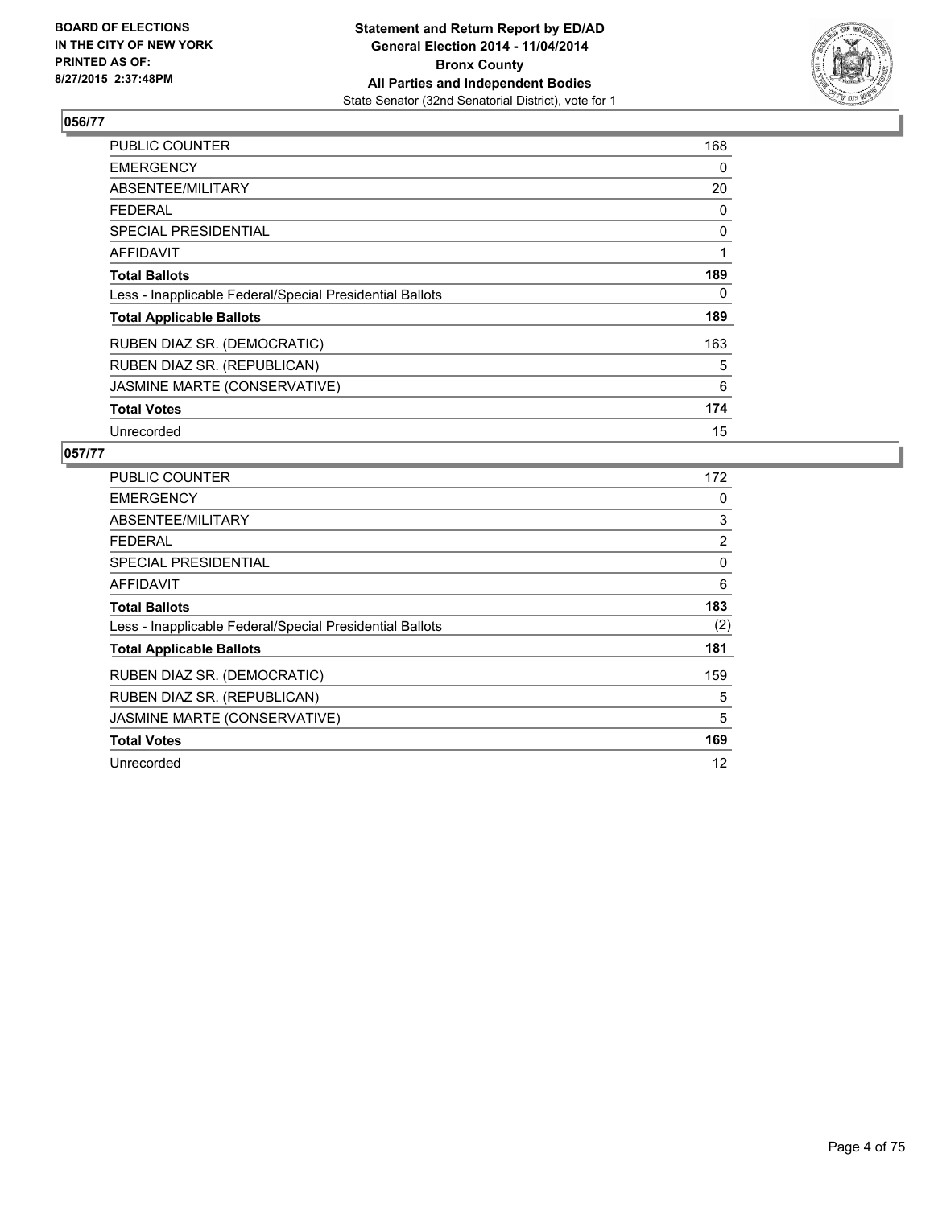## 056/77

| | |
|---|---|
| PUBLIC COUNTER | 168 |
| EMERGENCY | 0 |
| ABSENTEE/MILITARY | 20 |
| FEDERAL | 0 |
| SPECIAL PRESIDENTIAL | 0 |
| AFFIDAVIT | 1 |
| **Total Ballots** | **189** |
| Less - Inapplicable Federal/Special Presidential Ballots | 0 |
| **Total Applicable Ballots** | **189** |
| RUBEN DIAZ SR. (DEMOCRATIC) | 163 |
| RUBEN DIAZ SR. (REPUBLICAN) | 5 |
| JASMINE MARTE (CONSERVATIVE) | 6 |
| **Total Votes** | **174** |
| Unrecorded | 15 |

## 057/77

| | |
|---|---|
| PUBLIC COUNTER | 172 |
| EMERGENCY | 0 |
| ABSENTEE/MILITARY | 3 |
| FEDERAL | 2 |
| SPECIAL PRESIDENTIAL | 0 |
| AFFIDAVIT | 6 |
| **Total Ballots** | **183** |
| Less - Inapplicable Federal/Special Presidential Ballots | (2) |
| **Total Applicable Ballots** | **181** |
| RUBEN DIAZ SR. (DEMOCRATIC) | 159 |
| RUBEN DIAZ SR. (REPUBLICAN) | 5 |
| JASMINE MARTE (CONSERVATIVE) | 5 |
| **Total Votes** | **169** |
| Unrecorded | 12 |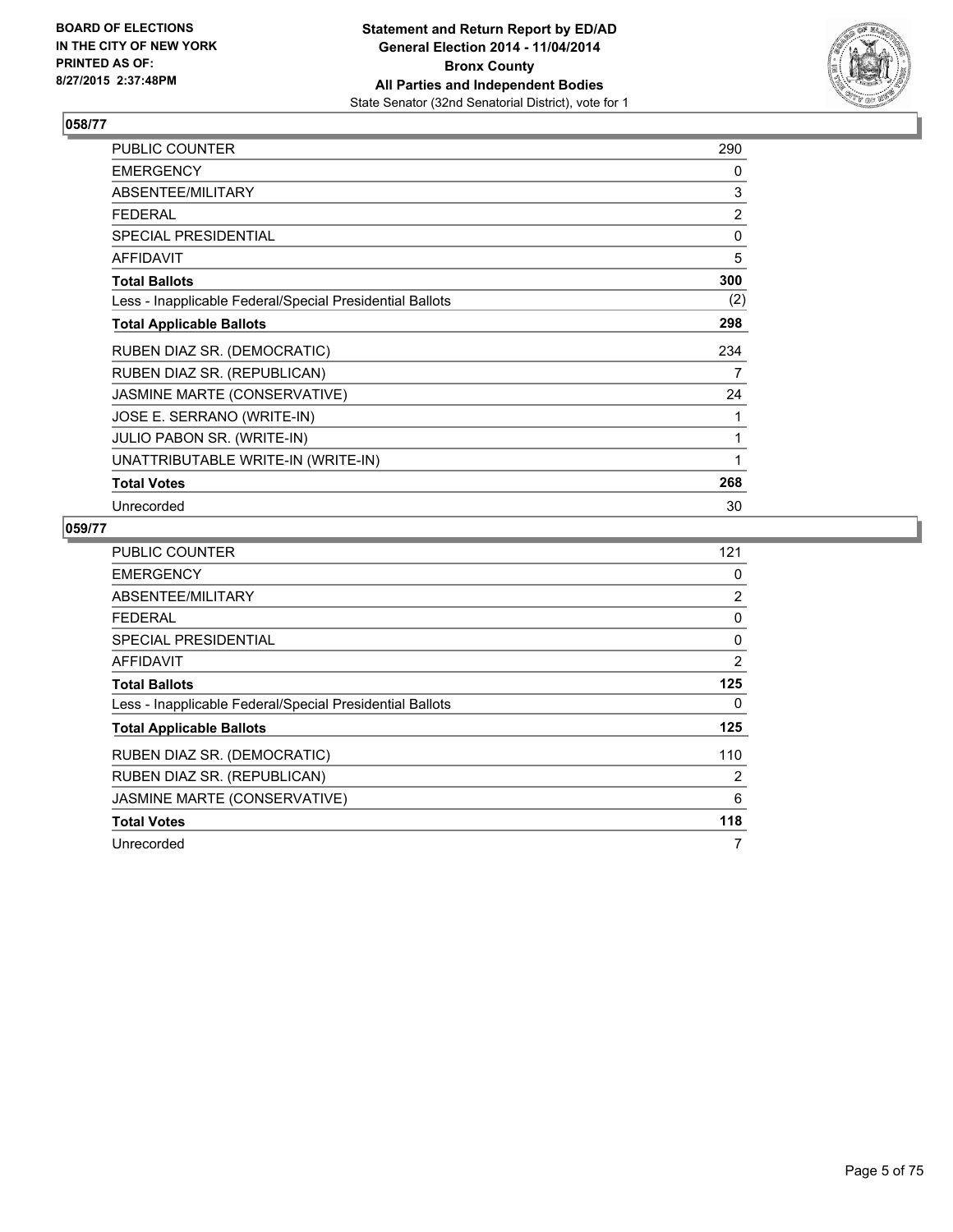**BOARD OF ELECTIONS IN THE CITY OF NEW YORK PRINTED AS OF: 8/27/2015 2:37:48PM**

**Statement and Return Report by ED/AD General Election 2014 - 11/04/2014 Bronx County All Parties and Independent Bodies**
State Senator (32nd Senatorial District), vote for 1

### 058/77

| | |
|---|---|
| PUBLIC COUNTER | 290 |
| EMERGENCY | 0 |
| ABSENTEE/MILITARY | 3 |
| FEDERAL | 2 |
| SPECIAL PRESIDENTIAL | 0 |
| AFFIDAVIT | 5 |
| **Total Ballots** | **300** |
| Less - Inapplicable Federal/Special Presidential Ballots | (2) |
| **Total Applicable Ballots** | **298** |
| RUBEN DIAZ SR. (DEMOCRATIC) | 234 |
| RUBEN DIAZ SR. (REPUBLICAN) | 7 |
| JASMINE MARTE (CONSERVATIVE) | 24 |
| JOSE E. SERRANO (WRITE-IN) | 1 |
| JULIO PABON SR. (WRITE-IN) | 1 |
| UNATTRIBUTABLE WRITE-IN (WRITE-IN) | 1 |
| **Total Votes** | **268** |
| Unrecorded | 30 |

### 059/77

| | |
|---|---|
| PUBLIC COUNTER | 121 |
| EMERGENCY | 0 |
| ABSENTEE/MILITARY | 2 |
| FEDERAL | 0 |
| SPECIAL PRESIDENTIAL | 0 |
| AFFIDAVIT | 2 |
| **Total Ballots** | **125** |
| Less - Inapplicable Federal/Special Presidential Ballots | 0 |
| **Total Applicable Ballots** | **125** |
| RUBEN DIAZ SR. (DEMOCRATIC) | 110 |
| RUBEN DIAZ SR. (REPUBLICAN) | 2 |
| JASMINE MARTE (CONSERVATIVE) | 6 |
| **Total Votes** | **118** |
| Unrecorded | 7 |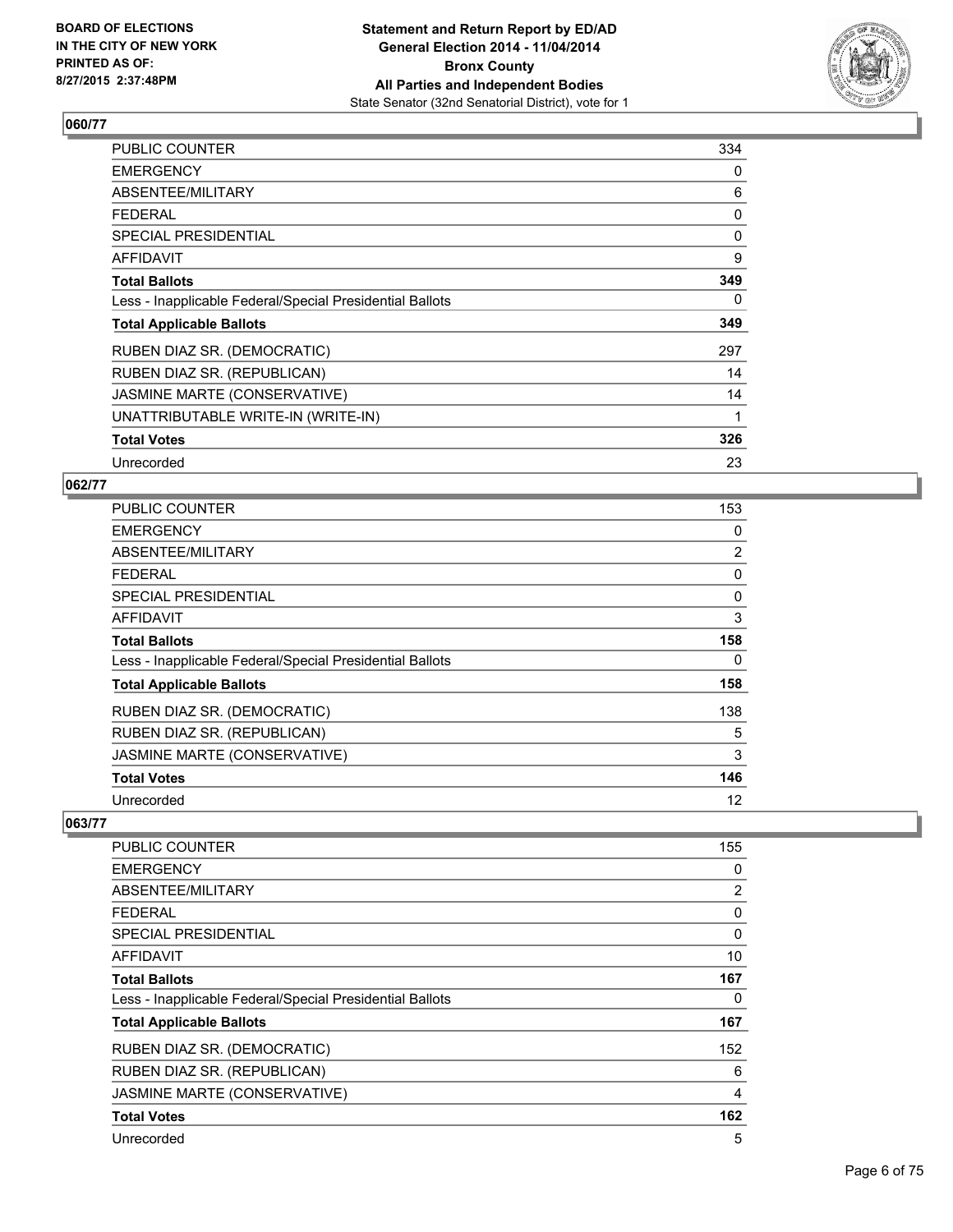## 060/77

| | |
|---|---|
| PUBLIC COUNTER | 334 |
| EMERGENCY | 0 |
| ABSENTEE/MILITARY | 6 |
| FEDERAL | 0 |
| SPECIAL PRESIDENTIAL | 0 |
| AFFIDAVIT | 9 |
| **Total Ballots** | **349** |
| Less - Inapplicable Federal/Special Presidential Ballots | 0 |
| **Total Applicable Ballots** | **349** |
| RUBEN DIAZ SR. (DEMOCRATIC) | 297 |
| RUBEN DIAZ SR. (REPUBLICAN) | 14 |
| JASMINE MARTE (CONSERVATIVE) | 14 |
| UNATTRIBUTABLE WRITE-IN (WRITE-IN) | 1 |
| **Total Votes** | **326** |
| Unrecorded | 23 |

## 062/77

| | |
|---|---|
| PUBLIC COUNTER | 153 |
| EMERGENCY | 0 |
| ABSENTEE/MILITARY | 2 |
| FEDERAL | 0 |
| SPECIAL PRESIDENTIAL | 0 |
| AFFIDAVIT | 3 |
| **Total Ballots** | **158** |
| Less - Inapplicable Federal/Special Presidential Ballots | 0 |
| **Total Applicable Ballots** | **158** |
| RUBEN DIAZ SR. (DEMOCRATIC) | 138 |
| RUBEN DIAZ SR. (REPUBLICAN) | 5 |
| JASMINE MARTE (CONSERVATIVE) | 3 |
| **Total Votes** | **146** |
| Unrecorded | 12 |

## 063/77

| | |
|---|---|
| PUBLIC COUNTER | 155 |
| EMERGENCY | 0 |
| ABSENTEE/MILITARY | 2 |
| FEDERAL | 0 |
| SPECIAL PRESIDENTIAL | 0 |
| AFFIDAVIT | 10 |
| **Total Ballots** | **167** |
| Less - Inapplicable Federal/Special Presidential Ballots | 0 |
| **Total Applicable Ballots** | **167** |
| RUBEN DIAZ SR. (DEMOCRATIC) | 152 |
| RUBEN DIAZ SR. (REPUBLICAN) | 6 |
| JASMINE MARTE (CONSERVATIVE) | 4 |
| **Total Votes** | **162** |
| Unrecorded | 5 |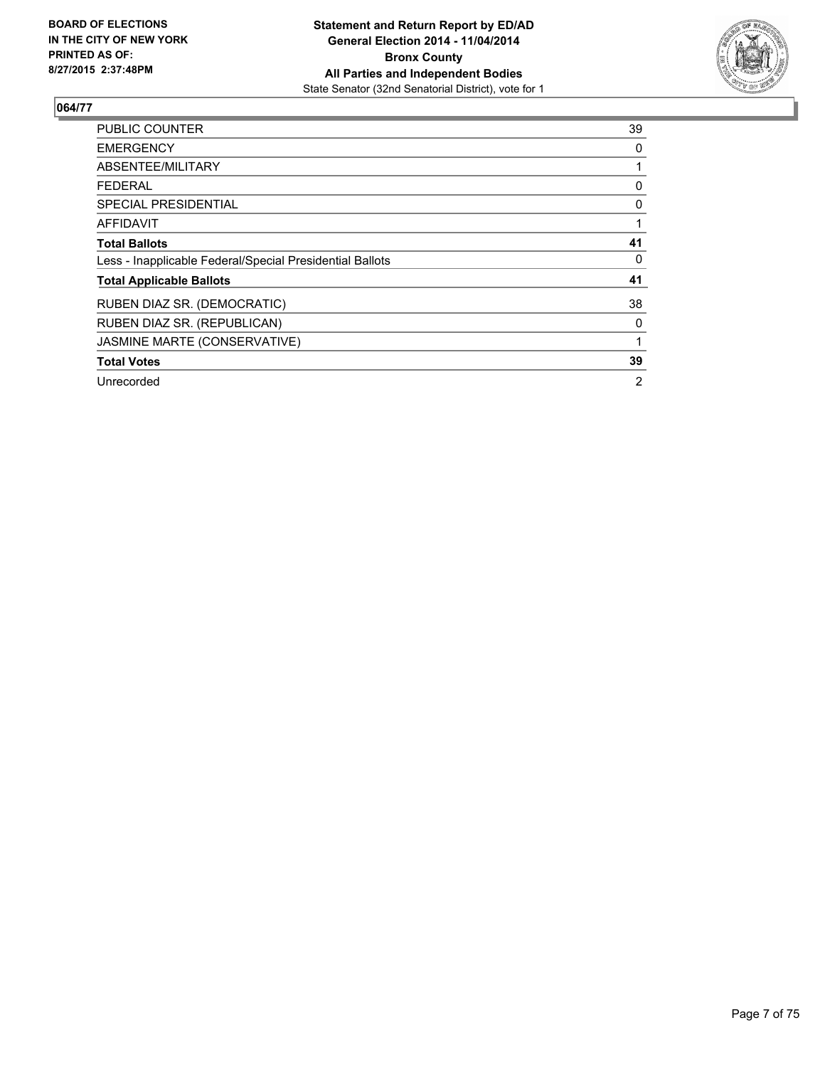## 064/77

| | |
|---|---|
| PUBLIC COUNTER | 39 |
| EMERGENCY | 0 |
| ABSENTEE/MILITARY | 1 |
| FEDERAL | 0 |
| SPECIAL PRESIDENTIAL | 0 |
| AFFIDAVIT | 1 |
| **Total Ballots** | **41** |
| Less - Inapplicable Federal/Special Presidential Ballots | 0 |
| **Total Applicable Ballots** | **41** |
| RUBEN DIAZ SR. (DEMOCRATIC) | 38 |
| RUBEN DIAZ SR. (REPUBLICAN) | 0 |
| JASMINE MARTE (CONSERVATIVE) | 1 |
| **Total Votes** | **39** |
| Unrecorded | 2 |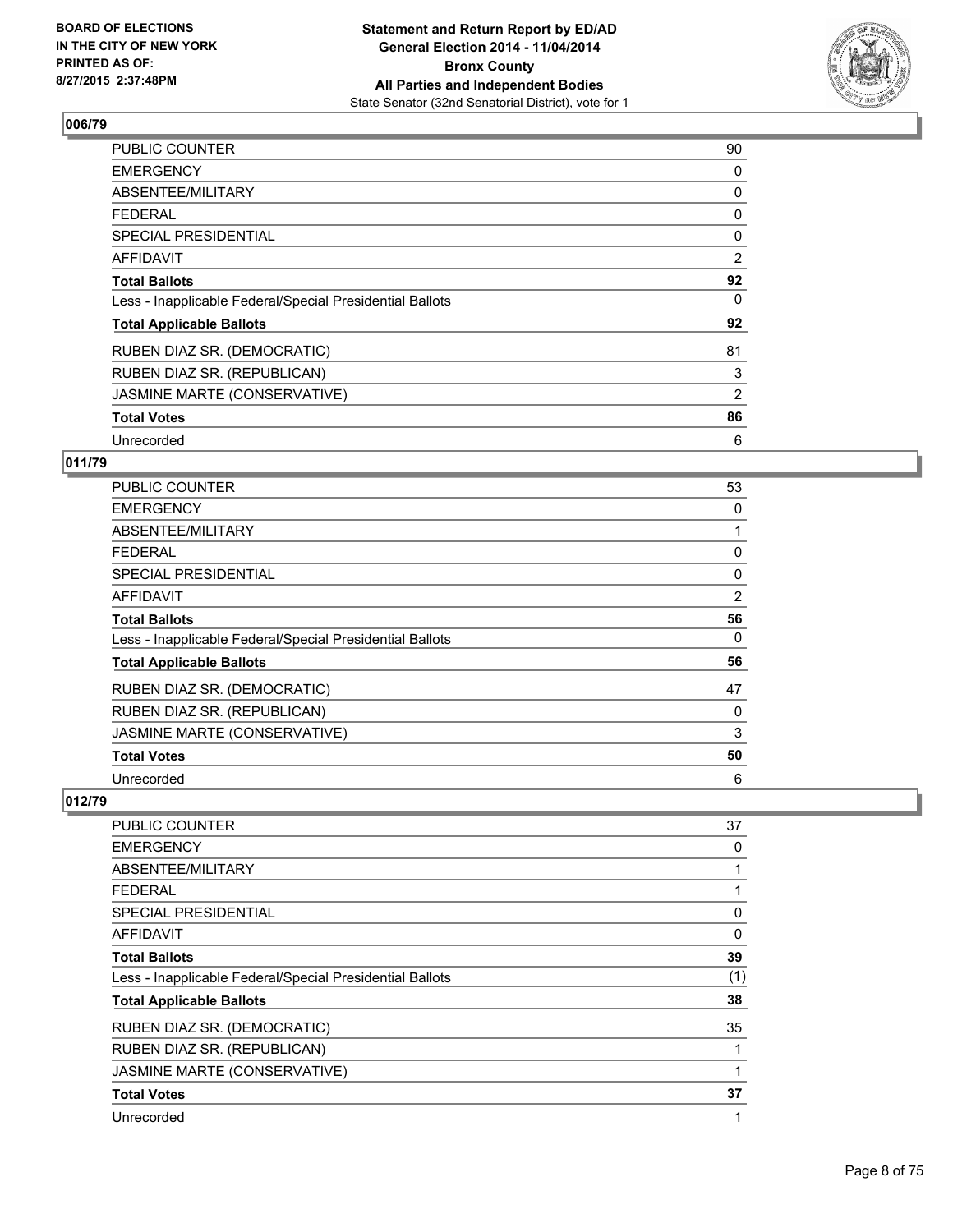## 006/79

| | |
|---|---|
| PUBLIC COUNTER | 90 |
| EMERGENCY | 0 |
| ABSENTEE/MILITARY | 0 |
| FEDERAL | 0 |
| SPECIAL PRESIDENTIAL | 0 |
| AFFIDAVIT | 2 |
| **Total Ballots** | **92** |
| Less - Inapplicable Federal/Special Presidential Ballots | 0 |
| **Total Applicable Ballots** | **92** |
| RUBEN DIAZ SR. (DEMOCRATIC) | 81 |
| RUBEN DIAZ SR. (REPUBLICAN) | 3 |
| JASMINE MARTE (CONSERVATIVE) | 2 |
| **Total Votes** | **86** |
| Unrecorded | 6 |

## 011/79

| | |
|---|---|
| PUBLIC COUNTER | 53 |
| EMERGENCY | 0 |
| ABSENTEE/MILITARY | 1 |
| FEDERAL | 0 |
| SPECIAL PRESIDENTIAL | 0 |
| AFFIDAVIT | 2 |
| **Total Ballots** | **56** |
| Less - Inapplicable Federal/Special Presidential Ballots | 0 |
| **Total Applicable Ballots** | **56** |
| RUBEN DIAZ SR. (DEMOCRATIC) | 47 |
| RUBEN DIAZ SR. (REPUBLICAN) | 0 |
| JASMINE MARTE (CONSERVATIVE) | 3 |
| **Total Votes** | **50** |
| Unrecorded | 6 |

## 012/79

| | |
|---|---|
| PUBLIC COUNTER | 37 |
| EMERGENCY | 0 |
| ABSENTEE/MILITARY | 1 |
| FEDERAL | 1 |
| SPECIAL PRESIDENTIAL | 0 |
| AFFIDAVIT | 0 |
| **Total Ballots** | **39** |
| Less - Inapplicable Federal/Special Presidential Ballots | (1) |
| **Total Applicable Ballots** | **38** |
| RUBEN DIAZ SR. (DEMOCRATIC) | 35 |
| RUBEN DIAZ SR. (REPUBLICAN) | 1 |
| JASMINE MARTE (CONSERVATIVE) | 1 |
| **Total Votes** | **37** |
| Unrecorded | 1 |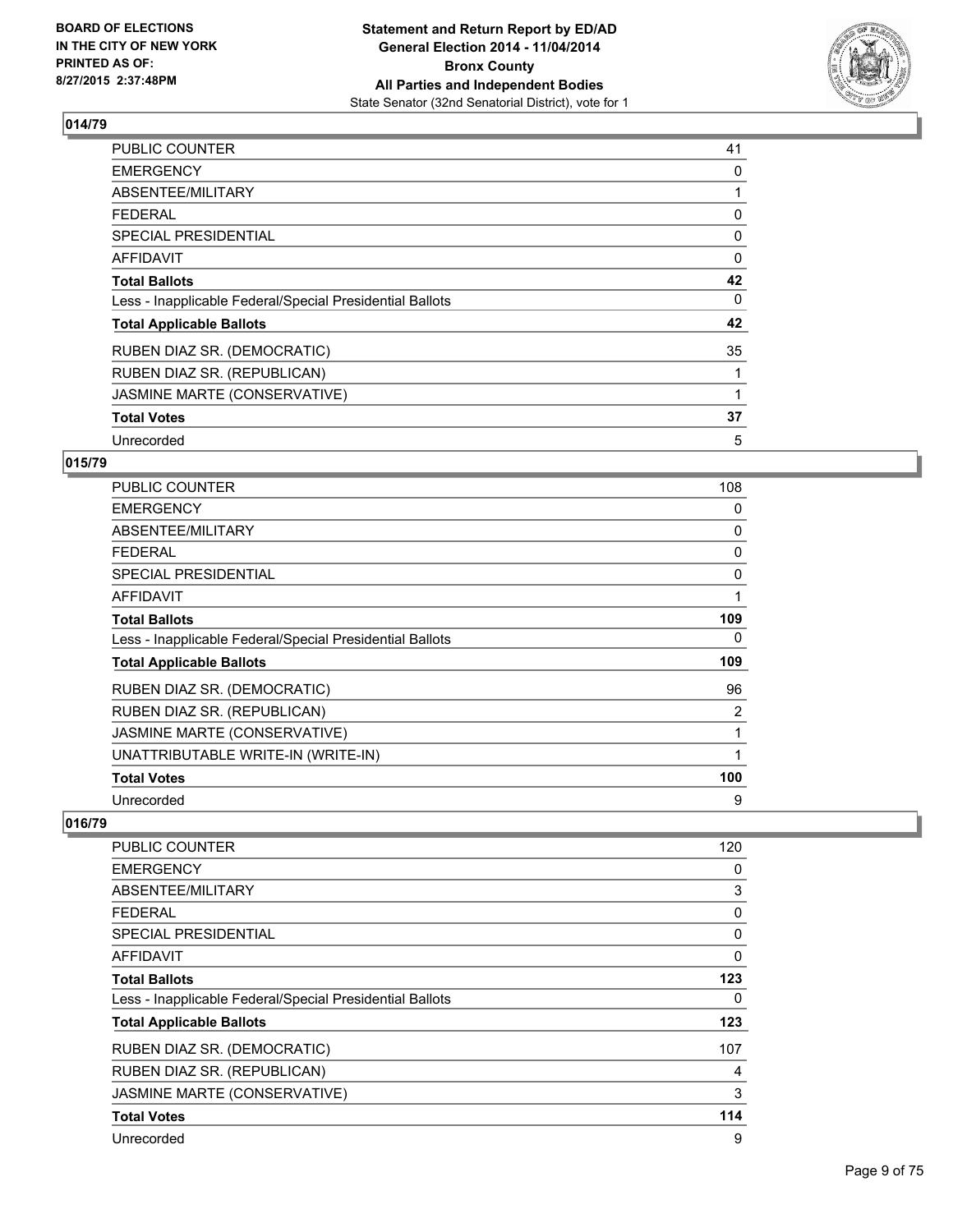## 014/79

| | |
|---|---|
| PUBLIC COUNTER | 41 |
| EMERGENCY | 0 |
| ABSENTEE/MILITARY | 1 |
| FEDERAL | 0 |
| SPECIAL PRESIDENTIAL | 0 |
| AFFIDAVIT | 0 |
| **Total Ballots** | **42** |
| Less - Inapplicable Federal/Special Presidential Ballots | 0 |
| **Total Applicable Ballots** | **42** |
| RUBEN DIAZ SR. (DEMOCRATIC) | 35 |
| RUBEN DIAZ SR. (REPUBLICAN) | 1 |
| JASMINE MARTE (CONSERVATIVE) | 1 |
| **Total Votes** | **37** |
| Unrecorded | 5 |

## 015/79

| | |
|---|---|
| PUBLIC COUNTER | 108 |
| EMERGENCY | 0 |
| ABSENTEE/MILITARY | 0 |
| FEDERAL | 0 |
| SPECIAL PRESIDENTIAL | 0 |
| AFFIDAVIT | 1 |
| **Total Ballots** | **109** |
| Less - Inapplicable Federal/Special Presidential Ballots | 0 |
| **Total Applicable Ballots** | **109** |
| RUBEN DIAZ SR. (DEMOCRATIC) | 96 |
| RUBEN DIAZ SR. (REPUBLICAN) | 2 |
| JASMINE MARTE (CONSERVATIVE) | 1 |
| UNATTRIBUTABLE WRITE-IN (WRITE-IN) | 1 |
| **Total Votes** | **100** |
| Unrecorded | 9 |

## 016/79

| | |
|---|---|
| PUBLIC COUNTER | 120 |
| EMERGENCY | 0 |
| ABSENTEE/MILITARY | 3 |
| FEDERAL | 0 |
| SPECIAL PRESIDENTIAL | 0 |
| AFFIDAVIT | 0 |
| **Total Ballots** | **123** |
| Less - Inapplicable Federal/Special Presidential Ballots | 0 |
| **Total Applicable Ballots** | **123** |
| RUBEN DIAZ SR. (DEMOCRATIC) | 107 |
| RUBEN DIAZ SR. (REPUBLICAN) | 4 |
| JASMINE MARTE (CONSERVATIVE) | 3 |
| **Total Votes** | **114** |
| Unrecorded | 9 |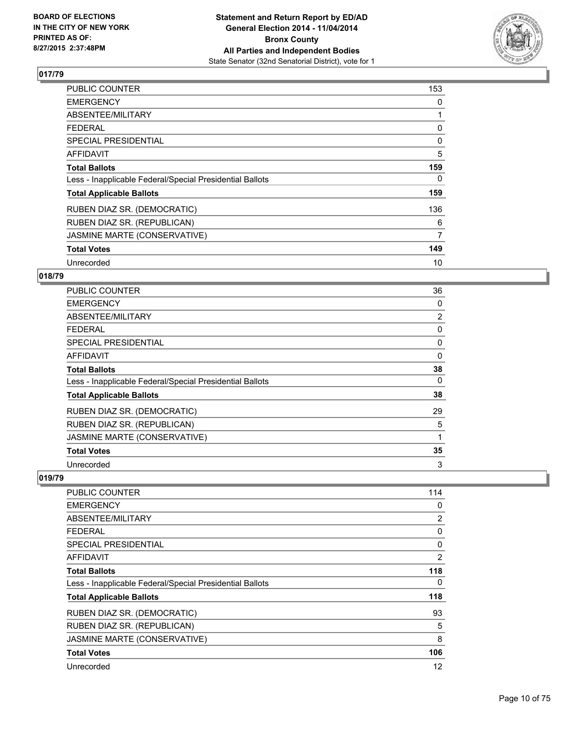## 017/79

| | |
|---|---|
| PUBLIC COUNTER | 153 |
| EMERGENCY | 0 |
| ABSENTEE/MILITARY | 1 |
| FEDERAL | 0 |
| SPECIAL PRESIDENTIAL | 0 |
| AFFIDAVIT | 5 |
| **Total Ballots** | **159** |
| Less - Inapplicable Federal/Special Presidential Ballots | 0 |
| **Total Applicable Ballots** | **159** |
| RUBEN DIAZ SR. (DEMOCRATIC) | 136 |
| RUBEN DIAZ SR. (REPUBLICAN) | 6 |
| JASMINE MARTE (CONSERVATIVE) | 7 |
| **Total Votes** | **149** |
| Unrecorded | 10 |

## 018/79

| | |
|---|---|
| PUBLIC COUNTER | 36 |
| EMERGENCY | 0 |
| ABSENTEE/MILITARY | 2 |
| FEDERAL | 0 |
| SPECIAL PRESIDENTIAL | 0 |
| AFFIDAVIT | 0 |
| **Total Ballots** | **38** |
| Less - Inapplicable Federal/Special Presidential Ballots | 0 |
| **Total Applicable Ballots** | **38** |
| RUBEN DIAZ SR. (DEMOCRATIC) | 29 |
| RUBEN DIAZ SR. (REPUBLICAN) | 5 |
| JASMINE MARTE (CONSERVATIVE) | 1 |
| **Total Votes** | **35** |
| Unrecorded | 3 |

## 019/79

| | |
|---|---|
| PUBLIC COUNTER | 114 |
| EMERGENCY | 0 |
| ABSENTEE/MILITARY | 2 |
| FEDERAL | 0 |
| SPECIAL PRESIDENTIAL | 0 |
| AFFIDAVIT | 2 |
| **Total Ballots** | **118** |
| Less - Inapplicable Federal/Special Presidential Ballots | 0 |
| **Total Applicable Ballots** | **118** |
| RUBEN DIAZ SR. (DEMOCRATIC) | 93 |
| RUBEN DIAZ SR. (REPUBLICAN) | 5 |
| JASMINE MARTE (CONSERVATIVE) | 8 |
| **Total Votes** | **106** |
| Unrecorded | 12 |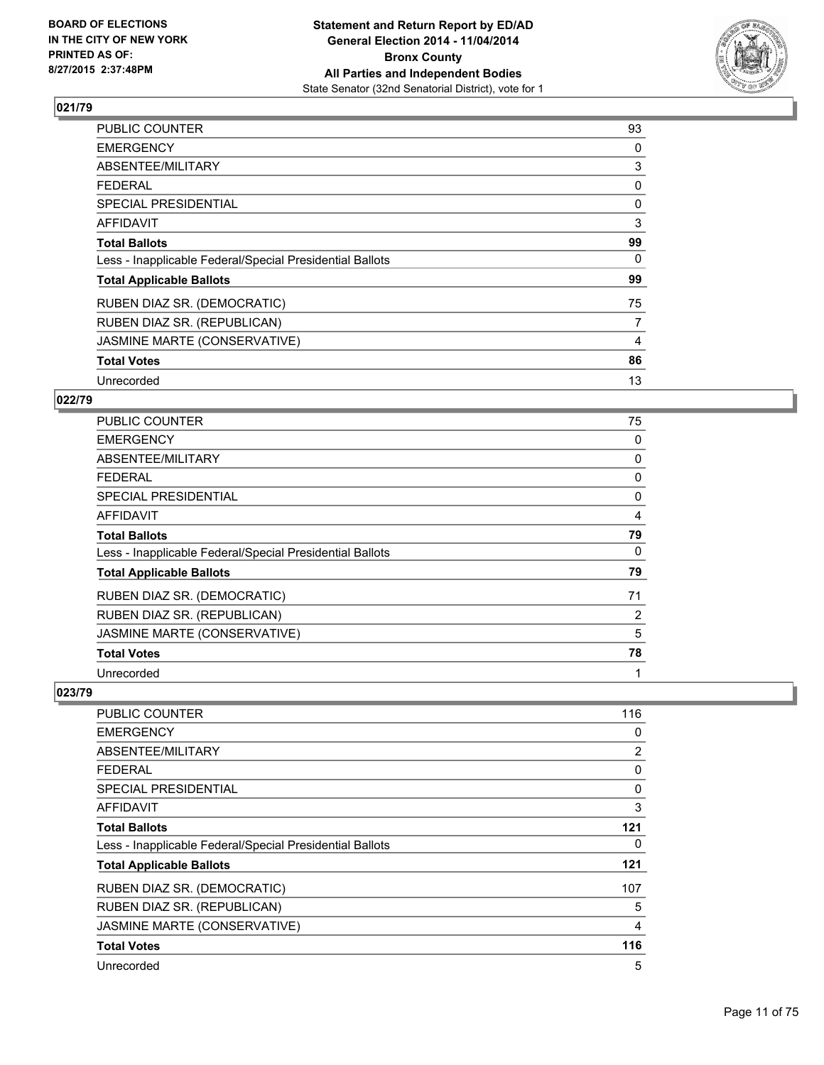## 021/79

| | |
|---|---|
| PUBLIC COUNTER | 93 |
| EMERGENCY | 0 |
| ABSENTEE/MILITARY | 3 |
| FEDERAL | 0 |
| SPECIAL PRESIDENTIAL | 0 |
| AFFIDAVIT | 3 |
| **Total Ballots** | **99** |
| Less - Inapplicable Federal/Special Presidential Ballots | 0 |
| **Total Applicable Ballots** | **99** |
| RUBEN DIAZ SR. (DEMOCRATIC) | 75 |
| RUBEN DIAZ SR. (REPUBLICAN) | 7 |
| JASMINE MARTE (CONSERVATIVE) | 4 |
| **Total Votes** | **86** |
| Unrecorded | 13 |

## 022/79

| | |
|---|---|
| PUBLIC COUNTER | 75 |
| EMERGENCY | 0 |
| ABSENTEE/MILITARY | 0 |
| FEDERAL | 0 |
| SPECIAL PRESIDENTIAL | 0 |
| AFFIDAVIT | 4 |
| **Total Ballots** | **79** |
| Less - Inapplicable Federal/Special Presidential Ballots | 0 |
| **Total Applicable Ballots** | **79** |
| RUBEN DIAZ SR. (DEMOCRATIC) | 71 |
| RUBEN DIAZ SR. (REPUBLICAN) | 2 |
| JASMINE MARTE (CONSERVATIVE) | 5 |
| **Total Votes** | **78** |
| Unrecorded | 1 |

## 023/79

| | |
|---|---|
| PUBLIC COUNTER | 116 |
| EMERGENCY | 0 |
| ABSENTEE/MILITARY | 2 |
| FEDERAL | 0 |
| SPECIAL PRESIDENTIAL | 0 |
| AFFIDAVIT | 3 |
| **Total Ballots** | **121** |
| Less - Inapplicable Federal/Special Presidential Ballots | 0 |
| **Total Applicable Ballots** | **121** |
| RUBEN DIAZ SR. (DEMOCRATIC) | 107 |
| RUBEN DIAZ SR. (REPUBLICAN) | 5 |
| JASMINE MARTE (CONSERVATIVE) | 4 |
| **Total Votes** | **116** |
| Unrecorded | 5 |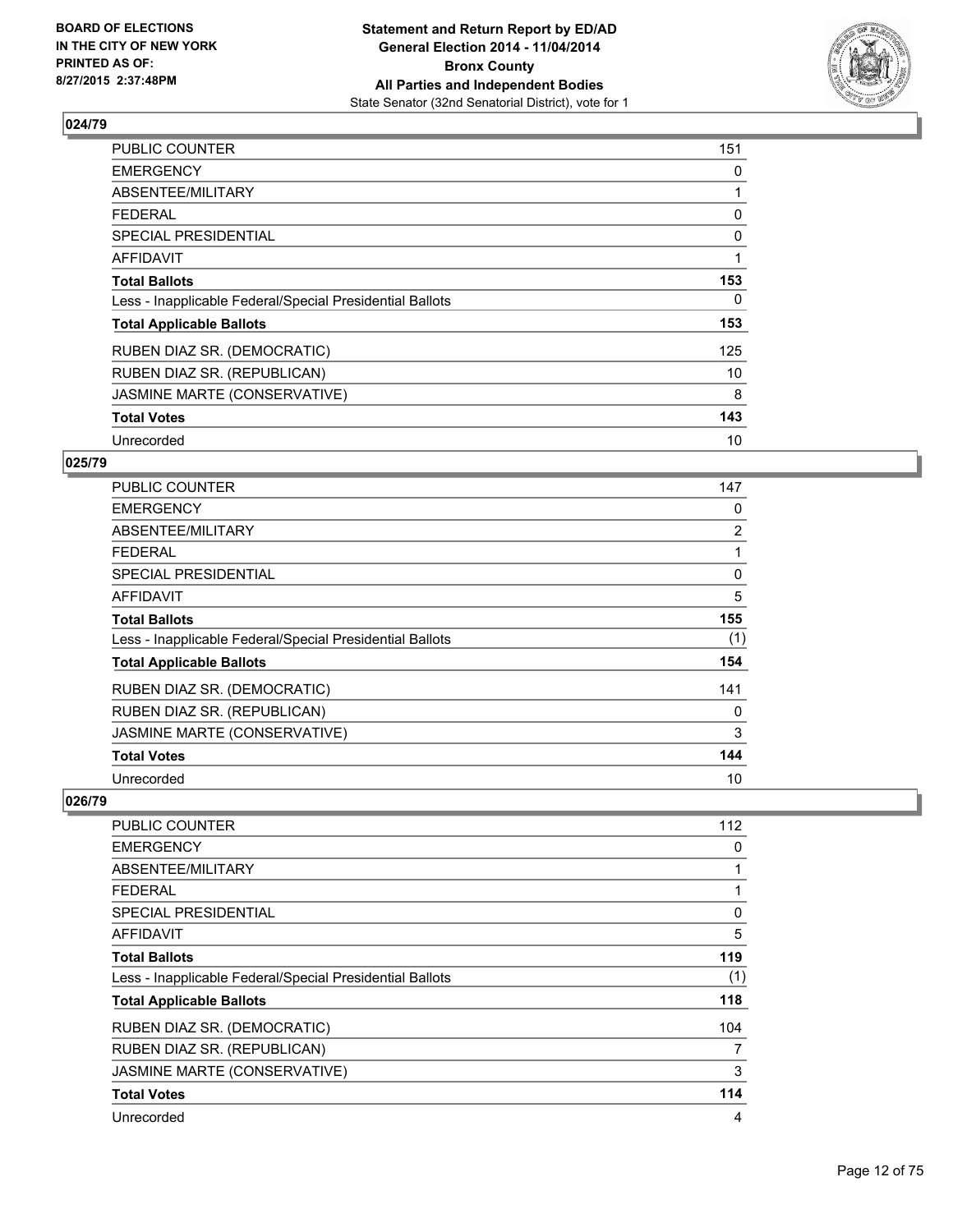## 024/79

| | |
|---|---|
| PUBLIC COUNTER | 151 |
| EMERGENCY | 0 |
| ABSENTEE/MILITARY | 1 |
| FEDERAL | 0 |
| SPECIAL PRESIDENTIAL | 0 |
| AFFIDAVIT | 1 |
| **Total Ballots** | **153** |
| Less - Inapplicable Federal/Special Presidential Ballots | 0 |
| **Total Applicable Ballots** | **153** |
| RUBEN DIAZ SR. (DEMOCRATIC) | 125 |
| RUBEN DIAZ SR. (REPUBLICAN) | 10 |
| JASMINE MARTE (CONSERVATIVE) | 8 |
| **Total Votes** | **143** |
| Unrecorded | 10 |

## 025/79

| | |
|---|---|
| PUBLIC COUNTER | 147 |
| EMERGENCY | 0 |
| ABSENTEE/MILITARY | 2 |
| FEDERAL | 1 |
| SPECIAL PRESIDENTIAL | 0 |
| AFFIDAVIT | 5 |
| **Total Ballots** | **155** |
| Less - Inapplicable Federal/Special Presidential Ballots | (1) |
| **Total Applicable Ballots** | **154** |
| RUBEN DIAZ SR. (DEMOCRATIC) | 141 |
| RUBEN DIAZ SR. (REPUBLICAN) | 0 |
| JASMINE MARTE (CONSERVATIVE) | 3 |
| **Total Votes** | **144** |
| Unrecorded | 10 |

## 026/79

| | |
|---|---|
| PUBLIC COUNTER | 112 |
| EMERGENCY | 0 |
| ABSENTEE/MILITARY | 1 |
| FEDERAL | 1 |
| SPECIAL PRESIDENTIAL | 0 |
| AFFIDAVIT | 5 |
| **Total Ballots** | **119** |
| Less - Inapplicable Federal/Special Presidential Ballots | (1) |
| **Total Applicable Ballots** | **118** |
| RUBEN DIAZ SR. (DEMOCRATIC) | 104 |
| RUBEN DIAZ SR. (REPUBLICAN) | 7 |
| JASMINE MARTE (CONSERVATIVE) | 3 |
| **Total Votes** | **114** |
| Unrecorded | 4 |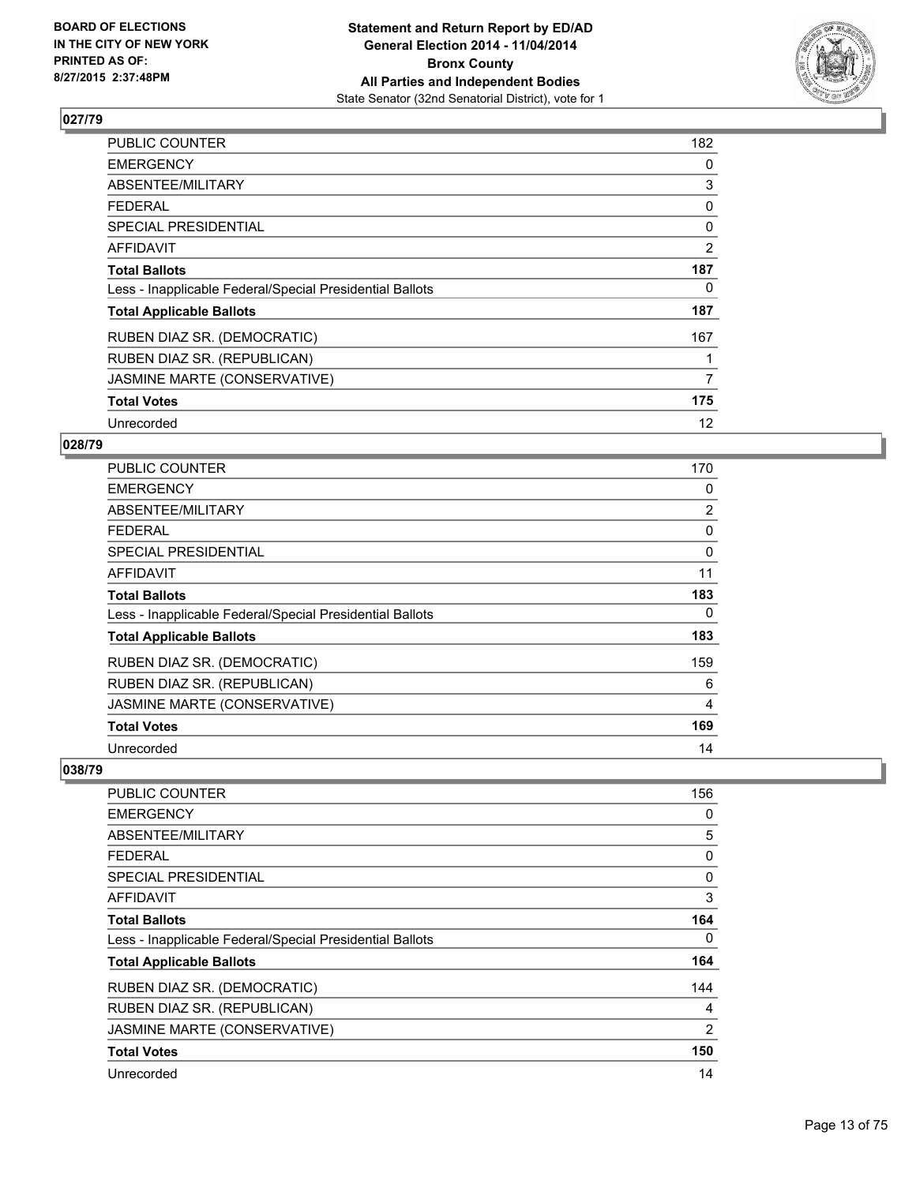### 027/79

| | |
|---|---|
| PUBLIC COUNTER | 182 |
| EMERGENCY | 0 |
| ABSENTEE/MILITARY | 3 |
| FEDERAL | 0 |
| SPECIAL PRESIDENTIAL | 0 |
| AFFIDAVIT | 2 |
| **Total Ballots** | **187** |
| Less - Inapplicable Federal/Special Presidential Ballots | 0 |
| **Total Applicable Ballots** | **187** |
| RUBEN DIAZ SR. (DEMOCRATIC) | 167 |
| RUBEN DIAZ SR. (REPUBLICAN) | 1 |
| JASMINE MARTE (CONSERVATIVE) | 7 |
| **Total Votes** | **175** |
| Unrecorded | 12 |

### 028/79

| | |
|---|---|
| PUBLIC COUNTER | 170 |
| EMERGENCY | 0 |
| ABSENTEE/MILITARY | 2 |
| FEDERAL | 0 |
| SPECIAL PRESIDENTIAL | 0 |
| AFFIDAVIT | 11 |
| **Total Ballots** | **183** |
| Less - Inapplicable Federal/Special Presidential Ballots | 0 |
| **Total Applicable Ballots** | **183** |
| RUBEN DIAZ SR. (DEMOCRATIC) | 159 |
| RUBEN DIAZ SR. (REPUBLICAN) | 6 |
| JASMINE MARTE (CONSERVATIVE) | 4 |
| **Total Votes** | **169** |
| Unrecorded | 14 |

### 038/79

| | |
|---|---|
| PUBLIC COUNTER | 156 |
| EMERGENCY | 0 |
| ABSENTEE/MILITARY | 5 |
| FEDERAL | 0 |
| SPECIAL PRESIDENTIAL | 0 |
| AFFIDAVIT | 3 |
| **Total Ballots** | **164** |
| Less - Inapplicable Federal/Special Presidential Ballots | 0 |
| **Total Applicable Ballots** | **164** |
| RUBEN DIAZ SR. (DEMOCRATIC) | 144 |
| RUBEN DIAZ SR. (REPUBLICAN) | 4 |
| JASMINE MARTE (CONSERVATIVE) | 2 |
| **Total Votes** | **150** |
| Unrecorded | 14 |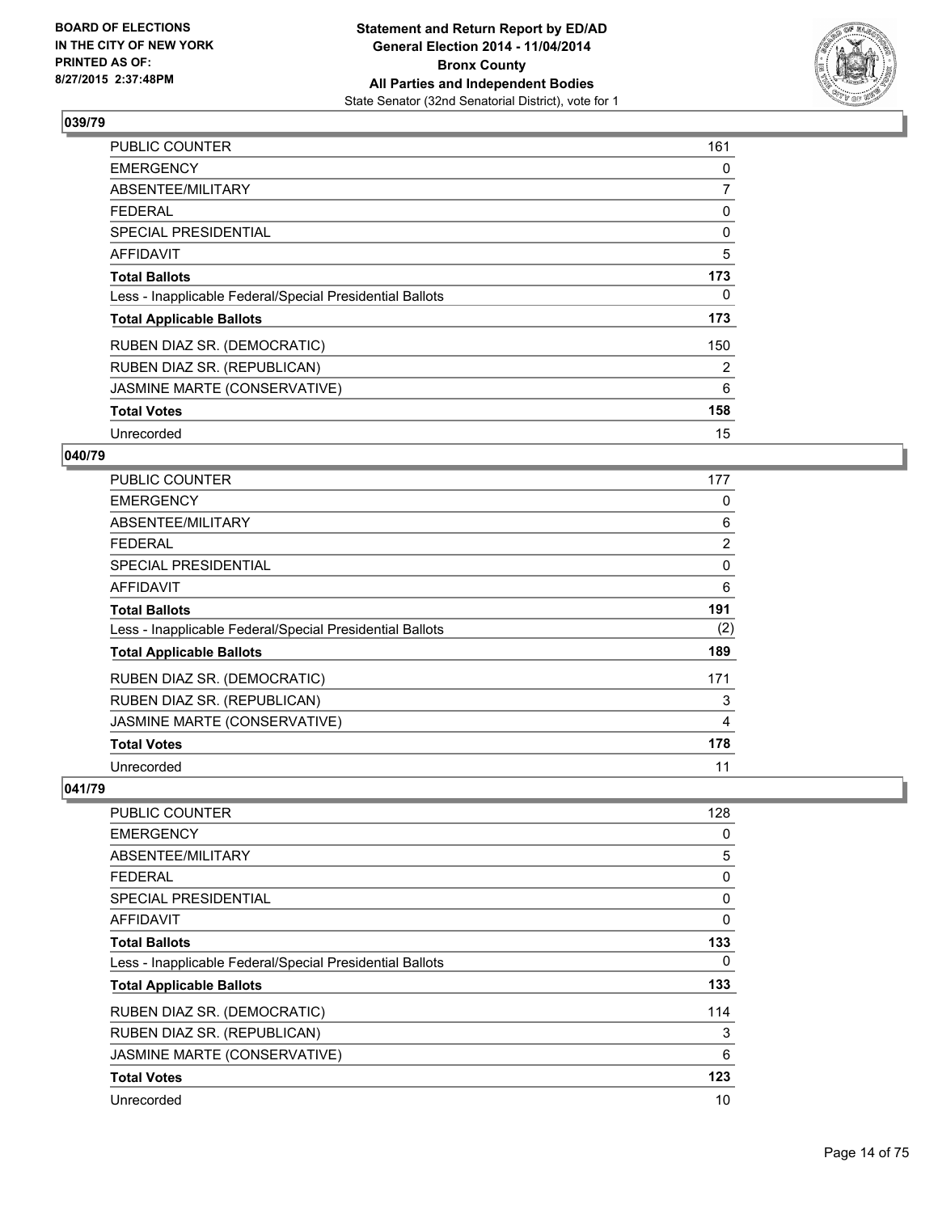### 039/79

| | |
|---|---|
| PUBLIC COUNTER | 161 |
| EMERGENCY | 0 |
| ABSENTEE/MILITARY | 7 |
| FEDERAL | 0 |
| SPECIAL PRESIDENTIAL | 0 |
| AFFIDAVIT | 5 |
| **Total Ballots** | **173** |
| Less - Inapplicable Federal/Special Presidential Ballots | 0 |
| **Total Applicable Ballots** | **173** |
| RUBEN DIAZ SR. (DEMOCRATIC) | 150 |
| RUBEN DIAZ SR. (REPUBLICAN) | 2 |
| JASMINE MARTE (CONSERVATIVE) | 6 |
| **Total Votes** | **158** |
| Unrecorded | 15 |

### 040/79

| | |
|---|---|
| PUBLIC COUNTER | 177 |
| EMERGENCY | 0 |
| ABSENTEE/MILITARY | 6 |
| FEDERAL | 2 |
| SPECIAL PRESIDENTIAL | 0 |
| AFFIDAVIT | 6 |
| **Total Ballots** | **191** |
| Less - Inapplicable Federal/Special Presidential Ballots | (2) |
| **Total Applicable Ballots** | **189** |
| RUBEN DIAZ SR. (DEMOCRATIC) | 171 |
| RUBEN DIAZ SR. (REPUBLICAN) | 3 |
| JASMINE MARTE (CONSERVATIVE) | 4 |
| **Total Votes** | **178** |
| Unrecorded | 11 |

### 041/79

| | |
|---|---|
| PUBLIC COUNTER | 128 |
| EMERGENCY | 0 |
| ABSENTEE/MILITARY | 5 |
| FEDERAL | 0 |
| SPECIAL PRESIDENTIAL | 0 |
| AFFIDAVIT | 0 |
| **Total Ballots** | **133** |
| Less - Inapplicable Federal/Special Presidential Ballots | 0 |
| **Total Applicable Ballots** | **133** |
| RUBEN DIAZ SR. (DEMOCRATIC) | 114 |
| RUBEN DIAZ SR. (REPUBLICAN) | 3 |
| JASMINE MARTE (CONSERVATIVE) | 6 |
| **Total Votes** | **123** |
| Unrecorded | 10 |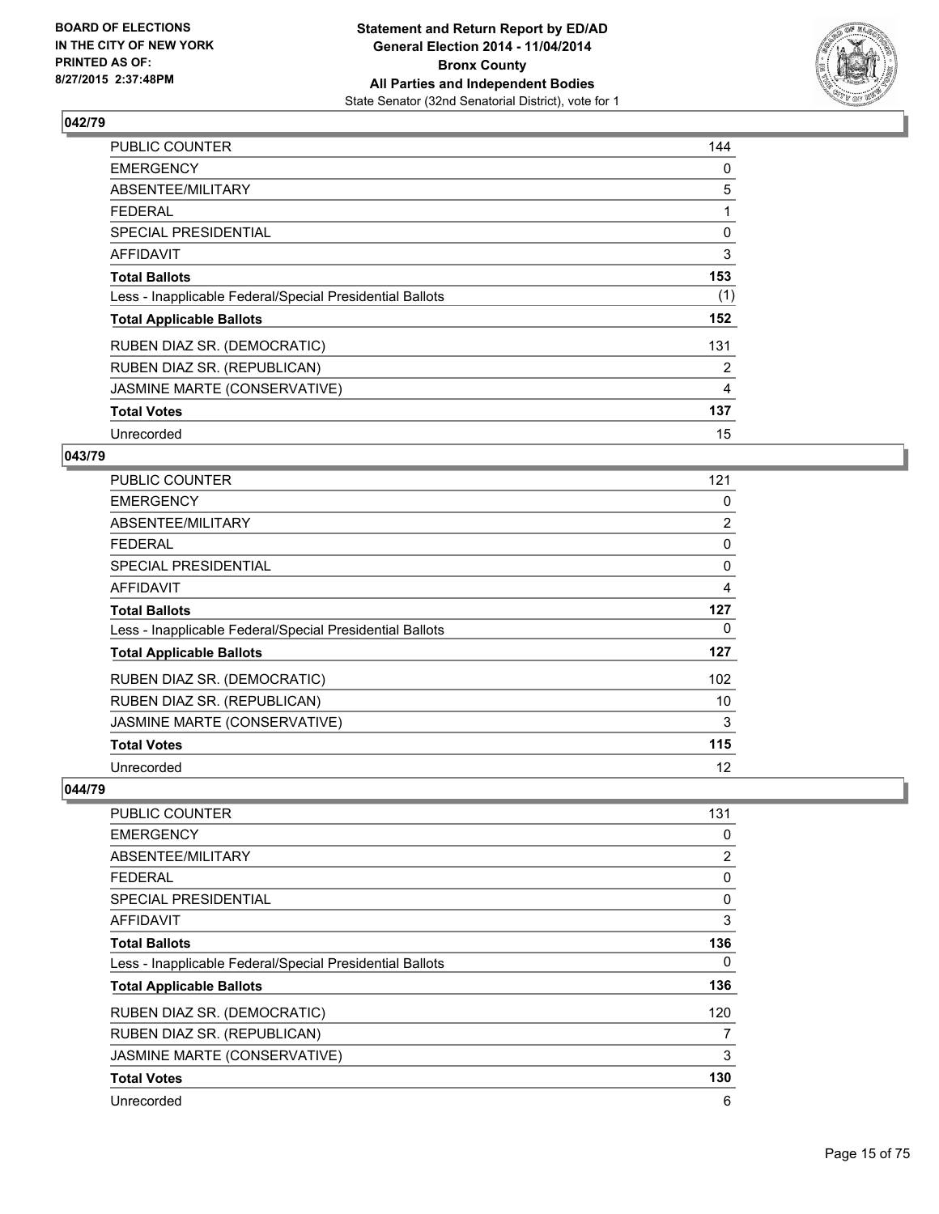### 042/79

| | |
|---|---|
| PUBLIC COUNTER | 144 |
| EMERGENCY | 0 |
| ABSENTEE/MILITARY | 5 |
| FEDERAL | 1 |
| SPECIAL PRESIDENTIAL | 0 |
| AFFIDAVIT | 3 |
| **Total Ballots** | **153** |
| Less - Inapplicable Federal/Special Presidential Ballots | (1) |
| **Total Applicable Ballots** | **152** |
| RUBEN DIAZ SR. (DEMOCRATIC) | 131 |
| RUBEN DIAZ SR. (REPUBLICAN) | 2 |
| JASMINE MARTE (CONSERVATIVE) | 4 |
| **Total Votes** | **137** |
| Unrecorded | 15 |

### 043/79

| | |
|---|---|
| PUBLIC COUNTER | 121 |
| EMERGENCY | 0 |
| ABSENTEE/MILITARY | 2 |
| FEDERAL | 0 |
| SPECIAL PRESIDENTIAL | 0 |
| AFFIDAVIT | 4 |
| **Total Ballots** | **127** |
| Less - Inapplicable Federal/Special Presidential Ballots | 0 |
| **Total Applicable Ballots** | **127** |
| RUBEN DIAZ SR. (DEMOCRATIC) | 102 |
| RUBEN DIAZ SR. (REPUBLICAN) | 10 |
| JASMINE MARTE (CONSERVATIVE) | 3 |
| **Total Votes** | **115** |
| Unrecorded | 12 |

### 044/79

| | |
|---|---|
| PUBLIC COUNTER | 131 |
| EMERGENCY | 0 |
| ABSENTEE/MILITARY | 2 |
| FEDERAL | 0 |
| SPECIAL PRESIDENTIAL | 0 |
| AFFIDAVIT | 3 |
| **Total Ballots** | **136** |
| Less - Inapplicable Federal/Special Presidential Ballots | 0 |
| **Total Applicable Ballots** | **136** |
| RUBEN DIAZ SR. (DEMOCRATIC) | 120 |
| RUBEN DIAZ SR. (REPUBLICAN) | 7 |
| JASMINE MARTE (CONSERVATIVE) | 3 |
| **Total Votes** | **130** |
| Unrecorded | 6 |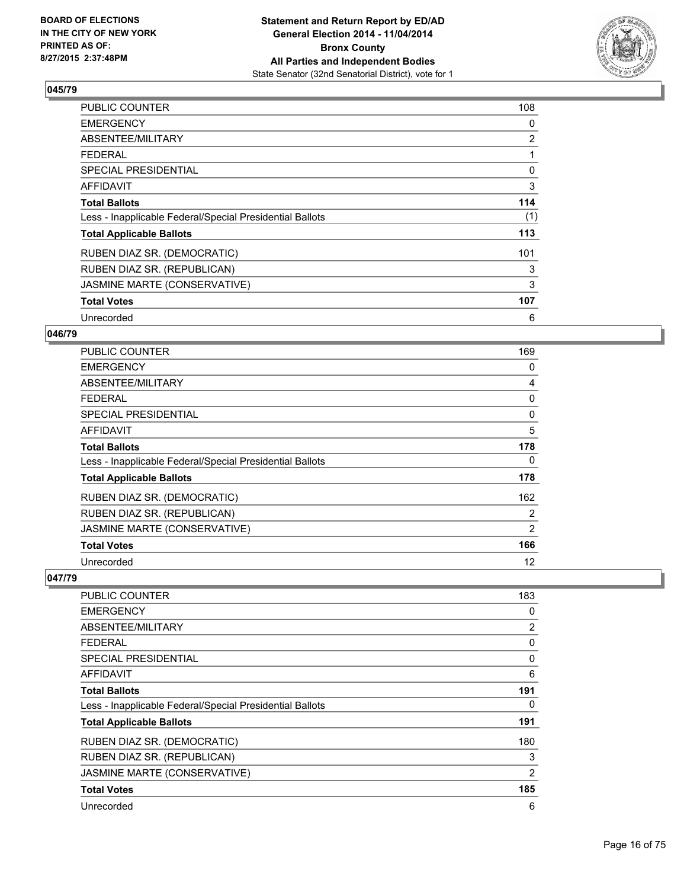**Statement and Return Report by ED/AD**
**General Election 2014 - 11/04/2014**
**Bronx County**
**All Parties and Independent Bodies**
State Senator (32nd Senatorial District), vote for 1

BOARD OF ELECTIONS IN THE CITY OF NEW YORK PRINTED AS OF: 8/27/2015 2:37:48PM

### 045/79

| | |
|---|---|
| PUBLIC COUNTER | 108 |
| EMERGENCY | 0 |
| ABSENTEE/MILITARY | 2 |
| FEDERAL | 1 |
| SPECIAL PRESIDENTIAL | 0 |
| AFFIDAVIT | 3 |
| **Total Ballots** | **114** |
| Less - Inapplicable Federal/Special Presidential Ballots | (1) |
| **Total Applicable Ballots** | **113** |
| RUBEN DIAZ SR. (DEMOCRATIC) | 101 |
| RUBEN DIAZ SR. (REPUBLICAN) | 3 |
| JASMINE MARTE (CONSERVATIVE) | 3 |
| **Total Votes** | **107** |
| Unrecorded | 6 |

### 046/79

| | |
|---|---|
| PUBLIC COUNTER | 169 |
| EMERGENCY | 0 |
| ABSENTEE/MILITARY | 4 |
| FEDERAL | 0 |
| SPECIAL PRESIDENTIAL | 0 |
| AFFIDAVIT | 5 |
| **Total Ballots** | **178** |
| Less - Inapplicable Federal/Special Presidential Ballots | 0 |
| **Total Applicable Ballots** | **178** |
| RUBEN DIAZ SR. (DEMOCRATIC) | 162 |
| RUBEN DIAZ SR. (REPUBLICAN) | 2 |
| JASMINE MARTE (CONSERVATIVE) | 2 |
| **Total Votes** | **166** |
| Unrecorded | 12 |

### 047/79

| | |
|---|---|
| PUBLIC COUNTER | 183 |
| EMERGENCY | 0 |
| ABSENTEE/MILITARY | 2 |
| FEDERAL | 0 |
| SPECIAL PRESIDENTIAL | 0 |
| AFFIDAVIT | 6 |
| **Total Ballots** | **191** |
| Less - Inapplicable Federal/Special Presidential Ballots | 0 |
| **Total Applicable Ballots** | **191** |
| RUBEN DIAZ SR. (DEMOCRATIC) | 180 |
| RUBEN DIAZ SR. (REPUBLICAN) | 3 |
| JASMINE MARTE (CONSERVATIVE) | 2 |
| **Total Votes** | **185** |
| Unrecorded | 6 |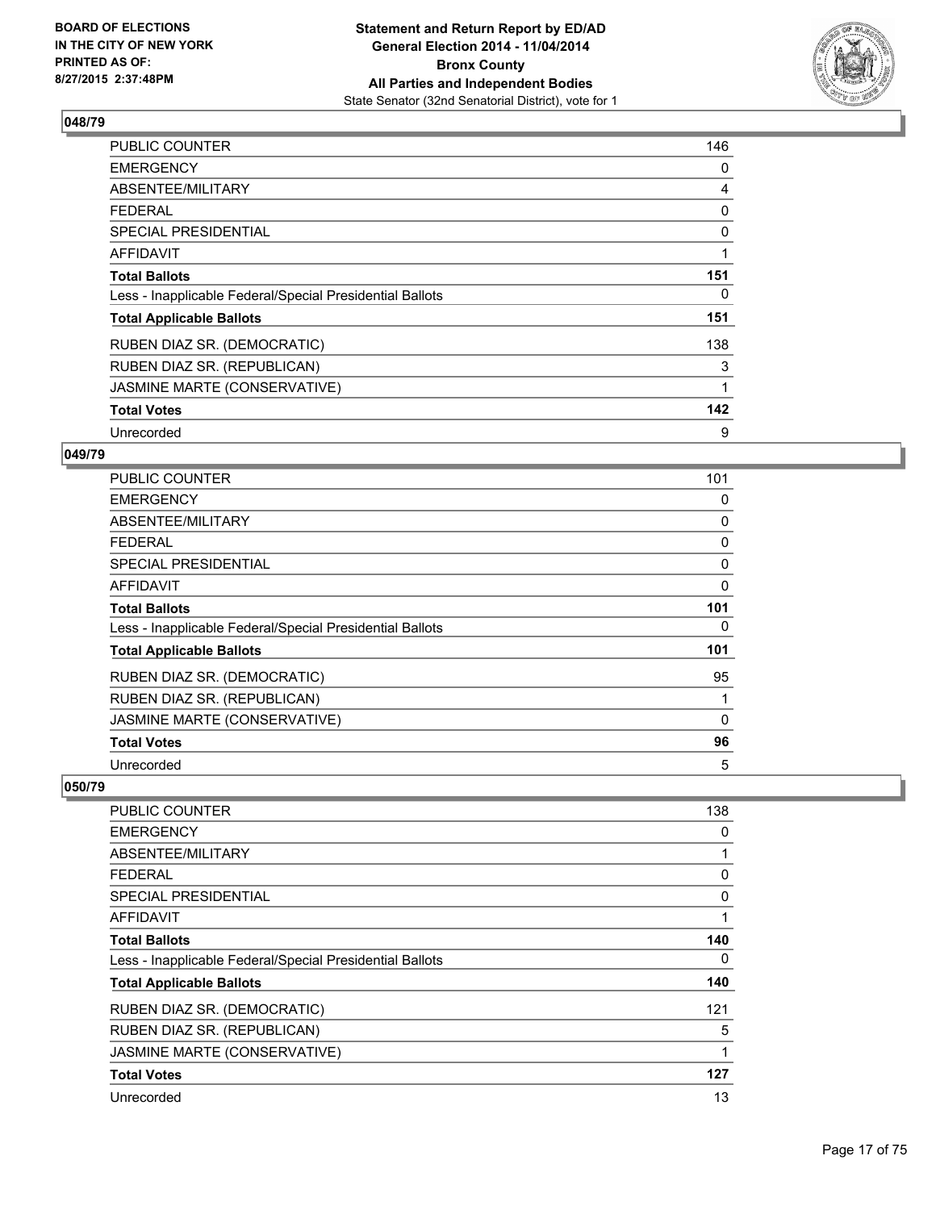## 048/79

| | |
|---|---|
| PUBLIC COUNTER | 146 |
| EMERGENCY | 0 |
| ABSENTEE/MILITARY | 4 |
| FEDERAL | 0 |
| SPECIAL PRESIDENTIAL | 0 |
| AFFIDAVIT | 1 |
| **Total Ballots** | **151** |
| Less - Inapplicable Federal/Special Presidential Ballots | 0 |
| **Total Applicable Ballots** | **151** |
| RUBEN DIAZ SR. (DEMOCRATIC) | 138 |
| RUBEN DIAZ SR. (REPUBLICAN) | 3 |
| JASMINE MARTE (CONSERVATIVE) | 1 |
| **Total Votes** | **142** |
| Unrecorded | 9 |

## 049/79

| | |
|---|---|
| PUBLIC COUNTER | 101 |
| EMERGENCY | 0 |
| ABSENTEE/MILITARY | 0 |
| FEDERAL | 0 |
| SPECIAL PRESIDENTIAL | 0 |
| AFFIDAVIT | 0 |
| **Total Ballots** | **101** |
| Less - Inapplicable Federal/Special Presidential Ballots | 0 |
| **Total Applicable Ballots** | **101** |
| RUBEN DIAZ SR. (DEMOCRATIC) | 95 |
| RUBEN DIAZ SR. (REPUBLICAN) | 1 |
| JASMINE MARTE (CONSERVATIVE) | 0 |
| **Total Votes** | **96** |
| Unrecorded | 5 |

## 050/79

| | |
|---|---|
| PUBLIC COUNTER | 138 |
| EMERGENCY | 0 |
| ABSENTEE/MILITARY | 1 |
| FEDERAL | 0 |
| SPECIAL PRESIDENTIAL | 0 |
| AFFIDAVIT | 1 |
| **Total Ballots** | **140** |
| Less - Inapplicable Federal/Special Presidential Ballots | 0 |
| **Total Applicable Ballots** | **140** |
| RUBEN DIAZ SR. (DEMOCRATIC) | 121 |
| RUBEN DIAZ SR. (REPUBLICAN) | 5 |
| JASMINE MARTE (CONSERVATIVE) | 1 |
| **Total Votes** | **127** |
| Unrecorded | 13 |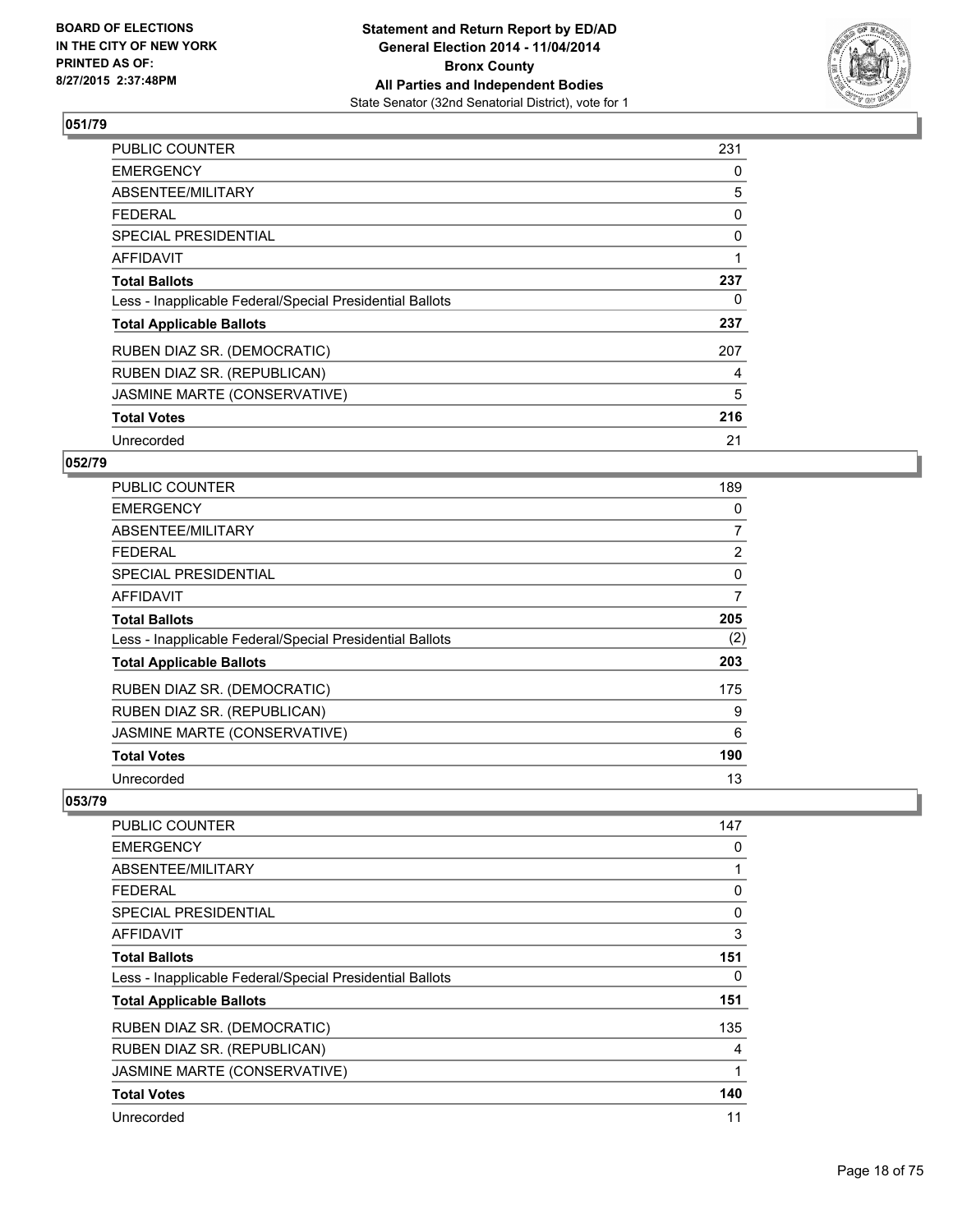## 051/79

| | |
|---|---|
| PUBLIC COUNTER | 231 |
| EMERGENCY | 0 |
| ABSENTEE/MILITARY | 5 |
| FEDERAL | 0 |
| SPECIAL PRESIDENTIAL | 0 |
| AFFIDAVIT | 1 |
| **Total Ballots** | **237** |
| Less - Inapplicable Federal/Special Presidential Ballots | 0 |
| **Total Applicable Ballots** | **237** |
| RUBEN DIAZ SR. (DEMOCRATIC) | 207 |
| RUBEN DIAZ SR. (REPUBLICAN) | 4 |
| JASMINE MARTE (CONSERVATIVE) | 5 |
| **Total Votes** | **216** |
| Unrecorded | 21 |

## 052/79

| | |
|---|---|
| PUBLIC COUNTER | 189 |
| EMERGENCY | 0 |
| ABSENTEE/MILITARY | 7 |
| FEDERAL | 2 |
| SPECIAL PRESIDENTIAL | 0 |
| AFFIDAVIT | 7 |
| **Total Ballots** | **205** |
| Less - Inapplicable Federal/Special Presidential Ballots | (2) |
| **Total Applicable Ballots** | **203** |
| RUBEN DIAZ SR. (DEMOCRATIC) | 175 |
| RUBEN DIAZ SR. (REPUBLICAN) | 9 |
| JASMINE MARTE (CONSERVATIVE) | 6 |
| **Total Votes** | **190** |
| Unrecorded | 13 |

## 053/79

| | |
|---|---|
| PUBLIC COUNTER | 147 |
| EMERGENCY | 0 |
| ABSENTEE/MILITARY | 1 |
| FEDERAL | 0 |
| SPECIAL PRESIDENTIAL | 0 |
| AFFIDAVIT | 3 |
| **Total Ballots** | **151** |
| Less - Inapplicable Federal/Special Presidential Ballots | 0 |
| **Total Applicable Ballots** | **151** |
| RUBEN DIAZ SR. (DEMOCRATIC) | 135 |
| RUBEN DIAZ SR. (REPUBLICAN) | 4 |
| JASMINE MARTE (CONSERVATIVE) | 1 |
| **Total Votes** | **140** |
| Unrecorded | 11 |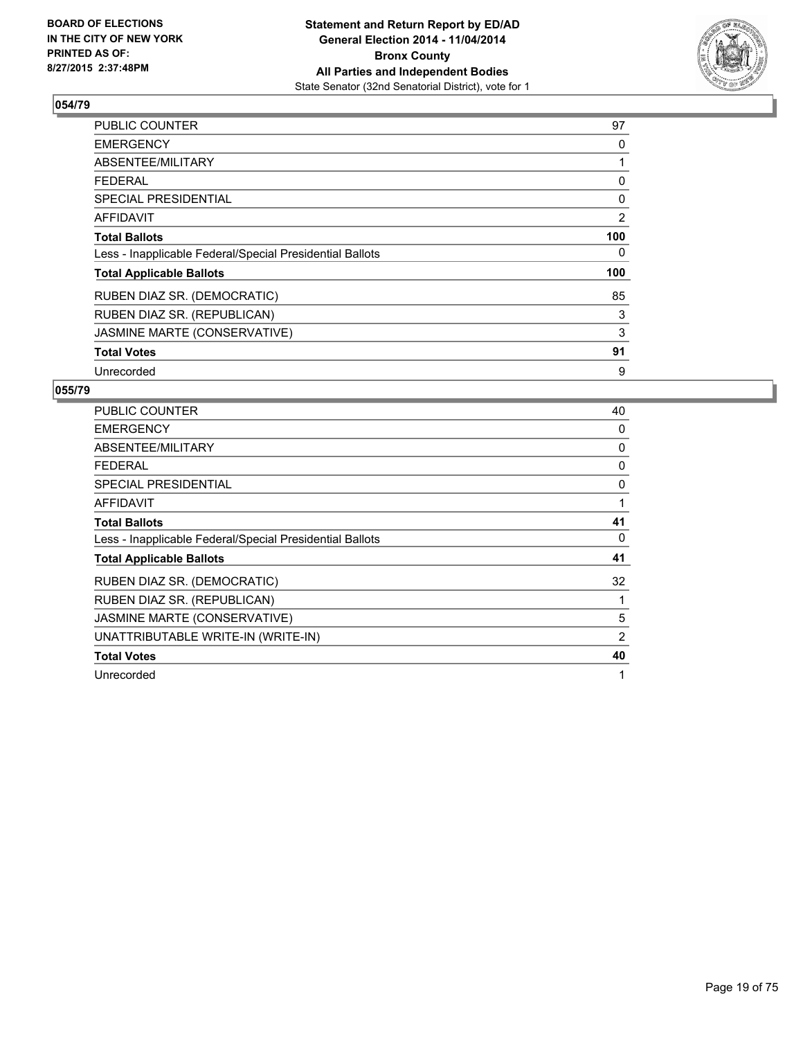**BOARD OF ELECTIONS IN THE CITY OF NEW YORK PRINTED AS OF: 8/27/2015 2:37:48PM**

**Statement and Return Report by ED/AD General Election 2014 - 11/04/2014 Bronx County All Parties and Independent Bodies**
State Senator (32nd Senatorial District), vote for 1

## 054/79

| | |
|---|---|
| PUBLIC COUNTER | 97 |
| EMERGENCY | 0 |
| ABSENTEE/MILITARY | 1 |
| FEDERAL | 0 |
| SPECIAL PRESIDENTIAL | 0 |
| AFFIDAVIT | 2 |
| **Total Ballots** | **100** |
| Less - Inapplicable Federal/Special Presidential Ballots | 0 |
| **Total Applicable Ballots** | **100** |
| RUBEN DIAZ SR. (DEMOCRATIC) | 85 |
| RUBEN DIAZ SR. (REPUBLICAN) | 3 |
| JASMINE MARTE (CONSERVATIVE) | 3 |
| **Total Votes** | **91** |
| Unrecorded | 9 |

## 055/79

| | |
|---|---|
| PUBLIC COUNTER | 40 |
| EMERGENCY | 0 |
| ABSENTEE/MILITARY | 0 |
| FEDERAL | 0 |
| SPECIAL PRESIDENTIAL | 0 |
| AFFIDAVIT | 1 |
| **Total Ballots** | **41** |
| Less - Inapplicable Federal/Special Presidential Ballots | 0 |
| **Total Applicable Ballots** | **41** |
| RUBEN DIAZ SR. (DEMOCRATIC) | 32 |
| RUBEN DIAZ SR. (REPUBLICAN) | 1 |
| JASMINE MARTE (CONSERVATIVE) | 5 |
| UNATTRIBUTABLE WRITE-IN (WRITE-IN) | 2 |
| **Total Votes** | **40** |
| Unrecorded | 1 |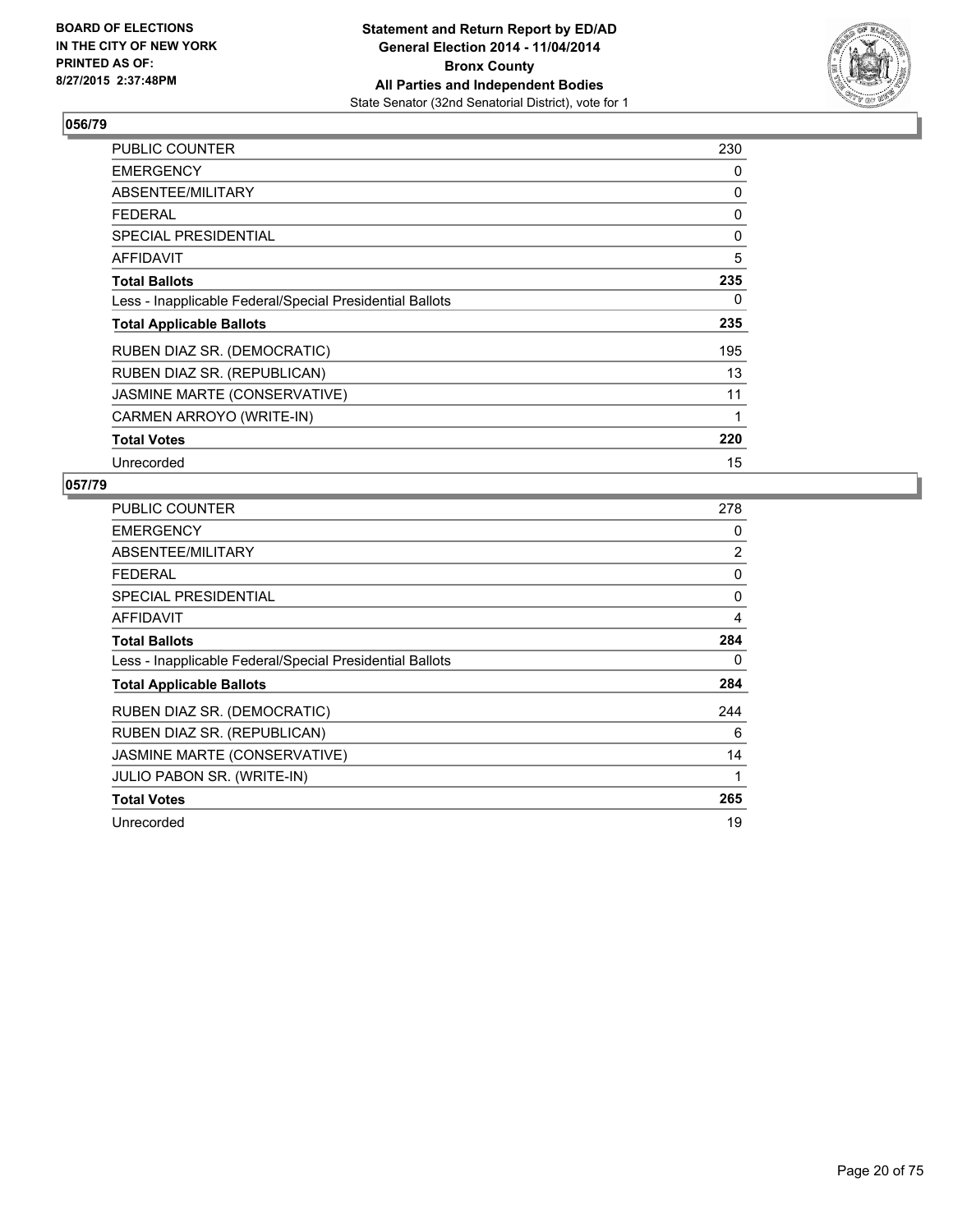## 056/79

| | |
|---|---|
| PUBLIC COUNTER | 230 |
| EMERGENCY | 0 |
| ABSENTEE/MILITARY | 0 |
| FEDERAL | 0 |
| SPECIAL PRESIDENTIAL | 0 |
| AFFIDAVIT | 5 |
| **Total Ballots** | **235** |
| Less - Inapplicable Federal/Special Presidential Ballots | 0 |
| **Total Applicable Ballots** | **235** |
| RUBEN DIAZ SR. (DEMOCRATIC) | 195 |
| RUBEN DIAZ SR. (REPUBLICAN) | 13 |
| JASMINE MARTE (CONSERVATIVE) | 11 |
| CARMEN ARROYO (WRITE-IN) | 1 |
| **Total Votes** | **220** |
| Unrecorded | 15 |

## 057/79

| | |
|---|---|
| PUBLIC COUNTER | 278 |
| EMERGENCY | 0 |
| ABSENTEE/MILITARY | 2 |
| FEDERAL | 0 |
| SPECIAL PRESIDENTIAL | 0 |
| AFFIDAVIT | 4 |
| **Total Ballots** | **284** |
| Less - Inapplicable Federal/Special Presidential Ballots | 0 |
| **Total Applicable Ballots** | **284** |
| RUBEN DIAZ SR. (DEMOCRATIC) | 244 |
| RUBEN DIAZ SR. (REPUBLICAN) | 6 |
| JASMINE MARTE (CONSERVATIVE) | 14 |
| JULIO PABON SR. (WRITE-IN) | 1 |
| **Total Votes** | **265** |
| Unrecorded | 19 |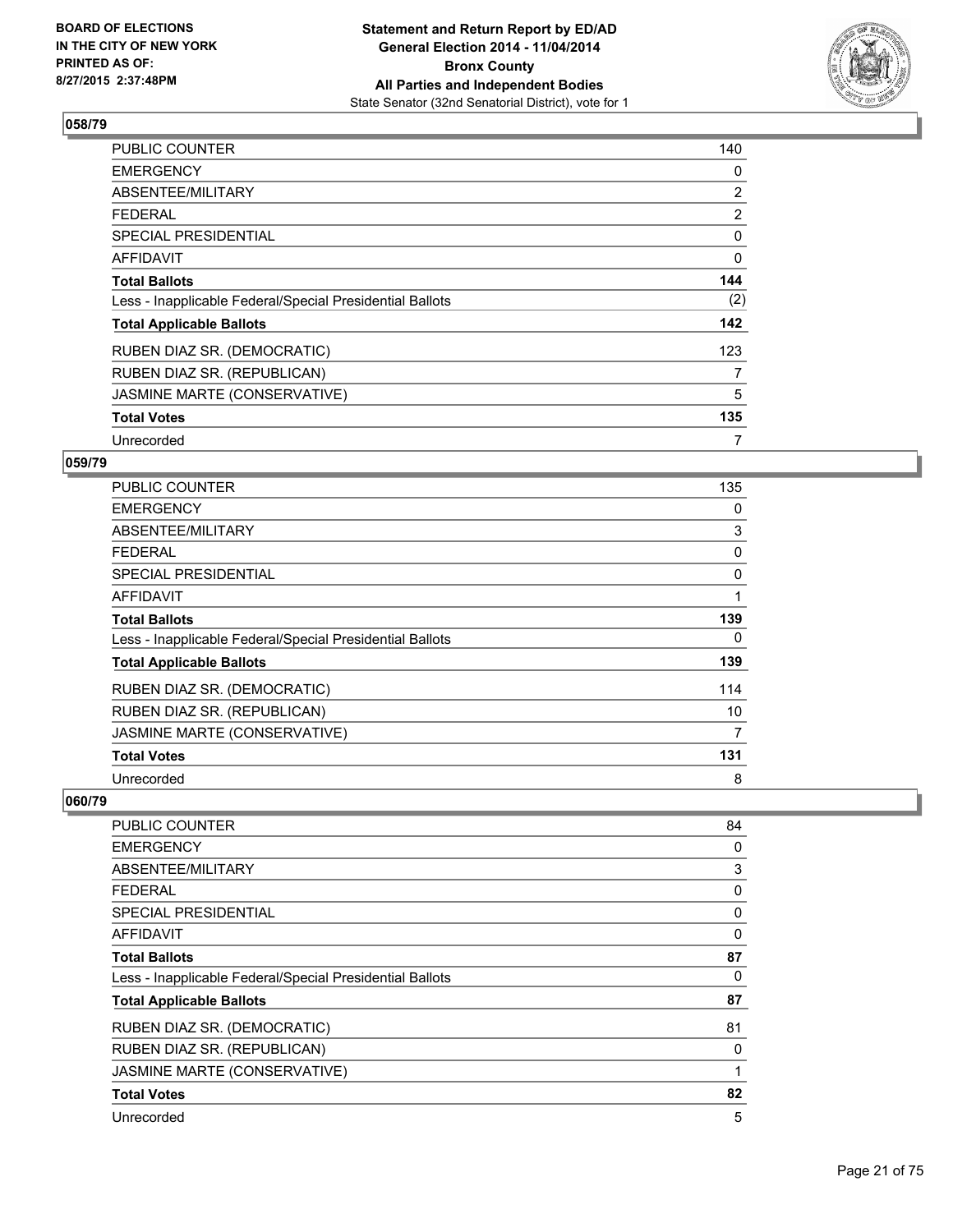### 058/79

| | |
|---|---|
| PUBLIC COUNTER | 140 |
| EMERGENCY | 0 |
| ABSENTEE/MILITARY | 2 |
| FEDERAL | 2 |
| SPECIAL PRESIDENTIAL | 0 |
| AFFIDAVIT | 0 |
| **Total Ballots** | **144** |
| Less - Inapplicable Federal/Special Presidential Ballots | (2) |
| **Total Applicable Ballots** | **142** |
| RUBEN DIAZ SR. (DEMOCRATIC) | 123 |
| RUBEN DIAZ SR. (REPUBLICAN) | 7 |
| JASMINE MARTE (CONSERVATIVE) | 5 |
| **Total Votes** | **135** |
| Unrecorded | 7 |

### 059/79

| | |
|---|---|
| PUBLIC COUNTER | 135 |
| EMERGENCY | 0 |
| ABSENTEE/MILITARY | 3 |
| FEDERAL | 0 |
| SPECIAL PRESIDENTIAL | 0 |
| AFFIDAVIT | 1 |
| **Total Ballots** | **139** |
| Less - Inapplicable Federal/Special Presidential Ballots | 0 |
| **Total Applicable Ballots** | **139** |
| RUBEN DIAZ SR. (DEMOCRATIC) | 114 |
| RUBEN DIAZ SR. (REPUBLICAN) | 10 |
| JASMINE MARTE (CONSERVATIVE) | 7 |
| **Total Votes** | **131** |
| Unrecorded | 8 |

### 060/79

| | |
|---|---|
| PUBLIC COUNTER | 84 |
| EMERGENCY | 0 |
| ABSENTEE/MILITARY | 3 |
| FEDERAL | 0 |
| SPECIAL PRESIDENTIAL | 0 |
| AFFIDAVIT | 0 |
| **Total Ballots** | **87** |
| Less - Inapplicable Federal/Special Presidential Ballots | 0 |
| **Total Applicable Ballots** | **87** |
| RUBEN DIAZ SR. (DEMOCRATIC) | 81 |
| RUBEN DIAZ SR. (REPUBLICAN) | 0 |
| JASMINE MARTE (CONSERVATIVE) | 1 |
| **Total Votes** | **82** |
| Unrecorded | 5 |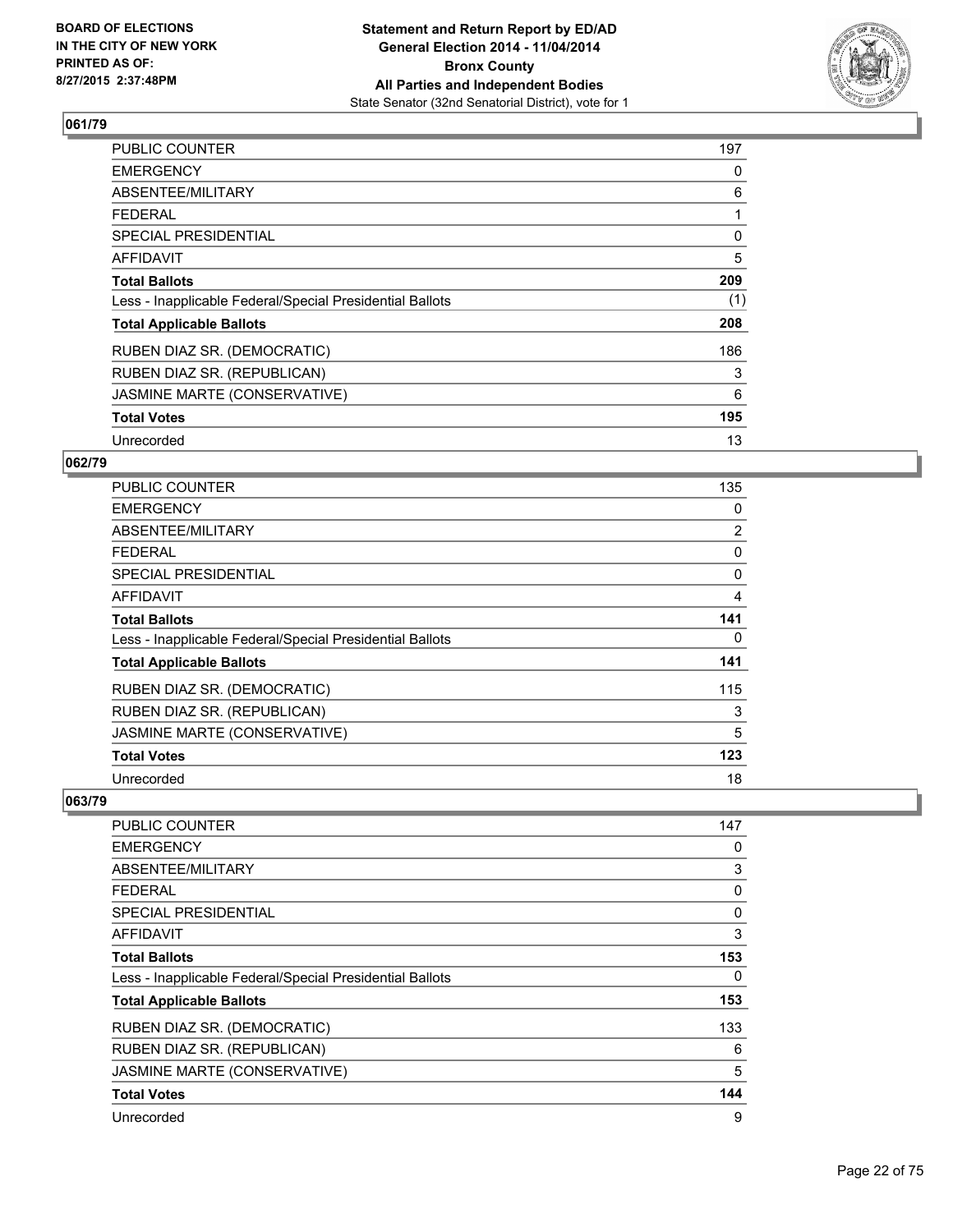## 061/79

| | |
|---|---|
| PUBLIC COUNTER | 197 |
| EMERGENCY | 0 |
| ABSENTEE/MILITARY | 6 |
| FEDERAL | 1 |
| SPECIAL PRESIDENTIAL | 0 |
| AFFIDAVIT | 5 |
| **Total Ballots** | **209** |
| Less - Inapplicable Federal/Special Presidential Ballots | (1) |
| **Total Applicable Ballots** | **208** |
| RUBEN DIAZ SR. (DEMOCRATIC) | 186 |
| RUBEN DIAZ SR. (REPUBLICAN) | 3 |
| JASMINE MARTE (CONSERVATIVE) | 6 |
| **Total Votes** | **195** |
| Unrecorded | 13 |

## 062/79

| | |
|---|---|
| PUBLIC COUNTER | 135 |
| EMERGENCY | 0 |
| ABSENTEE/MILITARY | 2 |
| FEDERAL | 0 |
| SPECIAL PRESIDENTIAL | 0 |
| AFFIDAVIT | 4 |
| **Total Ballots** | **141** |
| Less - Inapplicable Federal/Special Presidential Ballots | 0 |
| **Total Applicable Ballots** | **141** |
| RUBEN DIAZ SR. (DEMOCRATIC) | 115 |
| RUBEN DIAZ SR. (REPUBLICAN) | 3 |
| JASMINE MARTE (CONSERVATIVE) | 5 |
| **Total Votes** | **123** |
| Unrecorded | 18 |

## 063/79

| | |
|---|---|
| PUBLIC COUNTER | 147 |
| EMERGENCY | 0 |
| ABSENTEE/MILITARY | 3 |
| FEDERAL | 0 |
| SPECIAL PRESIDENTIAL | 0 |
| AFFIDAVIT | 3 |
| **Total Ballots** | **153** |
| Less - Inapplicable Federal/Special Presidential Ballots | 0 |
| **Total Applicable Ballots** | **153** |
| RUBEN DIAZ SR. (DEMOCRATIC) | 133 |
| RUBEN DIAZ SR. (REPUBLICAN) | 6 |
| JASMINE MARTE (CONSERVATIVE) | 5 |
| **Total Votes** | **144** |
| Unrecorded | 9 |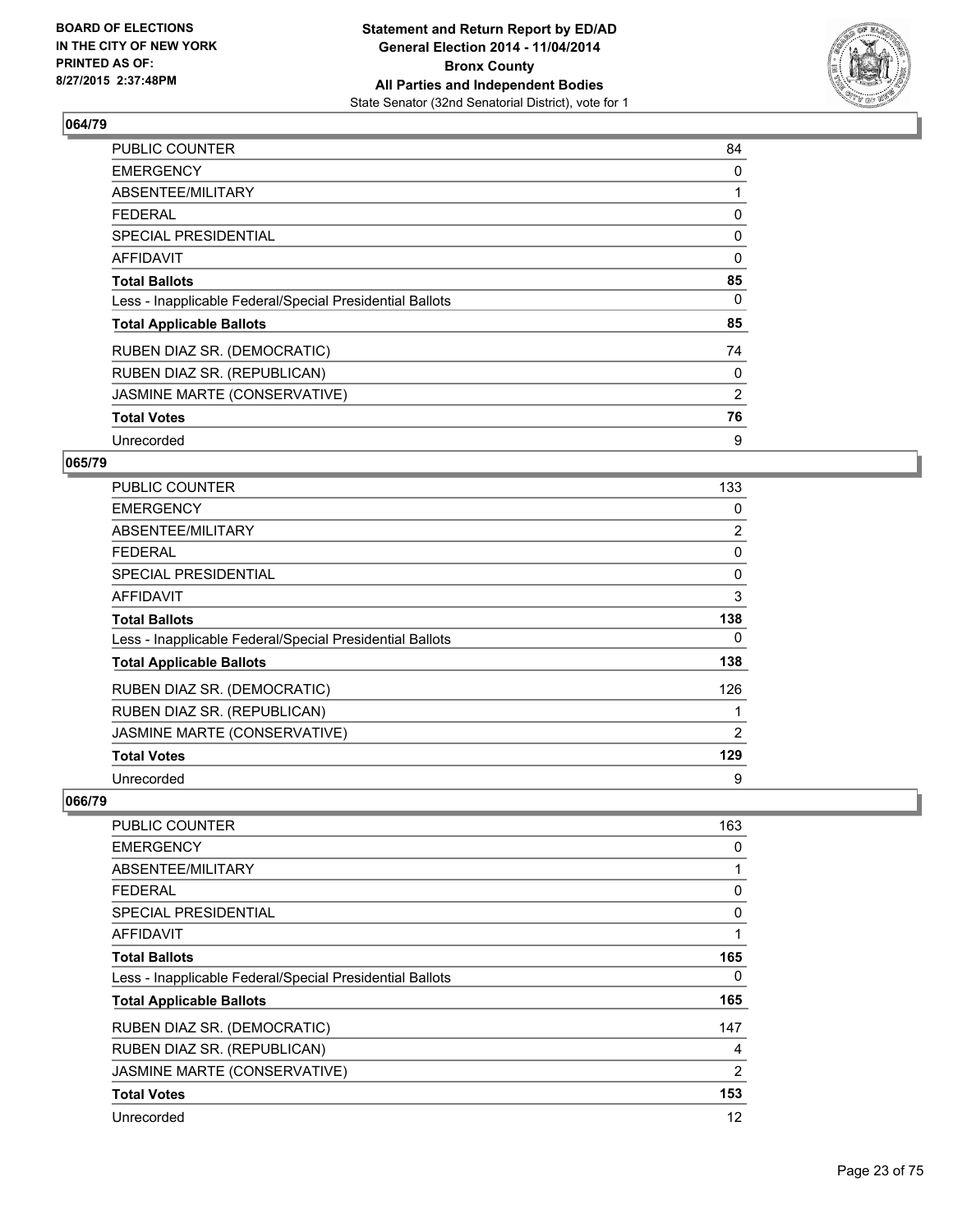### 064/79

| | |
|---|---|
| PUBLIC COUNTER | 84 |
| EMERGENCY | 0 |
| ABSENTEE/MILITARY | 1 |
| FEDERAL | 0 |
| SPECIAL PRESIDENTIAL | 0 |
| AFFIDAVIT | 0 |
| **Total Ballots** | **85** |
| Less - Inapplicable Federal/Special Presidential Ballots | 0 |
| **Total Applicable Ballots** | **85** |
| RUBEN DIAZ SR. (DEMOCRATIC) | 74 |
| RUBEN DIAZ SR. (REPUBLICAN) | 0 |
| JASMINE MARTE (CONSERVATIVE) | 2 |
| **Total Votes** | **76** |
| Unrecorded | 9 |

### 065/79

| | |
|---|---|
| PUBLIC COUNTER | 133 |
| EMERGENCY | 0 |
| ABSENTEE/MILITARY | 2 |
| FEDERAL | 0 |
| SPECIAL PRESIDENTIAL | 0 |
| AFFIDAVIT | 3 |
| **Total Ballots** | **138** |
| Less - Inapplicable Federal/Special Presidential Ballots | 0 |
| **Total Applicable Ballots** | **138** |
| RUBEN DIAZ SR. (DEMOCRATIC) | 126 |
| RUBEN DIAZ SR. (REPUBLICAN) | 1 |
| JASMINE MARTE (CONSERVATIVE) | 2 |
| **Total Votes** | **129** |
| Unrecorded | 9 |

### 066/79

| | |
|---|---|
| PUBLIC COUNTER | 163 |
| EMERGENCY | 0 |
| ABSENTEE/MILITARY | 1 |
| FEDERAL | 0 |
| SPECIAL PRESIDENTIAL | 0 |
| AFFIDAVIT | 1 |
| **Total Ballots** | **165** |
| Less - Inapplicable Federal/Special Presidential Ballots | 0 |
| **Total Applicable Ballots** | **165** |
| RUBEN DIAZ SR. (DEMOCRATIC) | 147 |
| RUBEN DIAZ SR. (REPUBLICAN) | 4 |
| JASMINE MARTE (CONSERVATIVE) | 2 |
| **Total Votes** | **153** |
| Unrecorded | 12 |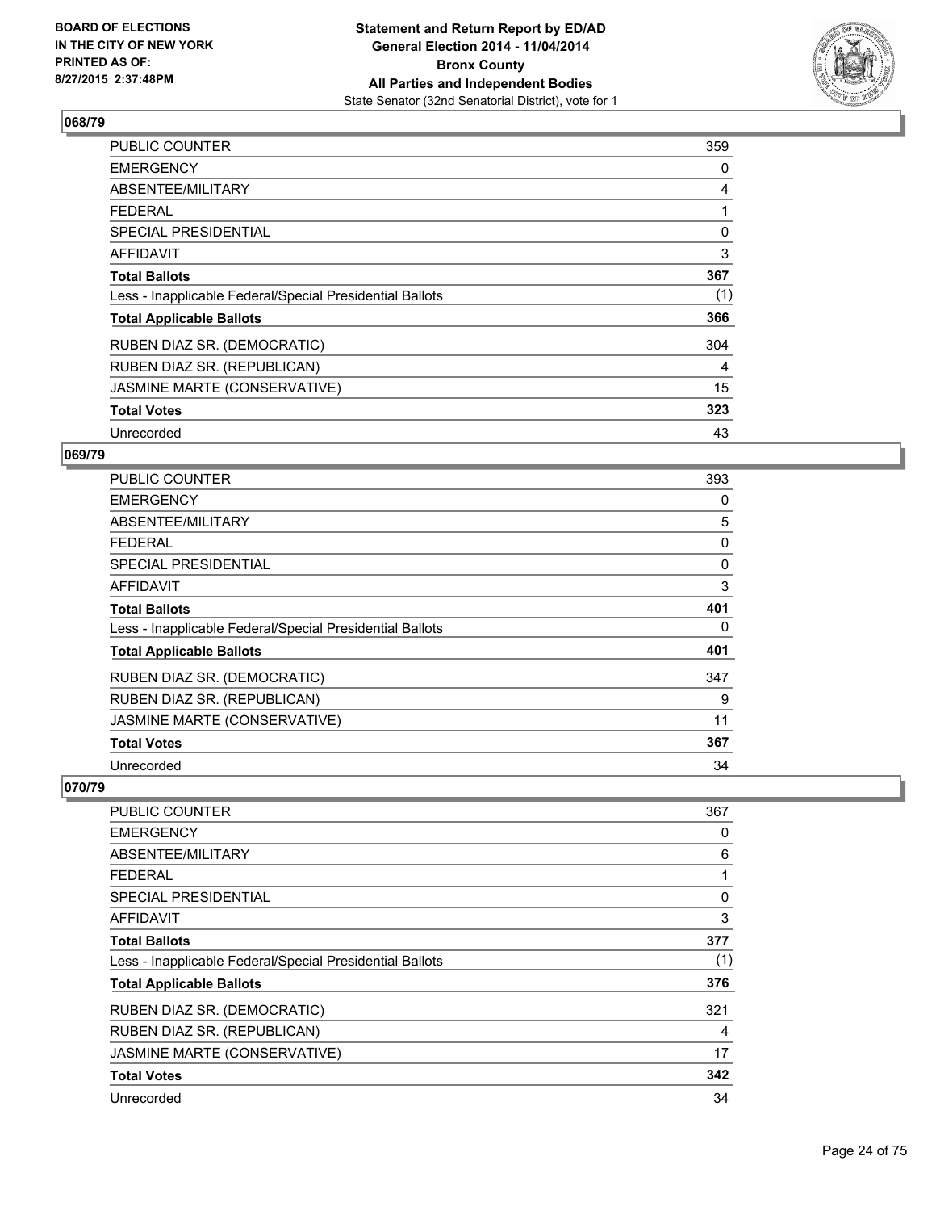## 068/79

| | |
|---|---|
| PUBLIC COUNTER | 359 |
| EMERGENCY | 0 |
| ABSENTEE/MILITARY | 4 |
| FEDERAL | 1 |
| SPECIAL PRESIDENTIAL | 0 |
| AFFIDAVIT | 3 |
| **Total Ballots** | **367** |
| Less - Inapplicable Federal/Special Presidential Ballots | (1) |
| **Total Applicable Ballots** | **366** |
| RUBEN DIAZ SR. (DEMOCRATIC) | 304 |
| RUBEN DIAZ SR. (REPUBLICAN) | 4 |
| JASMINE MARTE (CONSERVATIVE) | 15 |
| **Total Votes** | **323** |
| Unrecorded | 43 |

## 069/79

| | |
|---|---|
| PUBLIC COUNTER | 393 |
| EMERGENCY | 0 |
| ABSENTEE/MILITARY | 5 |
| FEDERAL | 0 |
| SPECIAL PRESIDENTIAL | 0 |
| AFFIDAVIT | 3 |
| **Total Ballots** | **401** |
| Less - Inapplicable Federal/Special Presidential Ballots | 0 |
| **Total Applicable Ballots** | **401** |
| RUBEN DIAZ SR. (DEMOCRATIC) | 347 |
| RUBEN DIAZ SR. (REPUBLICAN) | 9 |
| JASMINE MARTE (CONSERVATIVE) | 11 |
| **Total Votes** | **367** |
| Unrecorded | 34 |

## 070/79

| | |
|---|---|
| PUBLIC COUNTER | 367 |
| EMERGENCY | 0 |
| ABSENTEE/MILITARY | 6 |
| FEDERAL | 1 |
| SPECIAL PRESIDENTIAL | 0 |
| AFFIDAVIT | 3 |
| **Total Ballots** | **377** |
| Less - Inapplicable Federal/Special Presidential Ballots | (1) |
| **Total Applicable Ballots** | **376** |
| RUBEN DIAZ SR. (DEMOCRATIC) | 321 |
| RUBEN DIAZ SR. (REPUBLICAN) | 4 |
| JASMINE MARTE (CONSERVATIVE) | 17 |
| **Total Votes** | **342** |
| Unrecorded | 34 |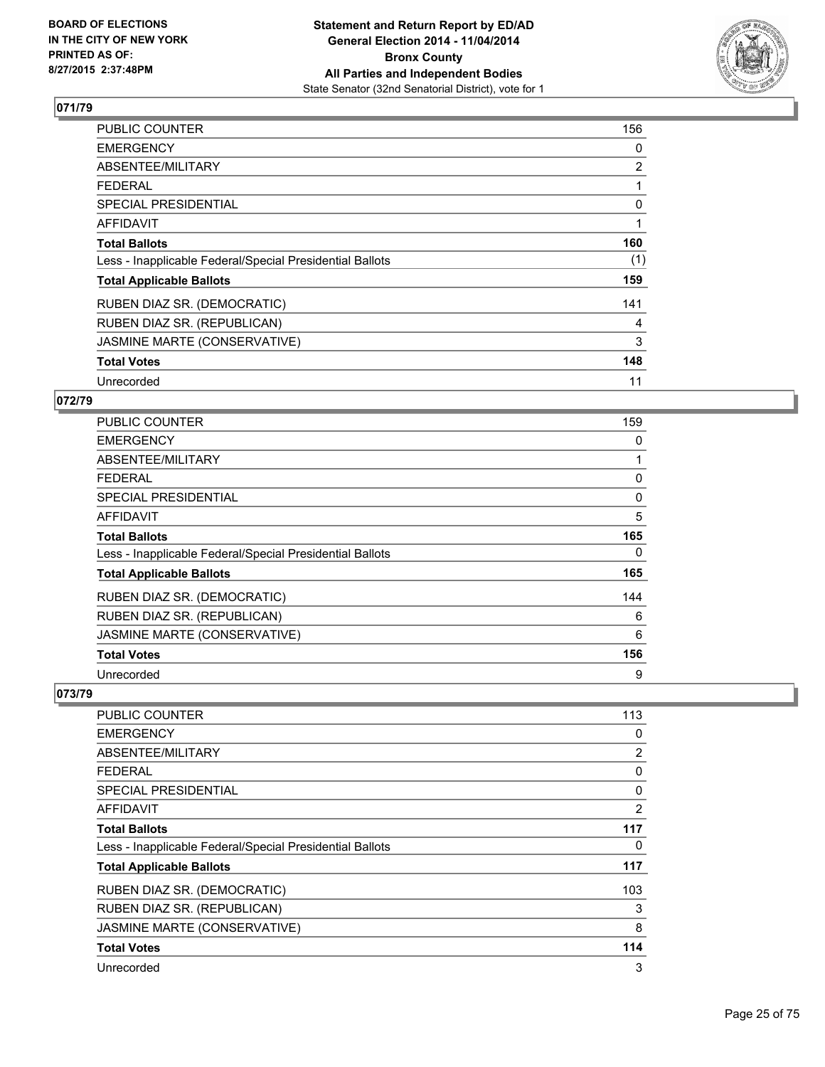## 071/79

| | |
|---|---|
| PUBLIC COUNTER | 156 |
| EMERGENCY | 0 |
| ABSENTEE/MILITARY | 2 |
| FEDERAL | 1 |
| SPECIAL PRESIDENTIAL | 0 |
| AFFIDAVIT | 1 |
| **Total Ballots** | **160** |
| Less - Inapplicable Federal/Special Presidential Ballots | (1) |
| **Total Applicable Ballots** | **159** |
| RUBEN DIAZ SR. (DEMOCRATIC) | 141 |
| RUBEN DIAZ SR. (REPUBLICAN) | 4 |
| JASMINE MARTE (CONSERVATIVE) | 3 |
| **Total Votes** | **148** |
| Unrecorded | 11 |

## 072/79

| | |
|---|---|
| PUBLIC COUNTER | 159 |
| EMERGENCY | 0 |
| ABSENTEE/MILITARY | 1 |
| FEDERAL | 0 |
| SPECIAL PRESIDENTIAL | 0 |
| AFFIDAVIT | 5 |
| **Total Ballots** | **165** |
| Less - Inapplicable Federal/Special Presidential Ballots | 0 |
| **Total Applicable Ballots** | **165** |
| RUBEN DIAZ SR. (DEMOCRATIC) | 144 |
| RUBEN DIAZ SR. (REPUBLICAN) | 6 |
| JASMINE MARTE (CONSERVATIVE) | 6 |
| **Total Votes** | **156** |
| Unrecorded | 9 |

## 073/79

| | |
|---|---|
| PUBLIC COUNTER | 113 |
| EMERGENCY | 0 |
| ABSENTEE/MILITARY | 2 |
| FEDERAL | 0 |
| SPECIAL PRESIDENTIAL | 0 |
| AFFIDAVIT | 2 |
| **Total Ballots** | **117** |
| Less - Inapplicable Federal/Special Presidential Ballots | 0 |
| **Total Applicable Ballots** | **117** |
| RUBEN DIAZ SR. (DEMOCRATIC) | 103 |
| RUBEN DIAZ SR. (REPUBLICAN) | 3 |
| JASMINE MARTE (CONSERVATIVE) | 8 |
| **Total Votes** | **114** |
| Unrecorded | 3 |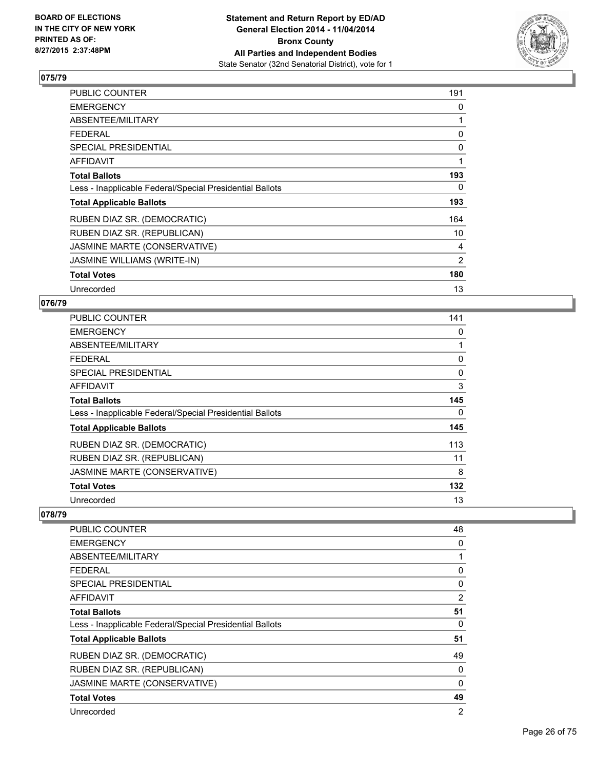**BOARD OF ELECTIONS IN THE CITY OF NEW YORK PRINTED AS OF: 8/27/2015 2:37:48PM**

**Statement and Return Report by ED/AD General Election 2014 - 11/04/2014 Bronx County All Parties and Independent Bodies**
State Senator (32nd Senatorial District), vote for 1

### 075/79

| | |
|---|---|
| PUBLIC COUNTER | 191 |
| EMERGENCY | 0 |
| ABSENTEE/MILITARY | 1 |
| FEDERAL | 0 |
| SPECIAL PRESIDENTIAL | 0 |
| AFFIDAVIT | 1 |
| **Total Ballots** | **193** |
| Less - Inapplicable Federal/Special Presidential Ballots | 0 |
| **Total Applicable Ballots** | **193** |
| RUBEN DIAZ SR. (DEMOCRATIC) | 164 |
| RUBEN DIAZ SR. (REPUBLICAN) | 10 |
| JASMINE MARTE (CONSERVATIVE) | 4 |
| JASMINE WILLIAMS (WRITE-IN) | 2 |
| **Total Votes** | **180** |
| Unrecorded | 13 |

### 076/79

| | |
|---|---|
| PUBLIC COUNTER | 141 |
| EMERGENCY | 0 |
| ABSENTEE/MILITARY | 1 |
| FEDERAL | 0 |
| SPECIAL PRESIDENTIAL | 0 |
| AFFIDAVIT | 3 |
| **Total Ballots** | **145** |
| Less - Inapplicable Federal/Special Presidential Ballots | 0 |
| **Total Applicable Ballots** | **145** |
| RUBEN DIAZ SR. (DEMOCRATIC) | 113 |
| RUBEN DIAZ SR. (REPUBLICAN) | 11 |
| JASMINE MARTE (CONSERVATIVE) | 8 |
| **Total Votes** | **132** |
| Unrecorded | 13 |

### 078/79

| | |
|---|---|
| PUBLIC COUNTER | 48 |
| EMERGENCY | 0 |
| ABSENTEE/MILITARY | 1 |
| FEDERAL | 0 |
| SPECIAL PRESIDENTIAL | 0 |
| AFFIDAVIT | 2 |
| **Total Ballots** | **51** |
| Less - Inapplicable Federal/Special Presidential Ballots | 0 |
| **Total Applicable Ballots** | **51** |
| RUBEN DIAZ SR. (DEMOCRATIC) | 49 |
| RUBEN DIAZ SR. (REPUBLICAN) | 0 |
| JASMINE MARTE (CONSERVATIVE) | 0 |
| **Total Votes** | **49** |
| Unrecorded | 2 |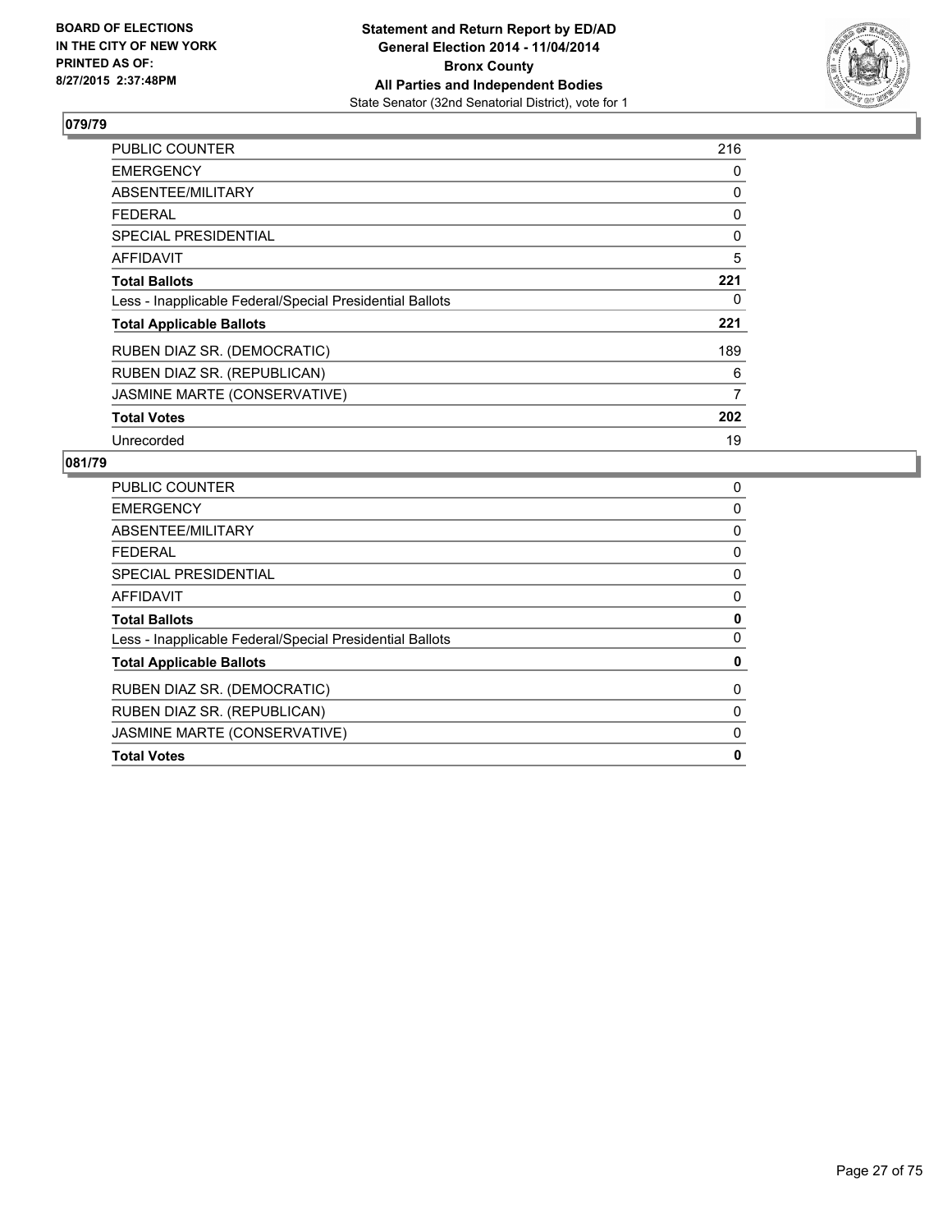**BOARD OF ELECTIONS IN THE CITY OF NEW YORK PRINTED AS OF: 8/27/2015 2:37:48PM**

**Statement and Return Report by ED/AD General Election 2014 - 11/04/2014 Bronx County All Parties and Independent Bodies**
State Senator (32nd Senatorial District), vote for 1

## 079/79

| | |
|---|---|
| PUBLIC COUNTER | 216 |
| EMERGENCY | 0 |
| ABSENTEE/MILITARY | 0 |
| FEDERAL | 0 |
| SPECIAL PRESIDENTIAL | 0 |
| AFFIDAVIT | 5 |
| **Total Ballots** | **221** |
| Less - Inapplicable Federal/Special Presidential Ballots | 0 |
| **Total Applicable Ballots** | **221** |
| RUBEN DIAZ SR. (DEMOCRATIC) | 189 |
| RUBEN DIAZ SR. (REPUBLICAN) | 6 |
| JASMINE MARTE (CONSERVATIVE) | 7 |
| **Total Votes** | **202** |
| Unrecorded | 19 |

## 081/79

| | |
|---|---|
| PUBLIC COUNTER | 0 |
| EMERGENCY | 0 |
| ABSENTEE/MILITARY | 0 |
| FEDERAL | 0 |
| SPECIAL PRESIDENTIAL | 0 |
| AFFIDAVIT | 0 |
| **Total Ballots** | **0** |
| Less - Inapplicable Federal/Special Presidential Ballots | 0 |
| **Total Applicable Ballots** | **0** |
| RUBEN DIAZ SR. (DEMOCRATIC) | 0 |
| RUBEN DIAZ SR. (REPUBLICAN) | 0 |
| JASMINE MARTE (CONSERVATIVE) | 0 |
| **Total Votes** | **0** |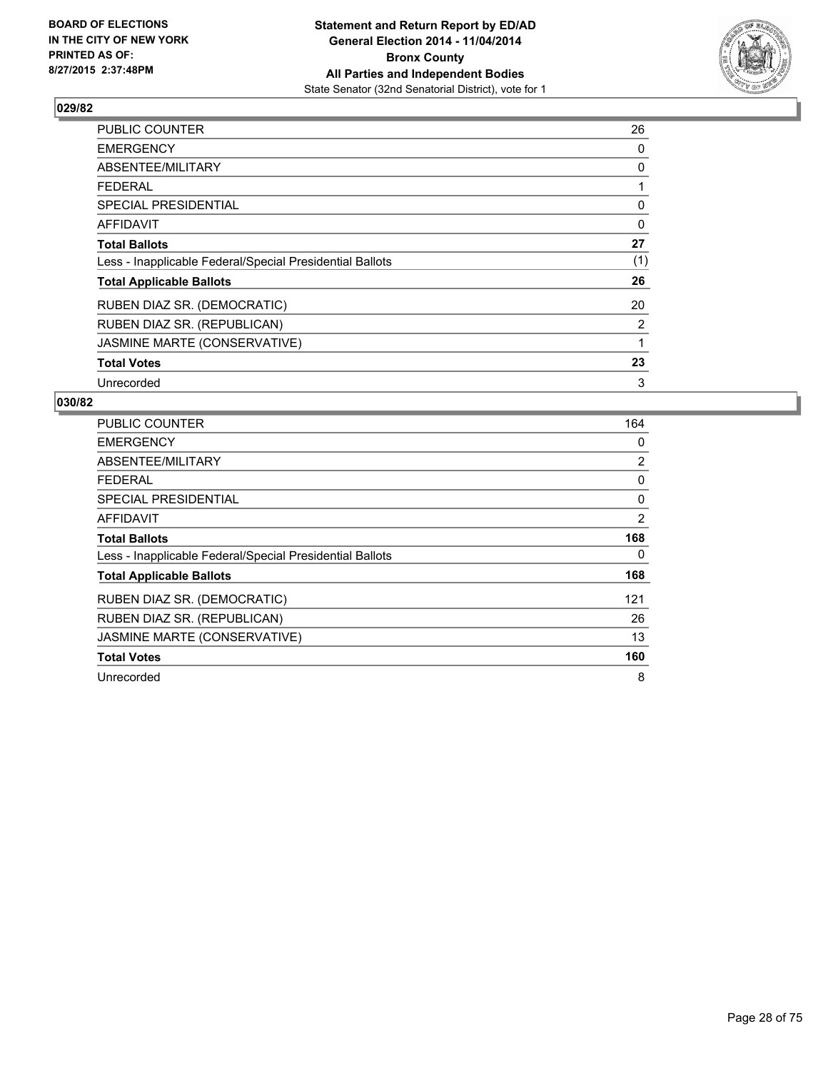BOARD OF ELECTIONS
IN THE CITY OF NEW YORK
PRINTED AS OF:
8/27/2015 2:37:48PM

**Statement and Return Report by ED/AD**
**General Election 2014 - 11/04/2014**
**Bronx County**
**All Parties and Independent Bodies**
State Senator (32nd Senatorial District), vote for 1

## 029/82

| | |
|---|---|
| PUBLIC COUNTER | 26 |
| EMERGENCY | 0 |
| ABSENTEE/MILITARY | 0 |
| FEDERAL | 1 |
| SPECIAL PRESIDENTIAL | 0 |
| AFFIDAVIT | 0 |
| **Total Ballots** | **27** |
| Less - Inapplicable Federal/Special Presidential Ballots | (1) |
| **Total Applicable Ballots** | **26** |
| RUBEN DIAZ SR. (DEMOCRATIC) | 20 |
| RUBEN DIAZ SR. (REPUBLICAN) | 2 |
| JASMINE MARTE (CONSERVATIVE) | 1 |
| **Total Votes** | **23** |
| Unrecorded | 3 |

## 030/82

| | |
|---|---|
| PUBLIC COUNTER | 164 |
| EMERGENCY | 0 |
| ABSENTEE/MILITARY | 2 |
| FEDERAL | 0 |
| SPECIAL PRESIDENTIAL | 0 |
| AFFIDAVIT | 2 |
| **Total Ballots** | **168** |
| Less - Inapplicable Federal/Special Presidential Ballots | 0 |
| **Total Applicable Ballots** | **168** |
| RUBEN DIAZ SR. (DEMOCRATIC) | 121 |
| RUBEN DIAZ SR. (REPUBLICAN) | 26 |
| JASMINE MARTE (CONSERVATIVE) | 13 |
| **Total Votes** | **160** |
| Unrecorded | 8 |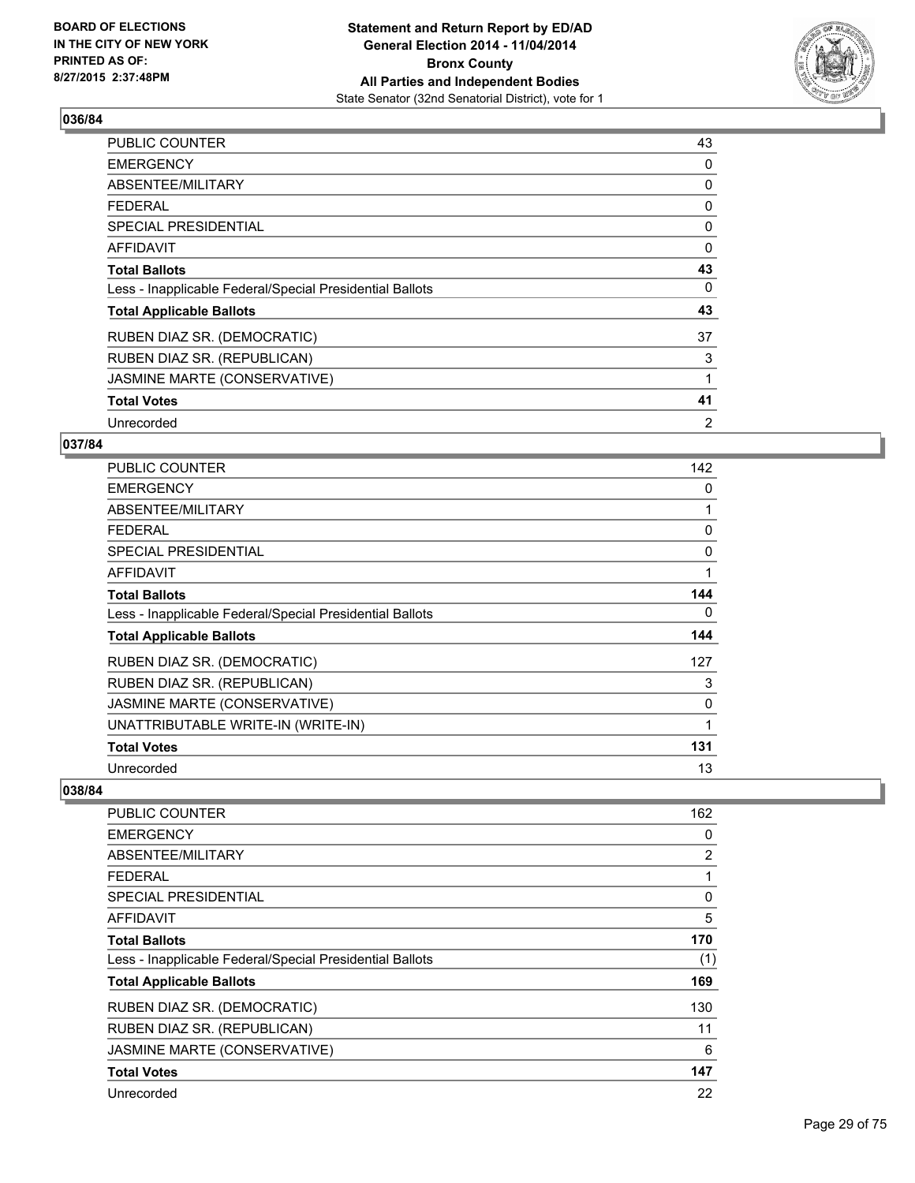**036/84**

| | |
|---|---|
| PUBLIC COUNTER | 43 |
| EMERGENCY | 0 |
| ABSENTEE/MILITARY | 0 |
| FEDERAL | 0 |
| SPECIAL PRESIDENTIAL | 0 |
| AFFIDAVIT | 0 |
| **Total Ballots** | **43** |
| Less - Inapplicable Federal/Special Presidential Ballots | 0 |
| **Total Applicable Ballots** | **43** |
| RUBEN DIAZ SR. (DEMOCRATIC) | 37 |
| RUBEN DIAZ SR. (REPUBLICAN) | 3 |
| JASMINE MARTE (CONSERVATIVE) | 1 |
| **Total Votes** | **41** |
| Unrecorded | 2 |

**037/84**

| | |
|---|---|
| PUBLIC COUNTER | 142 |
| EMERGENCY | 0 |
| ABSENTEE/MILITARY | 1 |
| FEDERAL | 0 |
| SPECIAL PRESIDENTIAL | 0 |
| AFFIDAVIT | 1 |
| **Total Ballots** | **144** |
| Less - Inapplicable Federal/Special Presidential Ballots | 0 |
| **Total Applicable Ballots** | **144** |
| RUBEN DIAZ SR. (DEMOCRATIC) | 127 |
| RUBEN DIAZ SR. (REPUBLICAN) | 3 |
| JASMINE MARTE (CONSERVATIVE) | 0 |
| UNATTRIBUTABLE WRITE-IN (WRITE-IN) | 1 |
| **Total Votes** | **131** |
| Unrecorded | 13 |

**038/84**

| | |
|---|---|
| PUBLIC COUNTER | 162 |
| EMERGENCY | 0 |
| ABSENTEE/MILITARY | 2 |
| FEDERAL | 1 |
| SPECIAL PRESIDENTIAL | 0 |
| AFFIDAVIT | 5 |
| **Total Ballots** | **170** |
| Less - Inapplicable Federal/Special Presidential Ballots | (1) |
| **Total Applicable Ballots** | **169** |
| RUBEN DIAZ SR. (DEMOCRATIC) | 130 |
| RUBEN DIAZ SR. (REPUBLICAN) | 11 |
| JASMINE MARTE (CONSERVATIVE) | 6 |
| **Total Votes** | **147** |
| Unrecorded | 22 |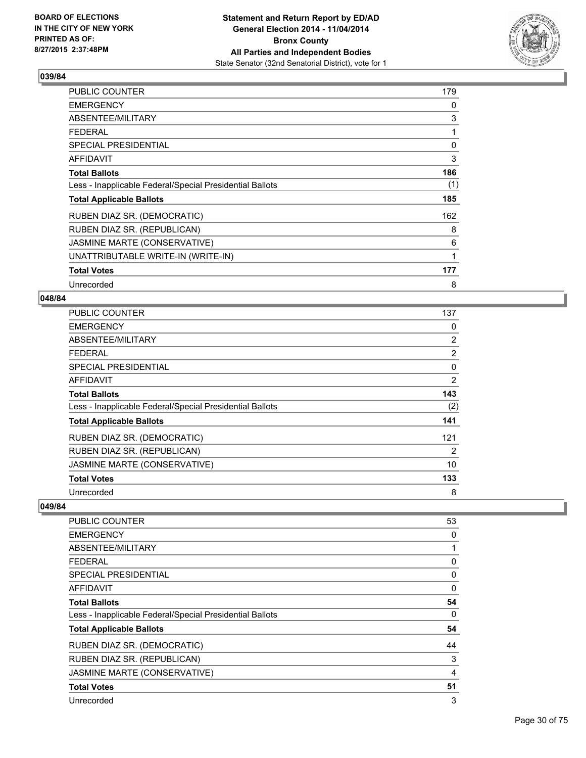## 039/84

| | |
|---|---|
| PUBLIC COUNTER | 179 |
| EMERGENCY | 0 |
| ABSENTEE/MILITARY | 3 |
| FEDERAL | 1 |
| SPECIAL PRESIDENTIAL | 0 |
| AFFIDAVIT | 3 |
| **Total Ballots** | **186** |
| Less - Inapplicable Federal/Special Presidential Ballots | (1) |
| **Total Applicable Ballots** | **185** |
| RUBEN DIAZ SR. (DEMOCRATIC) | 162 |
| RUBEN DIAZ SR. (REPUBLICAN) | 8 |
| JASMINE MARTE (CONSERVATIVE) | 6 |
| UNATTRIBUTABLE WRITE-IN (WRITE-IN) | 1 |
| **Total Votes** | **177** |
| Unrecorded | 8 |

## 048/84

| | |
|---|---|
| PUBLIC COUNTER | 137 |
| EMERGENCY | 0 |
| ABSENTEE/MILITARY | 2 |
| FEDERAL | 2 |
| SPECIAL PRESIDENTIAL | 0 |
| AFFIDAVIT | 2 |
| **Total Ballots** | **143** |
| Less - Inapplicable Federal/Special Presidential Ballots | (2) |
| **Total Applicable Ballots** | **141** |
| RUBEN DIAZ SR. (DEMOCRATIC) | 121 |
| RUBEN DIAZ SR. (REPUBLICAN) | 2 |
| JASMINE MARTE (CONSERVATIVE) | 10 |
| **Total Votes** | **133** |
| Unrecorded | 8 |

## 049/84

| | |
|---|---|
| PUBLIC COUNTER | 53 |
| EMERGENCY | 0 |
| ABSENTEE/MILITARY | 1 |
| FEDERAL | 0 |
| SPECIAL PRESIDENTIAL | 0 |
| AFFIDAVIT | 0 |
| **Total Ballots** | **54** |
| Less - Inapplicable Federal/Special Presidential Ballots | 0 |
| **Total Applicable Ballots** | **54** |
| RUBEN DIAZ SR. (DEMOCRATIC) | 44 |
| RUBEN DIAZ SR. (REPUBLICAN) | 3 |
| JASMINE MARTE (CONSERVATIVE) | 4 |
| **Total Votes** | **51** |
| Unrecorded | 3 |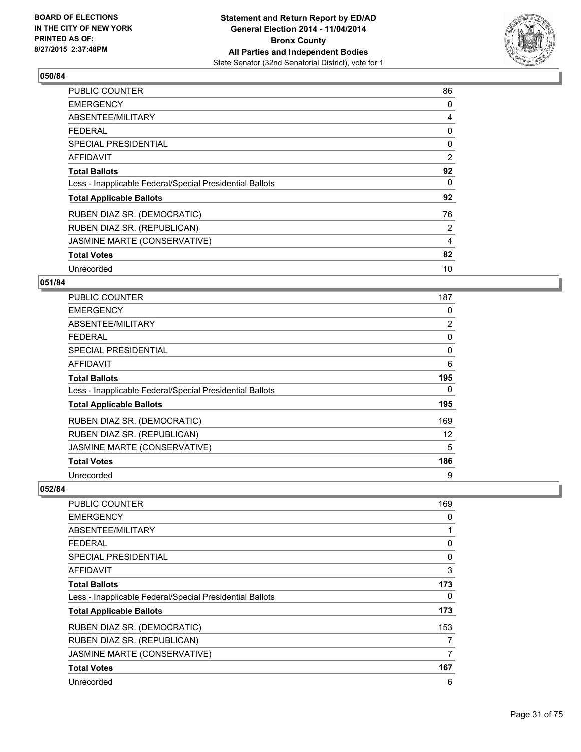**Statement and Return Report by ED/AD**
**General Election 2014 - 11/04/2014**
**Bronx County**
**All Parties and Independent Bodies**
State Senator (32nd Senatorial District), vote for 1

BOARD OF ELECTIONS IN THE CITY OF NEW YORK PRINTED AS OF: 8/27/2015 2:37:48PM

## 050/84

| | |
|---|---|
| PUBLIC COUNTER | 86 |
| EMERGENCY | 0 |
| ABSENTEE/MILITARY | 4 |
| FEDERAL | 0 |
| SPECIAL PRESIDENTIAL | 0 |
| AFFIDAVIT | 2 |
| **Total Ballots** | **92** |
| Less - Inapplicable Federal/Special Presidential Ballots | 0 |
| **Total Applicable Ballots** | **92** |
| RUBEN DIAZ SR. (DEMOCRATIC) | 76 |
| RUBEN DIAZ SR. (REPUBLICAN) | 2 |
| JASMINE MARTE (CONSERVATIVE) | 4 |
| **Total Votes** | **82** |
| Unrecorded | 10 |

## 051/84

| | |
|---|---|
| PUBLIC COUNTER | 187 |
| EMERGENCY | 0 |
| ABSENTEE/MILITARY | 2 |
| FEDERAL | 0 |
| SPECIAL PRESIDENTIAL | 0 |
| AFFIDAVIT | 6 |
| **Total Ballots** | **195** |
| Less - Inapplicable Federal/Special Presidential Ballots | 0 |
| **Total Applicable Ballots** | **195** |
| RUBEN DIAZ SR. (DEMOCRATIC) | 169 |
| RUBEN DIAZ SR. (REPUBLICAN) | 12 |
| JASMINE MARTE (CONSERVATIVE) | 5 |
| **Total Votes** | **186** |
| Unrecorded | 9 |

## 052/84

| | |
|---|---|
| PUBLIC COUNTER | 169 |
| EMERGENCY | 0 |
| ABSENTEE/MILITARY | 1 |
| FEDERAL | 0 |
| SPECIAL PRESIDENTIAL | 0 |
| AFFIDAVIT | 3 |
| **Total Ballots** | **173** |
| Less - Inapplicable Federal/Special Presidential Ballots | 0 |
| **Total Applicable Ballots** | **173** |
| RUBEN DIAZ SR. (DEMOCRATIC) | 153 |
| RUBEN DIAZ SR. (REPUBLICAN) | 7 |
| JASMINE MARTE (CONSERVATIVE) | 7 |
| **Total Votes** | **167** |
| Unrecorded | 6 |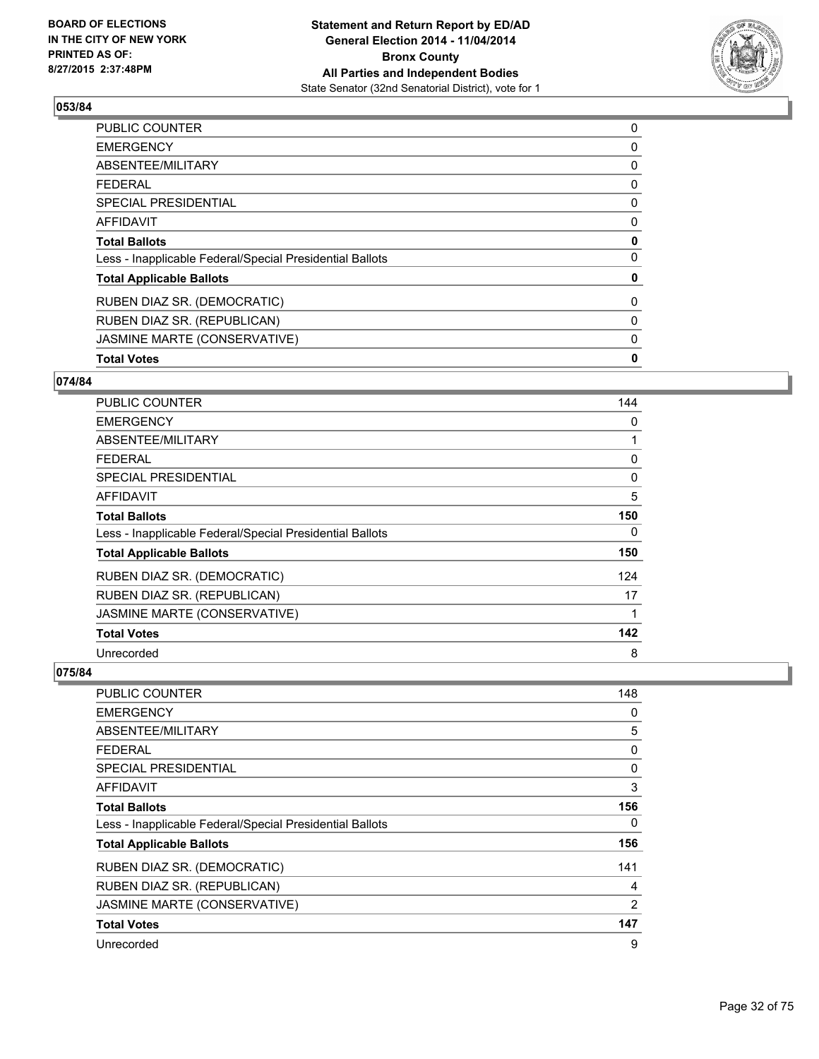## 053/84

| | |
|---|---|
| PUBLIC COUNTER | 0 |
| EMERGENCY | 0 |
| ABSENTEE/MILITARY | 0 |
| FEDERAL | 0 |
| SPECIAL PRESIDENTIAL | 0 |
| AFFIDAVIT | 0 |
| **Total Ballots** | **0** |
| Less - Inapplicable Federal/Special Presidential Ballots | 0 |
| **Total Applicable Ballots** | **0** |
| RUBEN DIAZ SR. (DEMOCRATIC) | 0 |
| RUBEN DIAZ SR. (REPUBLICAN) | 0 |
| JASMINE MARTE (CONSERVATIVE) | 0 |
| **Total Votes** | **0** |

## 074/84

| | |
|---|---|
| PUBLIC COUNTER | 144 |
| EMERGENCY | 0 |
| ABSENTEE/MILITARY | 1 |
| FEDERAL | 0 |
| SPECIAL PRESIDENTIAL | 0 |
| AFFIDAVIT | 5 |
| **Total Ballots** | **150** |
| Less - Inapplicable Federal/Special Presidential Ballots | 0 |
| **Total Applicable Ballots** | **150** |
| RUBEN DIAZ SR. (DEMOCRATIC) | 124 |
| RUBEN DIAZ SR. (REPUBLICAN) | 17 |
| JASMINE MARTE (CONSERVATIVE) | 1 |
| **Total Votes** | **142** |
| Unrecorded | 8 |

## 075/84

| | |
|---|---|
| PUBLIC COUNTER | 148 |
| EMERGENCY | 0 |
| ABSENTEE/MILITARY | 5 |
| FEDERAL | 0 |
| SPECIAL PRESIDENTIAL | 0 |
| AFFIDAVIT | 3 |
| **Total Ballots** | **156** |
| Less - Inapplicable Federal/Special Presidential Ballots | 0 |
| **Total Applicable Ballots** | **156** |
| RUBEN DIAZ SR. (DEMOCRATIC) | 141 |
| RUBEN DIAZ SR. (REPUBLICAN) | 4 |
| JASMINE MARTE (CONSERVATIVE) | 2 |
| **Total Votes** | **147** |
| Unrecorded | 9 |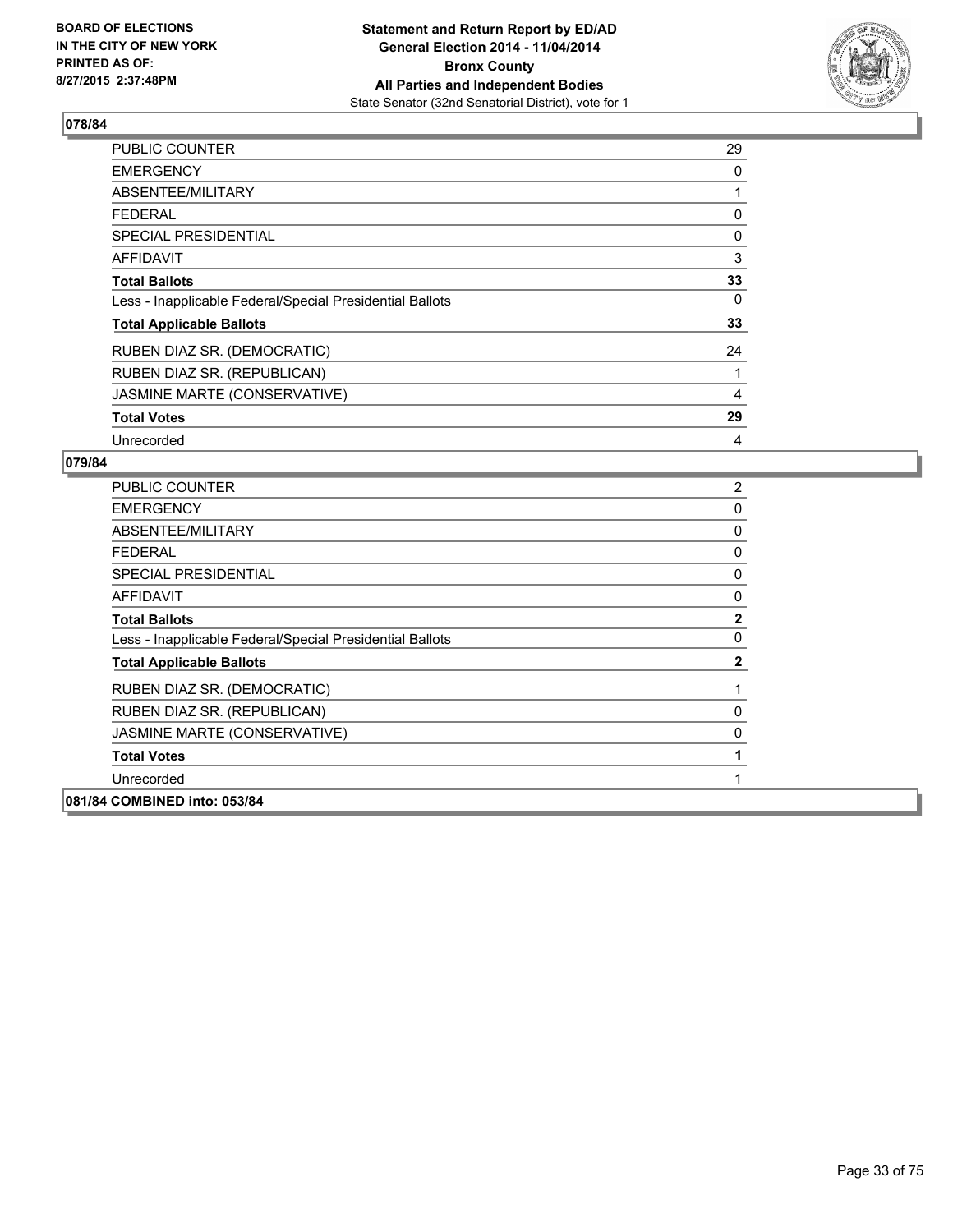**BOARD OF ELECTIONS IN THE CITY OF NEW YORK PRINTED AS OF: 8/27/2015 2:37:48PM**

**Statement and Return Report by ED/AD General Election 2014 - 11/04/2014 Bronx County All Parties and Independent Bodies**
State Senator (32nd Senatorial District), vote for 1

### 078/84

| | |
|---|---|
| PUBLIC COUNTER | 29 |
| EMERGENCY | 0 |
| ABSENTEE/MILITARY | 1 |
| FEDERAL | 0 |
| SPECIAL PRESIDENTIAL | 0 |
| AFFIDAVIT | 3 |
| **Total Ballots** | **33** |
| Less - Inapplicable Federal/Special Presidential Ballots | 0 |
| **Total Applicable Ballots** | **33** |
| RUBEN DIAZ SR. (DEMOCRATIC) | 24 |
| RUBEN DIAZ SR. (REPUBLICAN) | 1 |
| JASMINE MARTE (CONSERVATIVE) | 4 |
| **Total Votes** | **29** |
| Unrecorded | 4 |

### 079/84

| | |
|---|---|
| PUBLIC COUNTER | 2 |
| EMERGENCY | 0 |
| ABSENTEE/MILITARY | 0 |
| FEDERAL | 0 |
| SPECIAL PRESIDENTIAL | 0 |
| AFFIDAVIT | 0 |
| **Total Ballots** | **2** |
| Less - Inapplicable Federal/Special Presidential Ballots | 0 |
| **Total Applicable Ballots** | **2** |
| RUBEN DIAZ SR. (DEMOCRATIC) | 1 |
| RUBEN DIAZ SR. (REPUBLICAN) | 0 |
| JASMINE MARTE (CONSERVATIVE) | 0 |
| **Total Votes** | **1** |
| Unrecorded | 1 |

### 081/84 COMBINED into: 053/84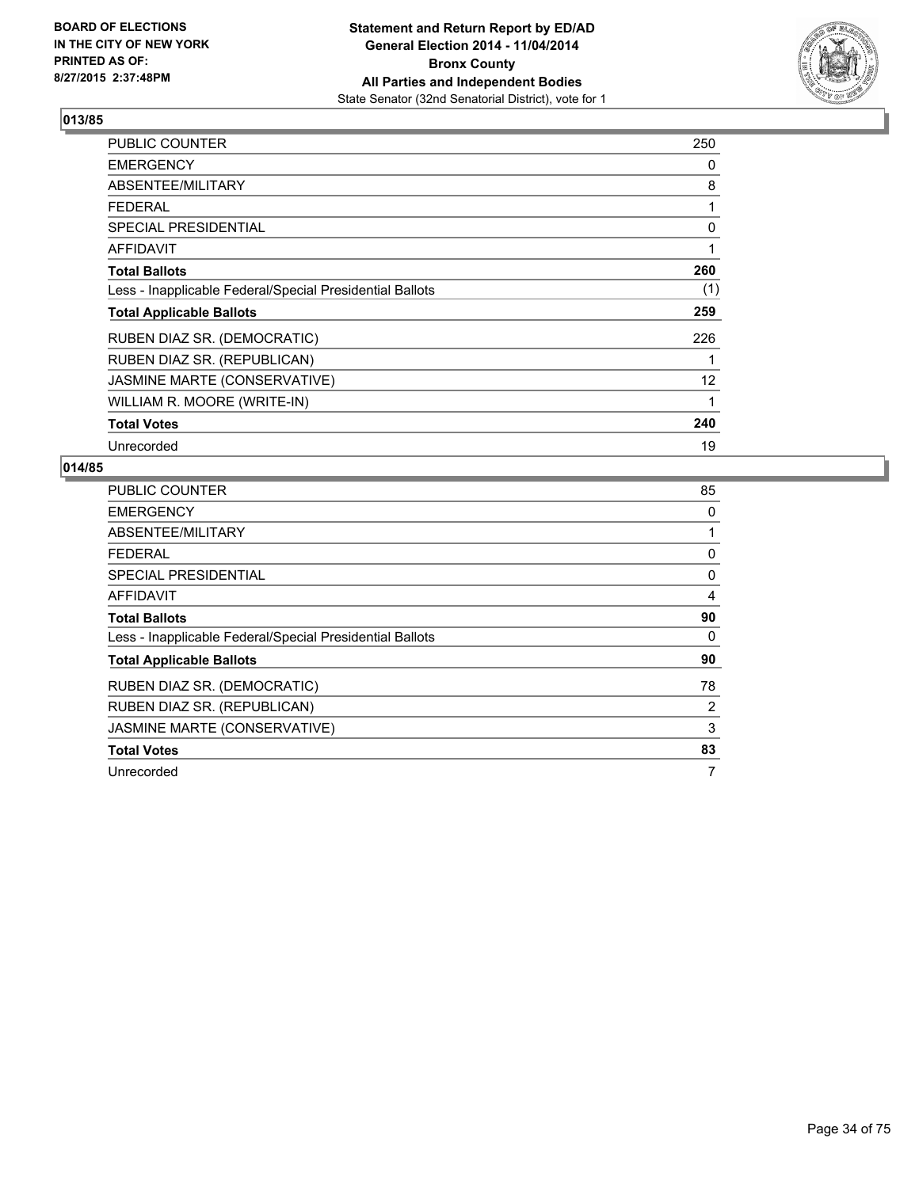BOARD OF ELECTIONS
IN THE CITY OF NEW YORK
PRINTED AS OF:
8/27/2015 2:37:48PM

**Statement and Return Report by ED/AD**
**General Election 2014 - 11/04/2014**
**Bronx County**
**All Parties and Independent Bodies**
State Senator (32nd Senatorial District), vote for 1

## 013/85

| | |
|---|---|
| PUBLIC COUNTER | 250 |
| EMERGENCY | 0 |
| ABSENTEE/MILITARY | 8 |
| FEDERAL | 1 |
| SPECIAL PRESIDENTIAL | 0 |
| AFFIDAVIT | 1 |
| **Total Ballots** | **260** |
| Less - Inapplicable Federal/Special Presidential Ballots | (1) |
| **Total Applicable Ballots** | **259** |
| RUBEN DIAZ SR. (DEMOCRATIC) | 226 |
| RUBEN DIAZ SR. (REPUBLICAN) | 1 |
| JASMINE MARTE (CONSERVATIVE) | 12 |
| WILLIAM R. MOORE (WRITE-IN) | 1 |
| **Total Votes** | **240** |
| Unrecorded | 19 |

## 014/85

| | |
|---|---|
| PUBLIC COUNTER | 85 |
| EMERGENCY | 0 |
| ABSENTEE/MILITARY | 1 |
| FEDERAL | 0 |
| SPECIAL PRESIDENTIAL | 0 |
| AFFIDAVIT | 4 |
| **Total Ballots** | **90** |
| Less - Inapplicable Federal/Special Presidential Ballots | 0 |
| **Total Applicable Ballots** | **90** |
| RUBEN DIAZ SR. (DEMOCRATIC) | 78 |
| RUBEN DIAZ SR. (REPUBLICAN) | 2 |
| JASMINE MARTE (CONSERVATIVE) | 3 |
| **Total Votes** | **83** |
| Unrecorded | 7 |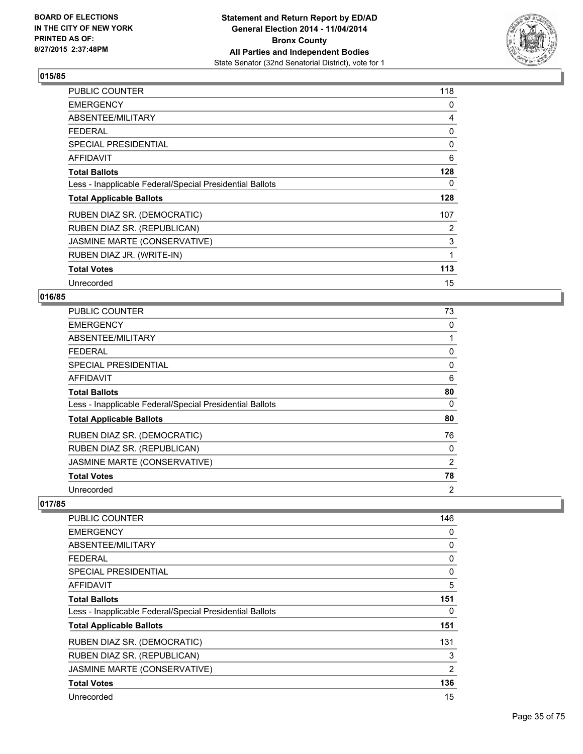## 015/85

| | |
|---|---|
| PUBLIC COUNTER | 118 |
| EMERGENCY | 0 |
| ABSENTEE/MILITARY | 4 |
| FEDERAL | 0 |
| SPECIAL PRESIDENTIAL | 0 |
| AFFIDAVIT | 6 |
| **Total Ballots** | **128** |
| Less - Inapplicable Federal/Special Presidential Ballots | 0 |
| **Total Applicable Ballots** | **128** |
| RUBEN DIAZ SR. (DEMOCRATIC) | 107 |
| RUBEN DIAZ SR. (REPUBLICAN) | 2 |
| JASMINE MARTE (CONSERVATIVE) | 3 |
| RUBEN DIAZ JR. (WRITE-IN) | 1 |
| **Total Votes** | **113** |
| Unrecorded | 15 |

## 016/85

| | |
|---|---|
| PUBLIC COUNTER | 73 |
| EMERGENCY | 0 |
| ABSENTEE/MILITARY | 1 |
| FEDERAL | 0 |
| SPECIAL PRESIDENTIAL | 0 |
| AFFIDAVIT | 6 |
| **Total Ballots** | **80** |
| Less - Inapplicable Federal/Special Presidential Ballots | 0 |
| **Total Applicable Ballots** | **80** |
| RUBEN DIAZ SR. (DEMOCRATIC) | 76 |
| RUBEN DIAZ SR. (REPUBLICAN) | 0 |
| JASMINE MARTE (CONSERVATIVE) | 2 |
| **Total Votes** | **78** |
| Unrecorded | 2 |

## 017/85

| | |
|---|---|
| PUBLIC COUNTER | 146 |
| EMERGENCY | 0 |
| ABSENTEE/MILITARY | 0 |
| FEDERAL | 0 |
| SPECIAL PRESIDENTIAL | 0 |
| AFFIDAVIT | 5 |
| **Total Ballots** | **151** |
| Less - Inapplicable Federal/Special Presidential Ballots | 0 |
| **Total Applicable Ballots** | **151** |
| RUBEN DIAZ SR. (DEMOCRATIC) | 131 |
| RUBEN DIAZ SR. (REPUBLICAN) | 3 |
| JASMINE MARTE (CONSERVATIVE) | 2 |
| **Total Votes** | **136** |
| Unrecorded | 15 |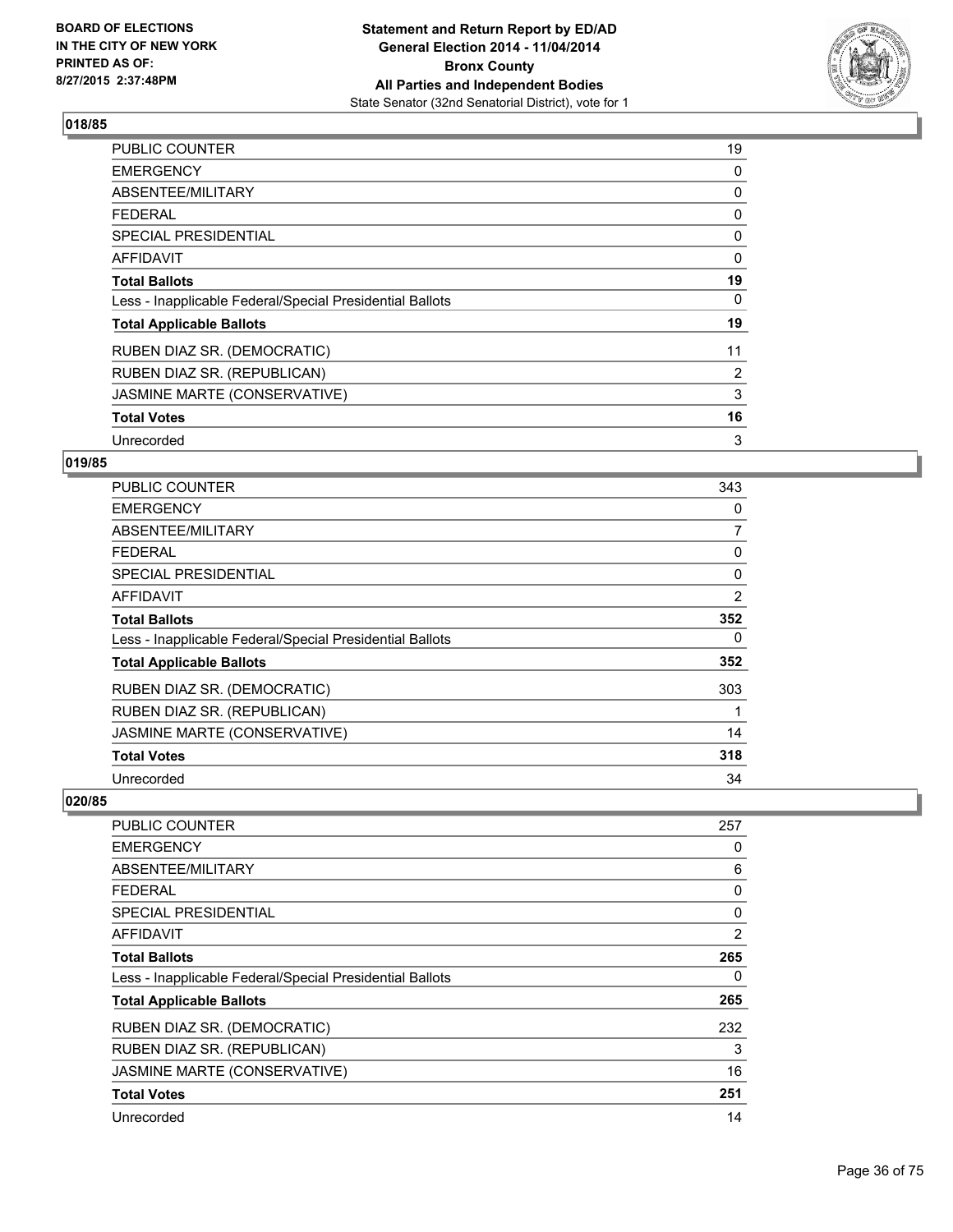## 018/85

| | |
|---|---|
| PUBLIC COUNTER | 19 |
| EMERGENCY | 0 |
| ABSENTEE/MILITARY | 0 |
| FEDERAL | 0 |
| SPECIAL PRESIDENTIAL | 0 |
| AFFIDAVIT | 0 |
| **Total Ballots** | **19** |
| Less - Inapplicable Federal/Special Presidential Ballots | 0 |
| **Total Applicable Ballots** | **19** |
| RUBEN DIAZ SR. (DEMOCRATIC) | 11 |
| RUBEN DIAZ SR. (REPUBLICAN) | 2 |
| JASMINE MARTE (CONSERVATIVE) | 3 |
| **Total Votes** | **16** |
| Unrecorded | 3 |

## 019/85

| | |
|---|---|
| PUBLIC COUNTER | 343 |
| EMERGENCY | 0 |
| ABSENTEE/MILITARY | 7 |
| FEDERAL | 0 |
| SPECIAL PRESIDENTIAL | 0 |
| AFFIDAVIT | 2 |
| **Total Ballots** | **352** |
| Less - Inapplicable Federal/Special Presidential Ballots | 0 |
| **Total Applicable Ballots** | **352** |
| RUBEN DIAZ SR. (DEMOCRATIC) | 303 |
| RUBEN DIAZ SR. (REPUBLICAN) | 1 |
| JASMINE MARTE (CONSERVATIVE) | 14 |
| **Total Votes** | **318** |
| Unrecorded | 34 |

## 020/85

| | |
|---|---|
| PUBLIC COUNTER | 257 |
| EMERGENCY | 0 |
| ABSENTEE/MILITARY | 6 |
| FEDERAL | 0 |
| SPECIAL PRESIDENTIAL | 0 |
| AFFIDAVIT | 2 |
| **Total Ballots** | **265** |
| Less - Inapplicable Federal/Special Presidential Ballots | 0 |
| **Total Applicable Ballots** | **265** |
| RUBEN DIAZ SR. (DEMOCRATIC) | 232 |
| RUBEN DIAZ SR. (REPUBLICAN) | 3 |
| JASMINE MARTE (CONSERVATIVE) | 16 |
| **Total Votes** | **251** |
| Unrecorded | 14 |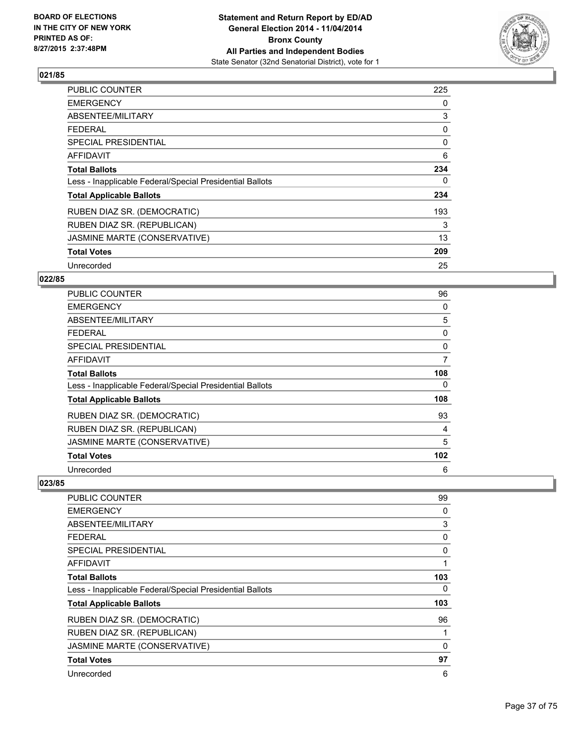**Statement and Return Report by ED/AD**
**General Election 2014 - 11/04/2014**
**Bronx County**
**All Parties and Independent Bodies**
State Senator (32nd Senatorial District), vote for 1

BOARD OF ELECTIONS
IN THE CITY OF NEW YORK
PRINTED AS OF:
8/27/2015 2:37:48PM

### 021/85

| | |
|---|---|
| PUBLIC COUNTER | 225 |
| EMERGENCY | 0 |
| ABSENTEE/MILITARY | 3 |
| FEDERAL | 0 |
| SPECIAL PRESIDENTIAL | 0 |
| AFFIDAVIT | 6 |
| **Total Ballots** | **234** |
| Less - Inapplicable Federal/Special Presidential Ballots | 0 |
| **Total Applicable Ballots** | **234** |
| RUBEN DIAZ SR. (DEMOCRATIC) | 193 |
| RUBEN DIAZ SR. (REPUBLICAN) | 3 |
| JASMINE MARTE (CONSERVATIVE) | 13 |
| **Total Votes** | **209** |
| Unrecorded | 25 |

### 022/85

| | |
|---|---|
| PUBLIC COUNTER | 96 |
| EMERGENCY | 0 |
| ABSENTEE/MILITARY | 5 |
| FEDERAL | 0 |
| SPECIAL PRESIDENTIAL | 0 |
| AFFIDAVIT | 7 |
| **Total Ballots** | **108** |
| Less - Inapplicable Federal/Special Presidential Ballots | 0 |
| **Total Applicable Ballots** | **108** |
| RUBEN DIAZ SR. (DEMOCRATIC) | 93 |
| RUBEN DIAZ SR. (REPUBLICAN) | 4 |
| JASMINE MARTE (CONSERVATIVE) | 5 |
| **Total Votes** | **102** |
| Unrecorded | 6 |

### 023/85

| | |
|---|---|
| PUBLIC COUNTER | 99 |
| EMERGENCY | 0 |
| ABSENTEE/MILITARY | 3 |
| FEDERAL | 0 |
| SPECIAL PRESIDENTIAL | 0 |
| AFFIDAVIT | 1 |
| **Total Ballots** | **103** |
| Less - Inapplicable Federal/Special Presidential Ballots | 0 |
| **Total Applicable Ballots** | **103** |
| RUBEN DIAZ SR. (DEMOCRATIC) | 96 |
| RUBEN DIAZ SR. (REPUBLICAN) | 1 |
| JASMINE MARTE (CONSERVATIVE) | 0 |
| **Total Votes** | **97** |
| Unrecorded | 6 |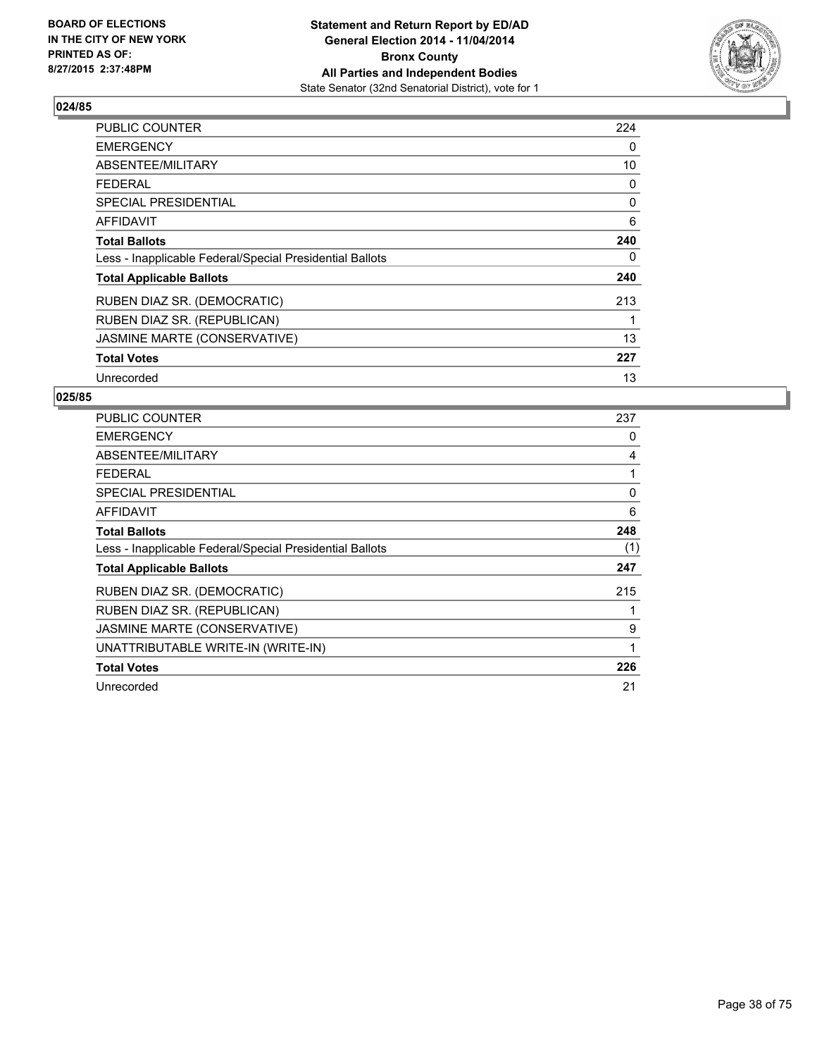**BOARD OF ELECTIONS IN THE CITY OF NEW YORK PRINTED AS OF: 8/27/2015 2:37:48PM**

**Statement and Return Report by ED/AD General Election 2014 - 11/04/2014 Bronx County All Parties and Independent Bodies**
State Senator (32nd Senatorial District), vote for 1

## 024/85

| | |
|---|---|
| PUBLIC COUNTER | 224 |
| EMERGENCY | 0 |
| ABSENTEE/MILITARY | 10 |
| FEDERAL | 0 |
| SPECIAL PRESIDENTIAL | 0 |
| AFFIDAVIT | 6 |
| **Total Ballots** | **240** |
| Less - Inapplicable Federal/Special Presidential Ballots | 0 |
| **Total Applicable Ballots** | **240** |
| RUBEN DIAZ SR. (DEMOCRATIC) | 213 |
| RUBEN DIAZ SR. (REPUBLICAN) | 1 |
| JASMINE MARTE (CONSERVATIVE) | 13 |
| **Total Votes** | **227** |
| Unrecorded | 13 |

## 025/85

| | |
|---|---|
| PUBLIC COUNTER | 237 |
| EMERGENCY | 0 |
| ABSENTEE/MILITARY | 4 |
| FEDERAL | 1 |
| SPECIAL PRESIDENTIAL | 0 |
| AFFIDAVIT | 6 |
| **Total Ballots** | **248** |
| Less - Inapplicable Federal/Special Presidential Ballots | (1) |
| **Total Applicable Ballots** | **247** |
| RUBEN DIAZ SR. (DEMOCRATIC) | 215 |
| RUBEN DIAZ SR. (REPUBLICAN) | 1 |
| JASMINE MARTE (CONSERVATIVE) | 9 |
| UNATTRIBUTABLE WRITE-IN (WRITE-IN) | 1 |
| **Total Votes** | **226** |
| Unrecorded | 21 |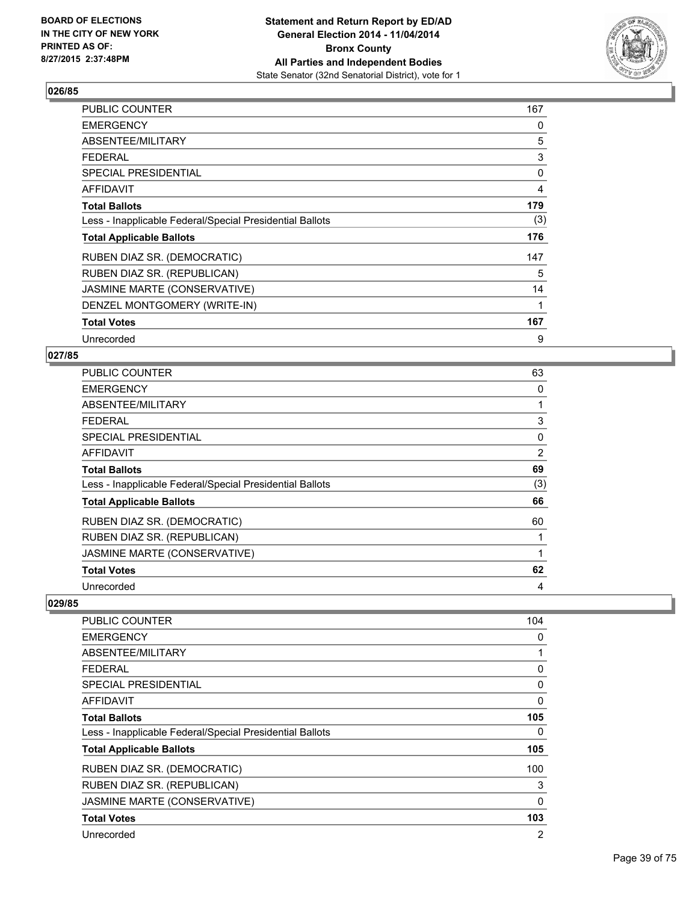**Statement and Return Report by ED/AD**
**General Election 2014 - 11/04/2014**
**Bronx County**
**All Parties and Independent Bodies**
State Senator (32nd Senatorial District), vote for 1

BOARD OF ELECTIONS IN THE CITY OF NEW YORK PRINTED AS OF: 8/27/2015 2:37:48PM

### 026/85

| | |
|---|---|
| PUBLIC COUNTER | 167 |
| EMERGENCY | 0 |
| ABSENTEE/MILITARY | 5 |
| FEDERAL | 3 |
| SPECIAL PRESIDENTIAL | 0 |
| AFFIDAVIT | 4 |
| **Total Ballots** | **179** |
| Less - Inapplicable Federal/Special Presidential Ballots | (3) |
| **Total Applicable Ballots** | **176** |
| RUBEN DIAZ SR. (DEMOCRATIC) | 147 |
| RUBEN DIAZ SR. (REPUBLICAN) | 5 |
| JASMINE MARTE (CONSERVATIVE) | 14 |
| DENZEL MONTGOMERY (WRITE-IN) | 1 |
| **Total Votes** | **167** |
| Unrecorded | 9 |

### 027/85

| | |
|---|---|
| PUBLIC COUNTER | 63 |
| EMERGENCY | 0 |
| ABSENTEE/MILITARY | 1 |
| FEDERAL | 3 |
| SPECIAL PRESIDENTIAL | 0 |
| AFFIDAVIT | 2 |
| **Total Ballots** | **69** |
| Less - Inapplicable Federal/Special Presidential Ballots | (3) |
| **Total Applicable Ballots** | **66** |
| RUBEN DIAZ SR. (DEMOCRATIC) | 60 |
| RUBEN DIAZ SR. (REPUBLICAN) | 1 |
| JASMINE MARTE (CONSERVATIVE) | 1 |
| **Total Votes** | **62** |
| Unrecorded | 4 |

### 029/85

| | |
|---|---|
| PUBLIC COUNTER | 104 |
| EMERGENCY | 0 |
| ABSENTEE/MILITARY | 1 |
| FEDERAL | 0 |
| SPECIAL PRESIDENTIAL | 0 |
| AFFIDAVIT | 0 |
| **Total Ballots** | **105** |
| Less - Inapplicable Federal/Special Presidential Ballots | 0 |
| **Total Applicable Ballots** | **105** |
| RUBEN DIAZ SR. (DEMOCRATIC) | 100 |
| RUBEN DIAZ SR. (REPUBLICAN) | 3 |
| JASMINE MARTE (CONSERVATIVE) | 0 |
| **Total Votes** | **103** |
| Unrecorded | 2 |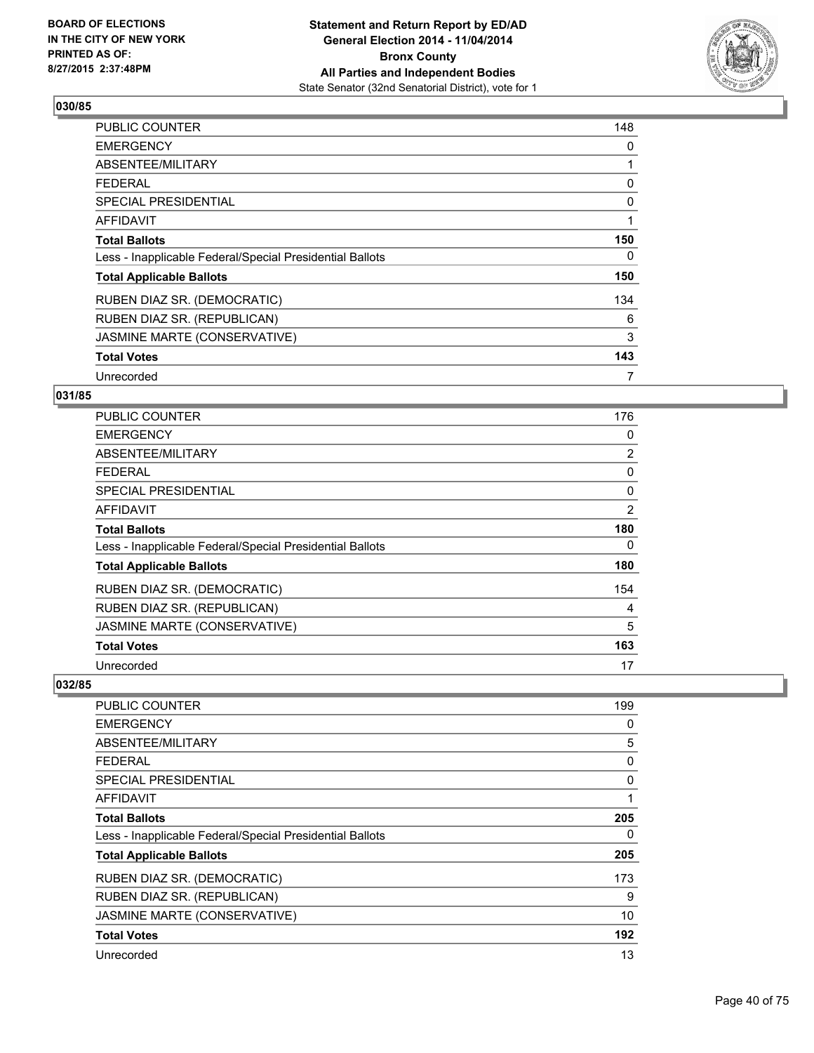**Statement and Return Report by ED/AD**
**General Election 2014 - 11/04/2014**
**Bronx County**
**All Parties and Independent Bodies**
State Senator (32nd Senatorial District), vote for 1

BOARD OF ELECTIONS
IN THE CITY OF NEW YORK
PRINTED AS OF:
8/27/2015 2:37:48PM

### 030/85

| | |
|---|---|
| PUBLIC COUNTER | 148 |
| EMERGENCY | 0 |
| ABSENTEE/MILITARY | 1 |
| FEDERAL | 0 |
| SPECIAL PRESIDENTIAL | 0 |
| AFFIDAVIT | 1 |
| **Total Ballots** | **150** |
| Less - Inapplicable Federal/Special Presidential Ballots | 0 |
| **Total Applicable Ballots** | **150** |
| RUBEN DIAZ SR. (DEMOCRATIC) | 134 |
| RUBEN DIAZ SR. (REPUBLICAN) | 6 |
| JASMINE MARTE (CONSERVATIVE) | 3 |
| **Total Votes** | **143** |
| Unrecorded | 7 |

### 031/85

| | |
|---|---|
| PUBLIC COUNTER | 176 |
| EMERGENCY | 0 |
| ABSENTEE/MILITARY | 2 |
| FEDERAL | 0 |
| SPECIAL PRESIDENTIAL | 0 |
| AFFIDAVIT | 2 |
| **Total Ballots** | **180** |
| Less - Inapplicable Federal/Special Presidential Ballots | 0 |
| **Total Applicable Ballots** | **180** |
| RUBEN DIAZ SR. (DEMOCRATIC) | 154 |
| RUBEN DIAZ SR. (REPUBLICAN) | 4 |
| JASMINE MARTE (CONSERVATIVE) | 5 |
| **Total Votes** | **163** |
| Unrecorded | 17 |

### 032/85

| | |
|---|---|
| PUBLIC COUNTER | 199 |
| EMERGENCY | 0 |
| ABSENTEE/MILITARY | 5 |
| FEDERAL | 0 |
| SPECIAL PRESIDENTIAL | 0 |
| AFFIDAVIT | 1 |
| **Total Ballots** | **205** |
| Less - Inapplicable Federal/Special Presidential Ballots | 0 |
| **Total Applicable Ballots** | **205** |
| RUBEN DIAZ SR. (DEMOCRATIC) | 173 |
| RUBEN DIAZ SR. (REPUBLICAN) | 9 |
| JASMINE MARTE (CONSERVATIVE) | 10 |
| **Total Votes** | **192** |
| Unrecorded | 13 |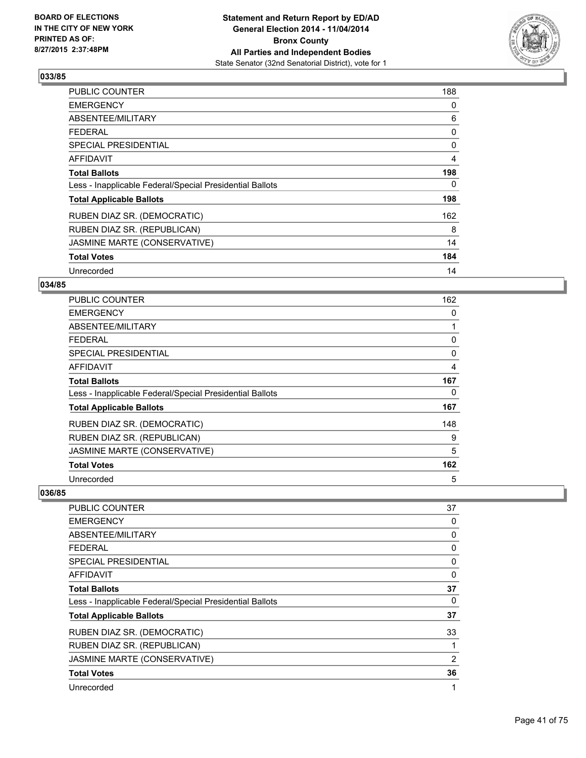Statement and Return Report by ED/AD
General Election 2014 - 11/04/2014
Bronx County
All Parties and Independent Bodies
State Senator (32nd Senatorial District), vote for 1

BOARD OF ELECTIONS IN THE CITY OF NEW YORK
PRINTED AS OF: 8/27/2015 2:37:48PM

## 033/85

| | |
|---|---|
| PUBLIC COUNTER | 188 |
| EMERGENCY | 0 |
| ABSENTEE/MILITARY | 6 |
| FEDERAL | 0 |
| SPECIAL PRESIDENTIAL | 0 |
| AFFIDAVIT | 4 |
| **Total Ballots** | **198** |
| Less - Inapplicable Federal/Special Presidential Ballots | 0 |
| **Total Applicable Ballots** | **198** |
| RUBEN DIAZ SR. (DEMOCRATIC) | 162 |
| RUBEN DIAZ SR. (REPUBLICAN) | 8 |
| JASMINE MARTE (CONSERVATIVE) | 14 |
| **Total Votes** | **184** |
| Unrecorded | 14 |

## 034/85

| | |
|---|---|
| PUBLIC COUNTER | 162 |
| EMERGENCY | 0 |
| ABSENTEE/MILITARY | 1 |
| FEDERAL | 0 |
| SPECIAL PRESIDENTIAL | 0 |
| AFFIDAVIT | 4 |
| **Total Ballots** | **167** |
| Less - Inapplicable Federal/Special Presidential Ballots | 0 |
| **Total Applicable Ballots** | **167** |
| RUBEN DIAZ SR. (DEMOCRATIC) | 148 |
| RUBEN DIAZ SR. (REPUBLICAN) | 9 |
| JASMINE MARTE (CONSERVATIVE) | 5 |
| **Total Votes** | **162** |
| Unrecorded | 5 |

## 036/85

| | |
|---|---|
| PUBLIC COUNTER | 37 |
| EMERGENCY | 0 |
| ABSENTEE/MILITARY | 0 |
| FEDERAL | 0 |
| SPECIAL PRESIDENTIAL | 0 |
| AFFIDAVIT | 0 |
| **Total Ballots** | **37** |
| Less - Inapplicable Federal/Special Presidential Ballots | 0 |
| **Total Applicable Ballots** | **37** |
| RUBEN DIAZ SR. (DEMOCRATIC) | 33 |
| RUBEN DIAZ SR. (REPUBLICAN) | 1 |
| JASMINE MARTE (CONSERVATIVE) | 2 |
| **Total Votes** | **36** |
| Unrecorded | 1 |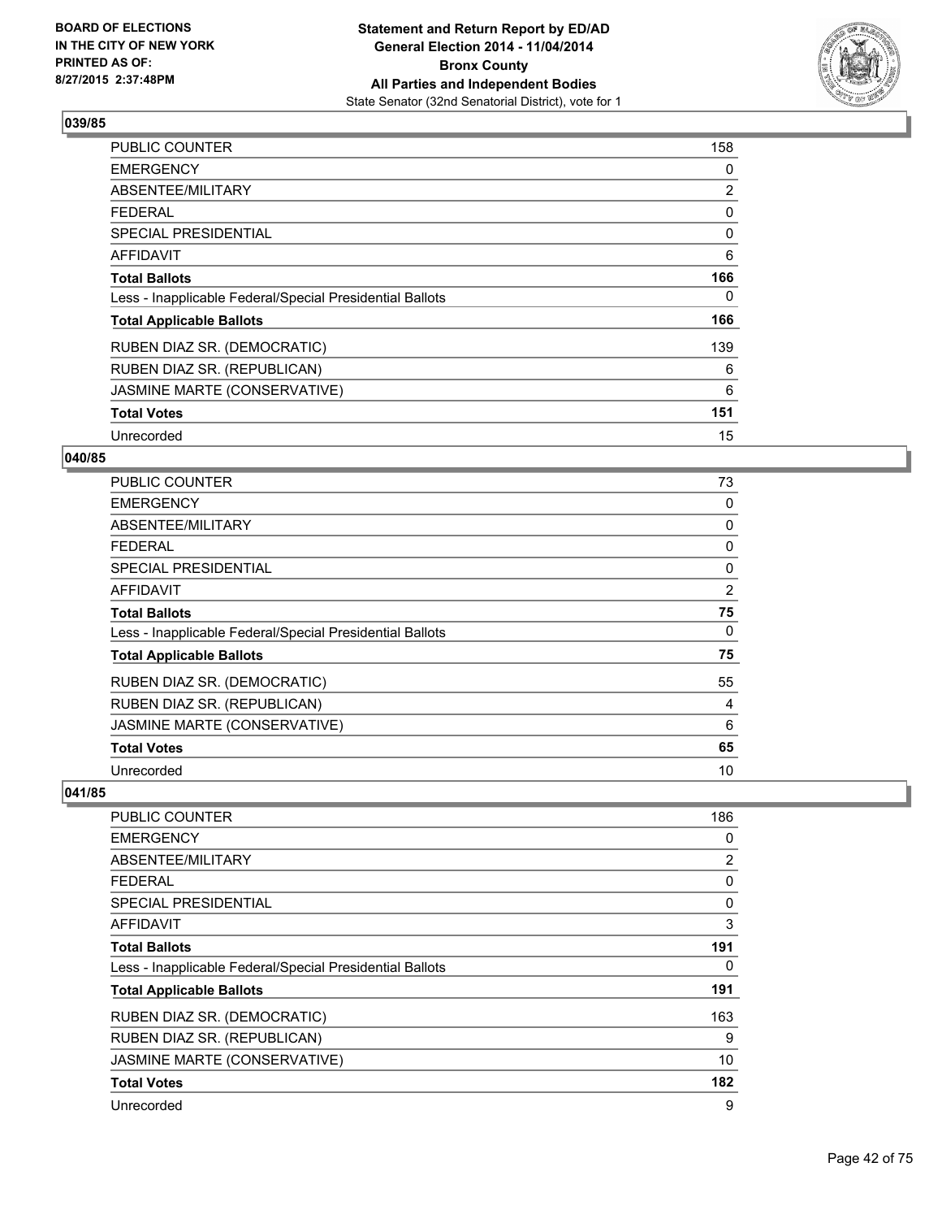## 039/85

| | |
|---|---|
| PUBLIC COUNTER | 158 |
| EMERGENCY | 0 |
| ABSENTEE/MILITARY | 2 |
| FEDERAL | 0 |
| SPECIAL PRESIDENTIAL | 0 |
| AFFIDAVIT | 6 |
| **Total Ballots** | **166** |
| Less - Inapplicable Federal/Special Presidential Ballots | 0 |
| **Total Applicable Ballots** | **166** |
| RUBEN DIAZ SR. (DEMOCRATIC) | 139 |
| RUBEN DIAZ SR. (REPUBLICAN) | 6 |
| JASMINE MARTE (CONSERVATIVE) | 6 |
| **Total Votes** | **151** |
| Unrecorded | 15 |

## 040/85

| | |
|---|---|
| PUBLIC COUNTER | 73 |
| EMERGENCY | 0 |
| ABSENTEE/MILITARY | 0 |
| FEDERAL | 0 |
| SPECIAL PRESIDENTIAL | 0 |
| AFFIDAVIT | 2 |
| **Total Ballots** | **75** |
| Less - Inapplicable Federal/Special Presidential Ballots | 0 |
| **Total Applicable Ballots** | **75** |
| RUBEN DIAZ SR. (DEMOCRATIC) | 55 |
| RUBEN DIAZ SR. (REPUBLICAN) | 4 |
| JASMINE MARTE (CONSERVATIVE) | 6 |
| **Total Votes** | **65** |
| Unrecorded | 10 |

## 041/85

| | |
|---|---|
| PUBLIC COUNTER | 186 |
| EMERGENCY | 0 |
| ABSENTEE/MILITARY | 2 |
| FEDERAL | 0 |
| SPECIAL PRESIDENTIAL | 0 |
| AFFIDAVIT | 3 |
| **Total Ballots** | **191** |
| Less - Inapplicable Federal/Special Presidential Ballots | 0 |
| **Total Applicable Ballots** | **191** |
| RUBEN DIAZ SR. (DEMOCRATIC) | 163 |
| RUBEN DIAZ SR. (REPUBLICAN) | 9 |
| JASMINE MARTE (CONSERVATIVE) | 10 |
| **Total Votes** | **182** |
| Unrecorded | 9 |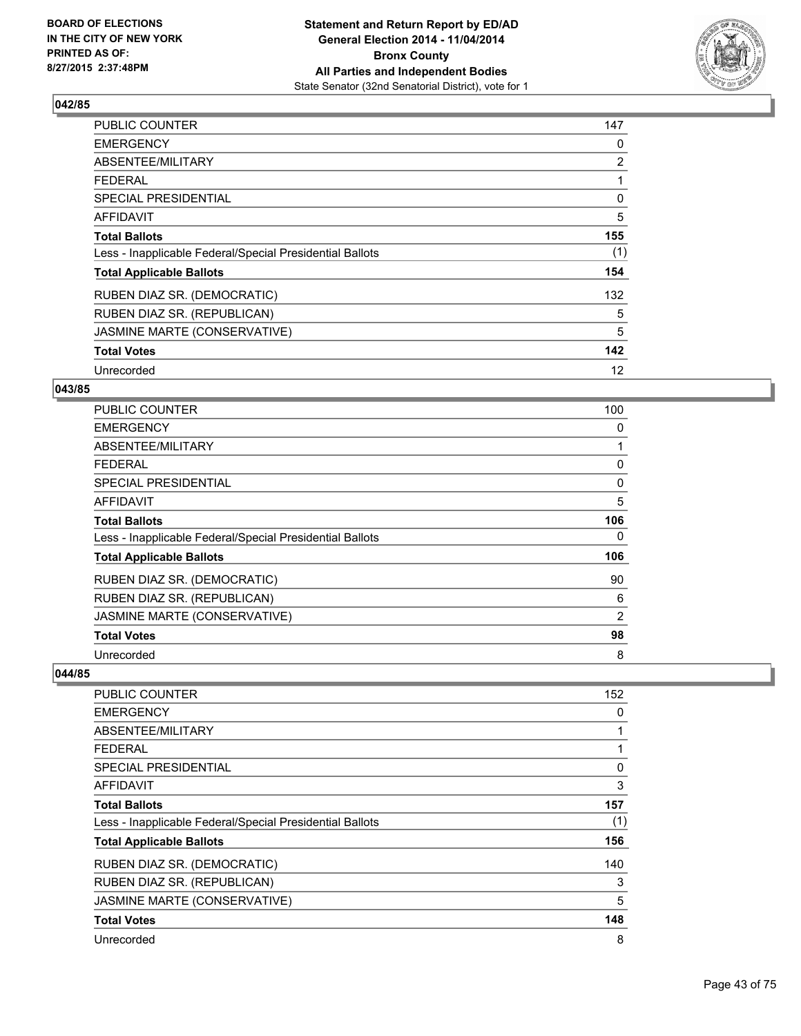### 042/85

| | |
|---|---|
| PUBLIC COUNTER | 147 |
| EMERGENCY | 0 |
| ABSENTEE/MILITARY | 2 |
| FEDERAL | 1 |
| SPECIAL PRESIDENTIAL | 0 |
| AFFIDAVIT | 5 |
| **Total Ballots** | **155** |
| Less - Inapplicable Federal/Special Presidential Ballots | (1) |
| **Total Applicable Ballots** | **154** |
| RUBEN DIAZ SR. (DEMOCRATIC) | 132 |
| RUBEN DIAZ SR. (REPUBLICAN) | 5 |
| JASMINE MARTE (CONSERVATIVE) | 5 |
| **Total Votes** | **142** |
| Unrecorded | 12 |

### 043/85

| | |
|---|---|
| PUBLIC COUNTER | 100 |
| EMERGENCY | 0 |
| ABSENTEE/MILITARY | 1 |
| FEDERAL | 0 |
| SPECIAL PRESIDENTIAL | 0 |
| AFFIDAVIT | 5 |
| **Total Ballots** | **106** |
| Less - Inapplicable Federal/Special Presidential Ballots | 0 |
| **Total Applicable Ballots** | **106** |
| RUBEN DIAZ SR. (DEMOCRATIC) | 90 |
| RUBEN DIAZ SR. (REPUBLICAN) | 6 |
| JASMINE MARTE (CONSERVATIVE) | 2 |
| **Total Votes** | **98** |
| Unrecorded | 8 |

### 044/85

| | |
|---|---|
| PUBLIC COUNTER | 152 |
| EMERGENCY | 0 |
| ABSENTEE/MILITARY | 1 |
| FEDERAL | 1 |
| SPECIAL PRESIDENTIAL | 0 |
| AFFIDAVIT | 3 |
| **Total Ballots** | **157** |
| Less - Inapplicable Federal/Special Presidential Ballots | (1) |
| **Total Applicable Ballots** | **156** |
| RUBEN DIAZ SR. (DEMOCRATIC) | 140 |
| RUBEN DIAZ SR. (REPUBLICAN) | 3 |
| JASMINE MARTE (CONSERVATIVE) | 5 |
| **Total Votes** | **148** |
| Unrecorded | 8 |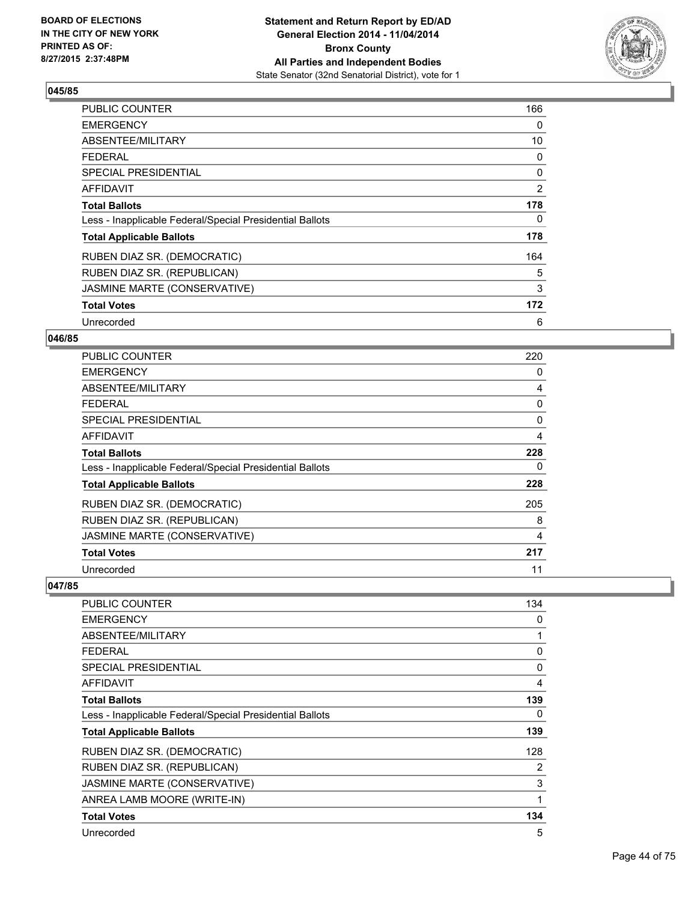### 045/85

| | |
|---|---|
| PUBLIC COUNTER | 166 |
| EMERGENCY | 0 |
| ABSENTEE/MILITARY | 10 |
| FEDERAL | 0 |
| SPECIAL PRESIDENTIAL | 0 |
| AFFIDAVIT | 2 |
| **Total Ballots** | **178** |
| Less - Inapplicable Federal/Special Presidential Ballots | 0 |
| **Total Applicable Ballots** | **178** |
| RUBEN DIAZ SR. (DEMOCRATIC) | 164 |
| RUBEN DIAZ SR. (REPUBLICAN) | 5 |
| JASMINE MARTE (CONSERVATIVE) | 3 |
| **Total Votes** | **172** |
| Unrecorded | 6 |

### 046/85

| | |
|---|---|
| PUBLIC COUNTER | 220 |
| EMERGENCY | 0 |
| ABSENTEE/MILITARY | 4 |
| FEDERAL | 0 |
| SPECIAL PRESIDENTIAL | 0 |
| AFFIDAVIT | 4 |
| **Total Ballots** | **228** |
| Less - Inapplicable Federal/Special Presidential Ballots | 0 |
| **Total Applicable Ballots** | **228** |
| RUBEN DIAZ SR. (DEMOCRATIC) | 205 |
| RUBEN DIAZ SR. (REPUBLICAN) | 8 |
| JASMINE MARTE (CONSERVATIVE) | 4 |
| **Total Votes** | **217** |
| Unrecorded | 11 |

### 047/85

| | |
|---|---|
| PUBLIC COUNTER | 134 |
| EMERGENCY | 0 |
| ABSENTEE/MILITARY | 1 |
| FEDERAL | 0 |
| SPECIAL PRESIDENTIAL | 0 |
| AFFIDAVIT | 4 |
| **Total Ballots** | **139** |
| Less - Inapplicable Federal/Special Presidential Ballots | 0 |
| **Total Applicable Ballots** | **139** |
| RUBEN DIAZ SR. (DEMOCRATIC) | 128 |
| RUBEN DIAZ SR. (REPUBLICAN) | 2 |
| JASMINE MARTE (CONSERVATIVE) | 3 |
| ANREA LAMB MOORE (WRITE-IN) | 1 |
| **Total Votes** | **134** |
| Unrecorded | 5 |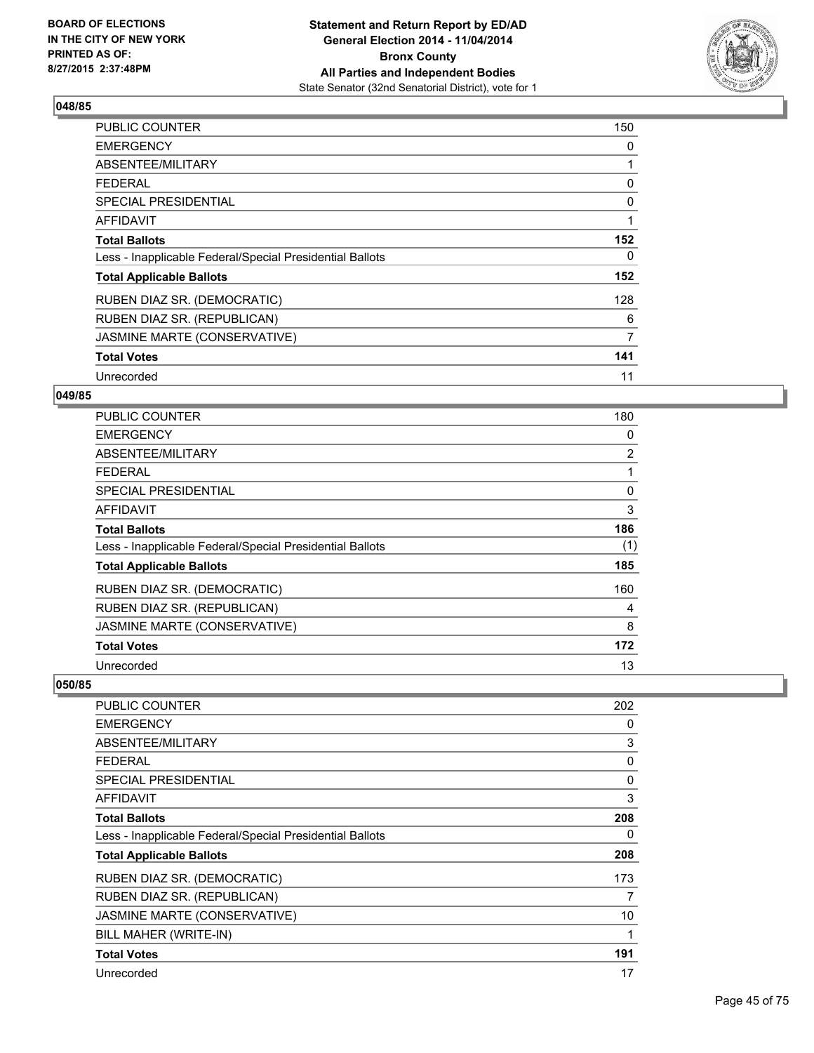## 048/85

| | |
|---|---|
| PUBLIC COUNTER | 150 |
| EMERGENCY | 0 |
| ABSENTEE/MILITARY | 1 |
| FEDERAL | 0 |
| SPECIAL PRESIDENTIAL | 0 |
| AFFIDAVIT | 1 |
| **Total Ballots** | **152** |
| Less - Inapplicable Federal/Special Presidential Ballots | 0 |
| **Total Applicable Ballots** | **152** |
| RUBEN DIAZ SR. (DEMOCRATIC) | 128 |
| RUBEN DIAZ SR. (REPUBLICAN) | 6 |
| JASMINE MARTE (CONSERVATIVE) | 7 |
| **Total Votes** | **141** |
| Unrecorded | 11 |

## 049/85

| | |
|---|---|
| PUBLIC COUNTER | 180 |
| EMERGENCY | 0 |
| ABSENTEE/MILITARY | 2 |
| FEDERAL | 1 |
| SPECIAL PRESIDENTIAL | 0 |
| AFFIDAVIT | 3 |
| **Total Ballots** | **186** |
| Less - Inapplicable Federal/Special Presidential Ballots | (1) |
| **Total Applicable Ballots** | **185** |
| RUBEN DIAZ SR. (DEMOCRATIC) | 160 |
| RUBEN DIAZ SR. (REPUBLICAN) | 4 |
| JASMINE MARTE (CONSERVATIVE) | 8 |
| **Total Votes** | **172** |
| Unrecorded | 13 |

## 050/85

| | |
|---|---|
| PUBLIC COUNTER | 202 |
| EMERGENCY | 0 |
| ABSENTEE/MILITARY | 3 |
| FEDERAL | 0 |
| SPECIAL PRESIDENTIAL | 0 |
| AFFIDAVIT | 3 |
| **Total Ballots** | **208** |
| Less - Inapplicable Federal/Special Presidential Ballots | 0 |
| **Total Applicable Ballots** | **208** |
| RUBEN DIAZ SR. (DEMOCRATIC) | 173 |
| RUBEN DIAZ SR. (REPUBLICAN) | 7 |
| JASMINE MARTE (CONSERVATIVE) | 10 |
| BILL MAHER (WRITE-IN) | 1 |
| **Total Votes** | **191** |
| Unrecorded | 17 |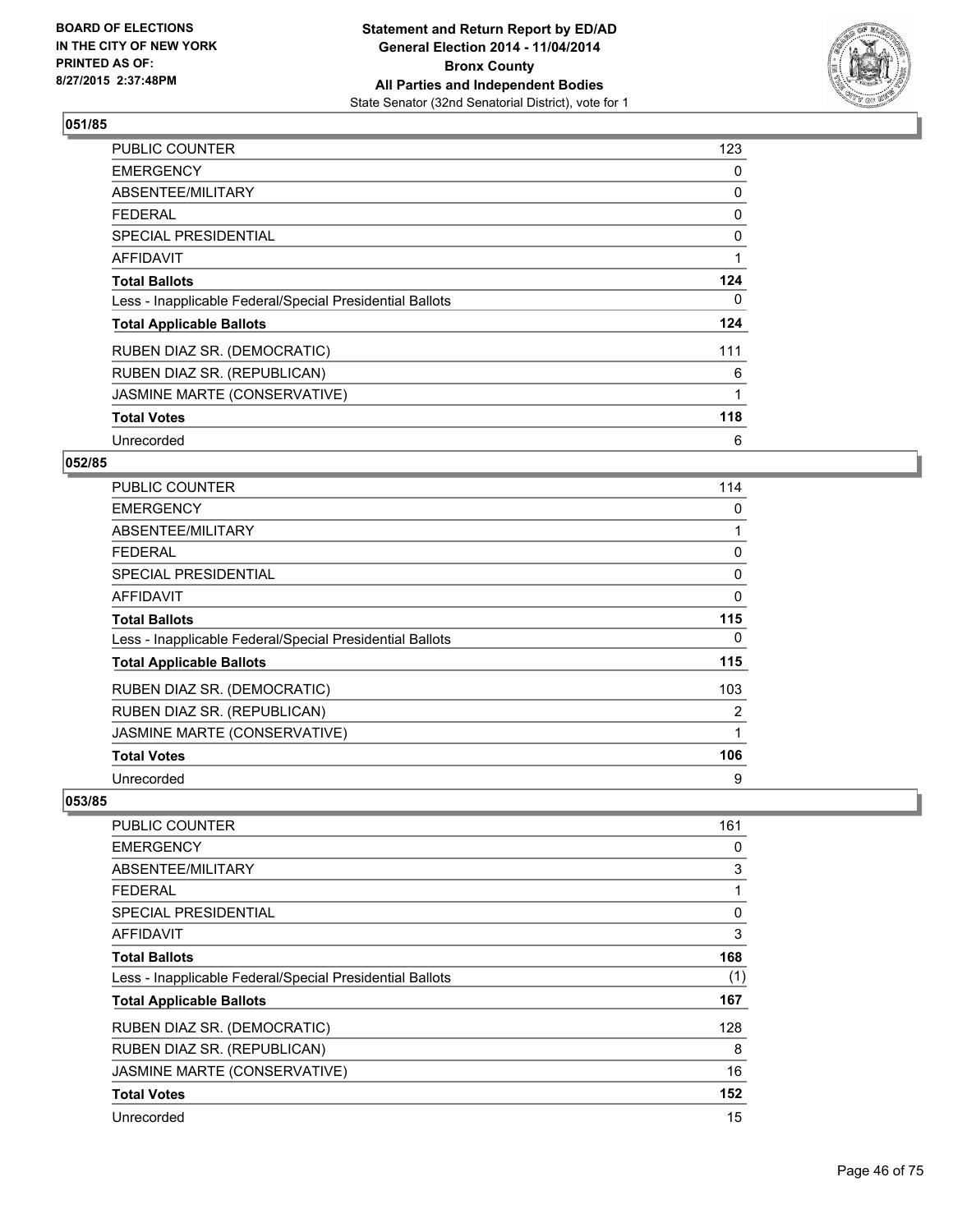## 051/85

| | |
|---|---|
| PUBLIC COUNTER | 123 |
| EMERGENCY | 0 |
| ABSENTEE/MILITARY | 0 |
| FEDERAL | 0 |
| SPECIAL PRESIDENTIAL | 0 |
| AFFIDAVIT | 1 |
| **Total Ballots** | **124** |
| Less - Inapplicable Federal/Special Presidential Ballots | 0 |
| **Total Applicable Ballots** | **124** |
| RUBEN DIAZ SR. (DEMOCRATIC) | 111 |
| RUBEN DIAZ SR. (REPUBLICAN) | 6 |
| JASMINE MARTE (CONSERVATIVE) | 1 |
| **Total Votes** | **118** |
| Unrecorded | 6 |

## 052/85

| | |
|---|---|
| PUBLIC COUNTER | 114 |
| EMERGENCY | 0 |
| ABSENTEE/MILITARY | 1 |
| FEDERAL | 0 |
| SPECIAL PRESIDENTIAL | 0 |
| AFFIDAVIT | 0 |
| **Total Ballots** | **115** |
| Less - Inapplicable Federal/Special Presidential Ballots | 0 |
| **Total Applicable Ballots** | **115** |
| RUBEN DIAZ SR. (DEMOCRATIC) | 103 |
| RUBEN DIAZ SR. (REPUBLICAN) | 2 |
| JASMINE MARTE (CONSERVATIVE) | 1 |
| **Total Votes** | **106** |
| Unrecorded | 9 |

## 053/85

| | |
|---|---|
| PUBLIC COUNTER | 161 |
| EMERGENCY | 0 |
| ABSENTEE/MILITARY | 3 |
| FEDERAL | 1 |
| SPECIAL PRESIDENTIAL | 0 |
| AFFIDAVIT | 3 |
| **Total Ballots** | **168** |
| Less - Inapplicable Federal/Special Presidential Ballots | (1) |
| **Total Applicable Ballots** | **167** |
| RUBEN DIAZ SR. (DEMOCRATIC) | 128 |
| RUBEN DIAZ SR. (REPUBLICAN) | 8 |
| JASMINE MARTE (CONSERVATIVE) | 16 |
| **Total Votes** | **152** |
| Unrecorded | 15 |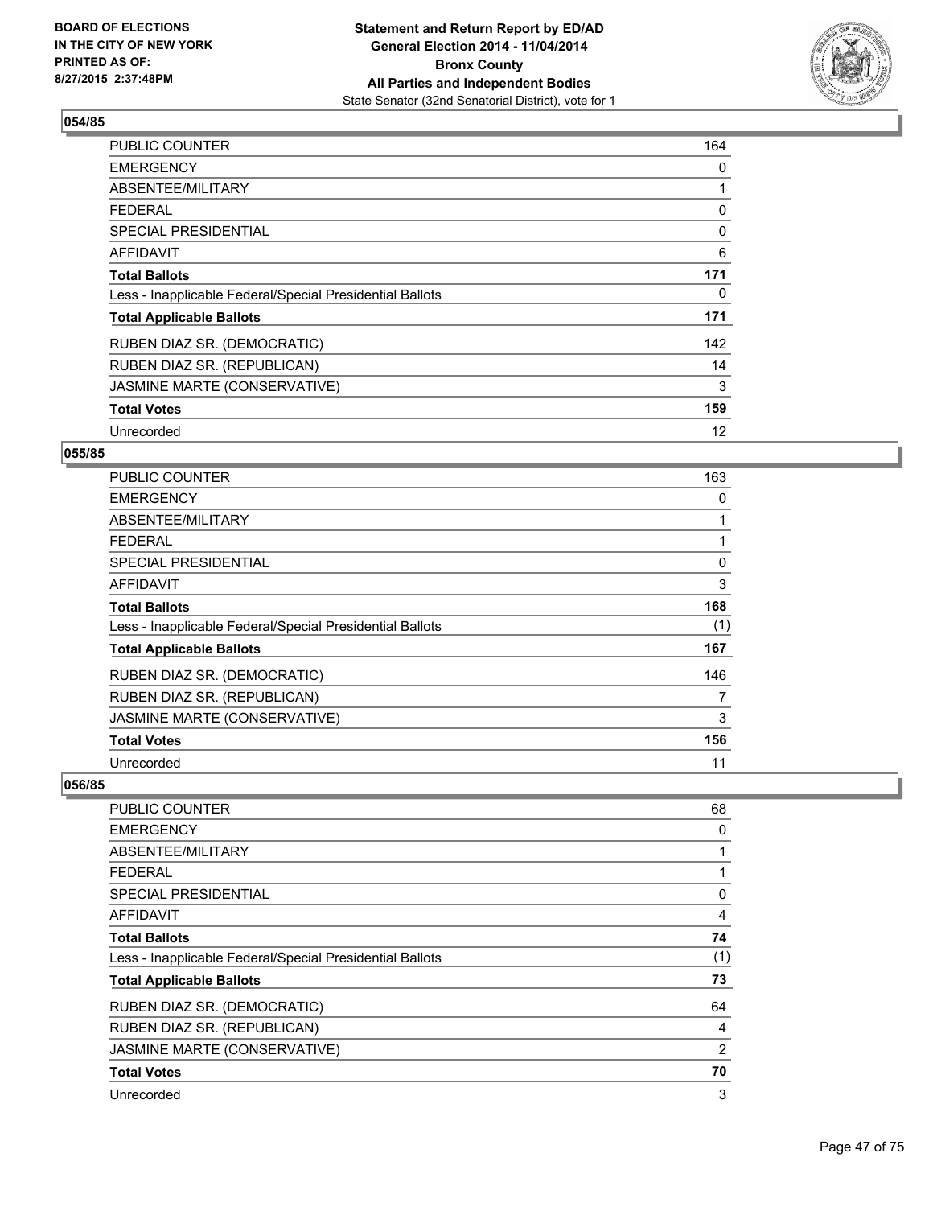## 054/85

| | |
|---|---|
| PUBLIC COUNTER | 164 |
| EMERGENCY | 0 |
| ABSENTEE/MILITARY | 1 |
| FEDERAL | 0 |
| SPECIAL PRESIDENTIAL | 0 |
| AFFIDAVIT | 6 |
| **Total Ballots** | **171** |
| Less - Inapplicable Federal/Special Presidential Ballots | 0 |
| **Total Applicable Ballots** | **171** |
| RUBEN DIAZ SR. (DEMOCRATIC) | 142 |
| RUBEN DIAZ SR. (REPUBLICAN) | 14 |
| JASMINE MARTE (CONSERVATIVE) | 3 |
| **Total Votes** | **159** |
| Unrecorded | 12 |

## 055/85

| | |
|---|---|
| PUBLIC COUNTER | 163 |
| EMERGENCY | 0 |
| ABSENTEE/MILITARY | 1 |
| FEDERAL | 1 |
| SPECIAL PRESIDENTIAL | 0 |
| AFFIDAVIT | 3 |
| **Total Ballots** | **168** |
| Less - Inapplicable Federal/Special Presidential Ballots | (1) |
| **Total Applicable Ballots** | **167** |
| RUBEN DIAZ SR. (DEMOCRATIC) | 146 |
| RUBEN DIAZ SR. (REPUBLICAN) | 7 |
| JASMINE MARTE (CONSERVATIVE) | 3 |
| **Total Votes** | **156** |
| Unrecorded | 11 |

## 056/85

| | |
|---|---|
| PUBLIC COUNTER | 68 |
| EMERGENCY | 0 |
| ABSENTEE/MILITARY | 1 |
| FEDERAL | 1 |
| SPECIAL PRESIDENTIAL | 0 |
| AFFIDAVIT | 4 |
| **Total Ballots** | **74** |
| Less - Inapplicable Federal/Special Presidential Ballots | (1) |
| **Total Applicable Ballots** | **73** |
| RUBEN DIAZ SR. (DEMOCRATIC) | 64 |
| RUBEN DIAZ SR. (REPUBLICAN) | 4 |
| JASMINE MARTE (CONSERVATIVE) | 2 |
| **Total Votes** | **70** |
| Unrecorded | 3 |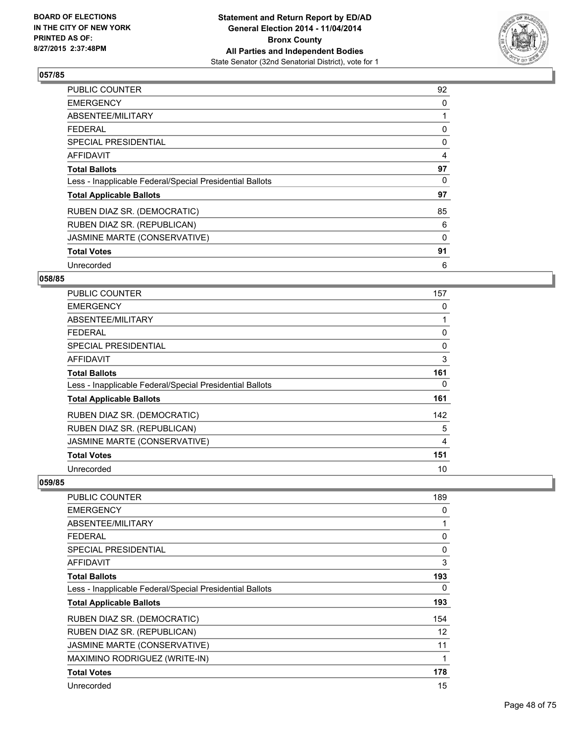### 057/85

| | |
|---|---|
| PUBLIC COUNTER | 92 |
| EMERGENCY | 0 |
| ABSENTEE/MILITARY | 1 |
| FEDERAL | 0 |
| SPECIAL PRESIDENTIAL | 0 |
| AFFIDAVIT | 4 |
| **Total Ballots** | **97** |
| Less - Inapplicable Federal/Special Presidential Ballots | 0 |
| **Total Applicable Ballots** | **97** |
| RUBEN DIAZ SR. (DEMOCRATIC) | 85 |
| RUBEN DIAZ SR. (REPUBLICAN) | 6 |
| JASMINE MARTE (CONSERVATIVE) | 0 |
| **Total Votes** | **91** |
| Unrecorded | 6 |

### 058/85

| | |
|---|---|
| PUBLIC COUNTER | 157 |
| EMERGENCY | 0 |
| ABSENTEE/MILITARY | 1 |
| FEDERAL | 0 |
| SPECIAL PRESIDENTIAL | 0 |
| AFFIDAVIT | 3 |
| **Total Ballots** | **161** |
| Less - Inapplicable Federal/Special Presidential Ballots | 0 |
| **Total Applicable Ballots** | **161** |
| RUBEN DIAZ SR. (DEMOCRATIC) | 142 |
| RUBEN DIAZ SR. (REPUBLICAN) | 5 |
| JASMINE MARTE (CONSERVATIVE) | 4 |
| **Total Votes** | **151** |
| Unrecorded | 10 |

### 059/85

| | |
|---|---|
| PUBLIC COUNTER | 189 |
| EMERGENCY | 0 |
| ABSENTEE/MILITARY | 1 |
| FEDERAL | 0 |
| SPECIAL PRESIDENTIAL | 0 |
| AFFIDAVIT | 3 |
| **Total Ballots** | **193** |
| Less - Inapplicable Federal/Special Presidential Ballots | 0 |
| **Total Applicable Ballots** | **193** |
| RUBEN DIAZ SR. (DEMOCRATIC) | 154 |
| RUBEN DIAZ SR. (REPUBLICAN) | 12 |
| JASMINE MARTE (CONSERVATIVE) | 11 |
| MAXIMINO RODRIGUEZ (WRITE-IN) | 1 |
| **Total Votes** | **178** |
| Unrecorded | 15 |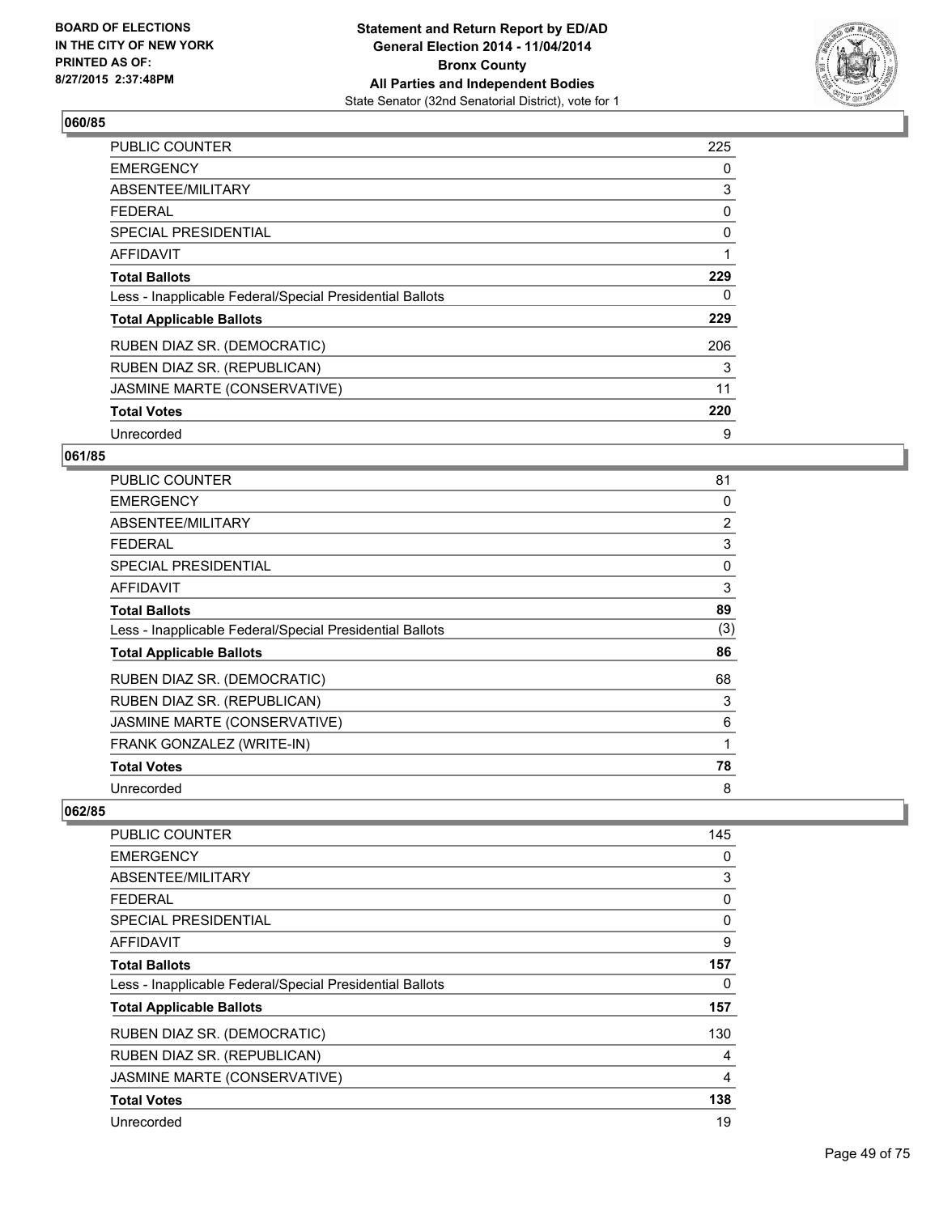## 060/85

| | |
|---|---|
| PUBLIC COUNTER | 225 |
| EMERGENCY | 0 |
| ABSENTEE/MILITARY | 3 |
| FEDERAL | 0 |
| SPECIAL PRESIDENTIAL | 0 |
| AFFIDAVIT | 1 |
| **Total Ballots** | **229** |
| Less - Inapplicable Federal/Special Presidential Ballots | 0 |
| **Total Applicable Ballots** | **229** |
| RUBEN DIAZ SR. (DEMOCRATIC) | 206 |
| RUBEN DIAZ SR. (REPUBLICAN) | 3 |
| JASMINE MARTE (CONSERVATIVE) | 11 |
| **Total Votes** | **220** |
| Unrecorded | 9 |

## 061/85

| | |
|---|---|
| PUBLIC COUNTER | 81 |
| EMERGENCY | 0 |
| ABSENTEE/MILITARY | 2 |
| FEDERAL | 3 |
| SPECIAL PRESIDENTIAL | 0 |
| AFFIDAVIT | 3 |
| **Total Ballots** | **89** |
| Less - Inapplicable Federal/Special Presidential Ballots | (3) |
| **Total Applicable Ballots** | **86** |
| RUBEN DIAZ SR. (DEMOCRATIC) | 68 |
| RUBEN DIAZ SR. (REPUBLICAN) | 3 |
| JASMINE MARTE (CONSERVATIVE) | 6 |
| FRANK GONZALEZ (WRITE-IN) | 1 |
| **Total Votes** | **78** |
| Unrecorded | 8 |

## 062/85

| | |
|---|---|
| PUBLIC COUNTER | 145 |
| EMERGENCY | 0 |
| ABSENTEE/MILITARY | 3 |
| FEDERAL | 0 |
| SPECIAL PRESIDENTIAL | 0 |
| AFFIDAVIT | 9 |
| **Total Ballots** | **157** |
| Less - Inapplicable Federal/Special Presidential Ballots | 0 |
| **Total Applicable Ballots** | **157** |
| RUBEN DIAZ SR. (DEMOCRATIC) | 130 |
| RUBEN DIAZ SR. (REPUBLICAN) | 4 |
| JASMINE MARTE (CONSERVATIVE) | 4 |
| **Total Votes** | **138** |
| Unrecorded | 19 |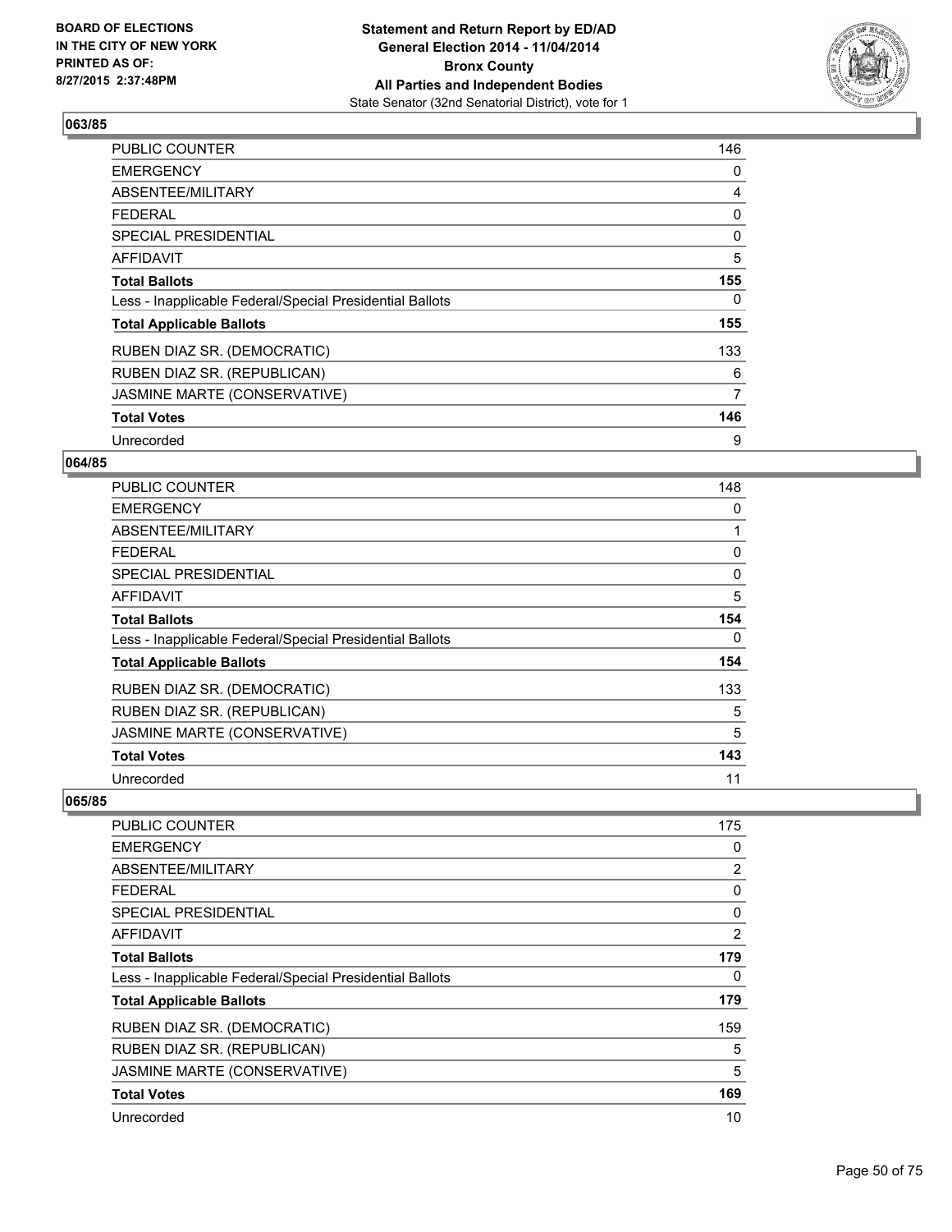### 063/85

| | |
|---|---|
| PUBLIC COUNTER | 146 |
| EMERGENCY | 0 |
| ABSENTEE/MILITARY | 4 |
| FEDERAL | 0 |
| SPECIAL PRESIDENTIAL | 0 |
| AFFIDAVIT | 5 |
| **Total Ballots** | **155** |
| Less - Inapplicable Federal/Special Presidential Ballots | 0 |
| **Total Applicable Ballots** | **155** |
| RUBEN DIAZ SR. (DEMOCRATIC) | 133 |
| RUBEN DIAZ SR. (REPUBLICAN) | 6 |
| JASMINE MARTE (CONSERVATIVE) | 7 |
| **Total Votes** | **146** |
| Unrecorded | 9 |

### 064/85

| | |
|---|---|
| PUBLIC COUNTER | 148 |
| EMERGENCY | 0 |
| ABSENTEE/MILITARY | 1 |
| FEDERAL | 0 |
| SPECIAL PRESIDENTIAL | 0 |
| AFFIDAVIT | 5 |
| **Total Ballots** | **154** |
| Less - Inapplicable Federal/Special Presidential Ballots | 0 |
| **Total Applicable Ballots** | **154** |
| RUBEN DIAZ SR. (DEMOCRATIC) | 133 |
| RUBEN DIAZ SR. (REPUBLICAN) | 5 |
| JASMINE MARTE (CONSERVATIVE) | 5 |
| **Total Votes** | **143** |
| Unrecorded | 11 |

### 065/85

| | |
|---|---|
| PUBLIC COUNTER | 175 |
| EMERGENCY | 0 |
| ABSENTEE/MILITARY | 2 |
| FEDERAL | 0 |
| SPECIAL PRESIDENTIAL | 0 |
| AFFIDAVIT | 2 |
| **Total Ballots** | **179** |
| Less - Inapplicable Federal/Special Presidential Ballots | 0 |
| **Total Applicable Ballots** | **179** |
| RUBEN DIAZ SR. (DEMOCRATIC) | 159 |
| RUBEN DIAZ SR. (REPUBLICAN) | 5 |
| JASMINE MARTE (CONSERVATIVE) | 5 |
| **Total Votes** | **169** |
| Unrecorded | 10 |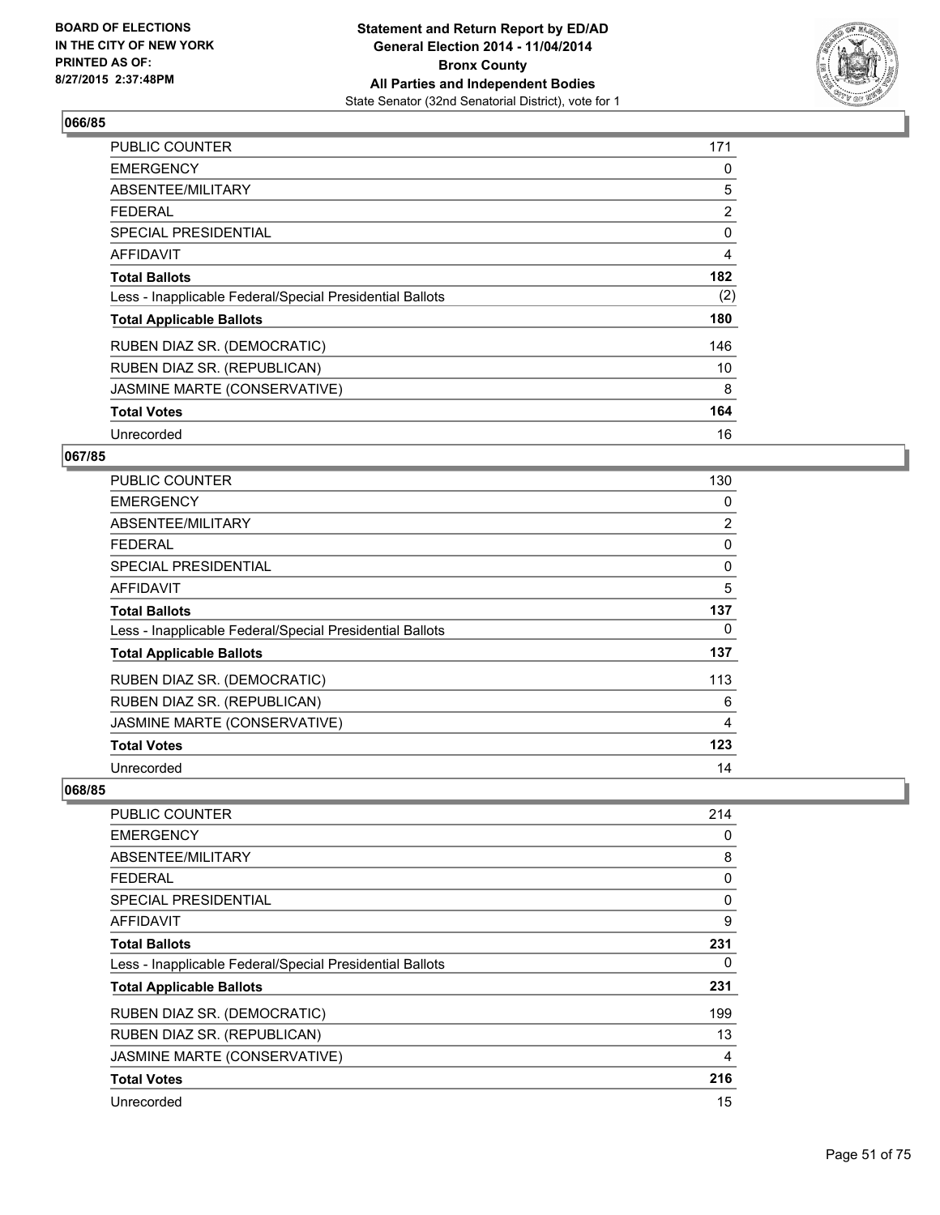## 066/85

| | |
|---|---|
| PUBLIC COUNTER | 171 |
| EMERGENCY | 0 |
| ABSENTEE/MILITARY | 5 |
| FEDERAL | 2 |
| SPECIAL PRESIDENTIAL | 0 |
| AFFIDAVIT | 4 |
| **Total Ballots** | **182** |
| Less - Inapplicable Federal/Special Presidential Ballots | (2) |
| **Total Applicable Ballots** | **180** |
| RUBEN DIAZ SR. (DEMOCRATIC) | 146 |
| RUBEN DIAZ SR. (REPUBLICAN) | 10 |
| JASMINE MARTE (CONSERVATIVE) | 8 |
| **Total Votes** | **164** |
| Unrecorded | 16 |

## 067/85

| | |
|---|---|
| PUBLIC COUNTER | 130 |
| EMERGENCY | 0 |
| ABSENTEE/MILITARY | 2 |
| FEDERAL | 0 |
| SPECIAL PRESIDENTIAL | 0 |
| AFFIDAVIT | 5 |
| **Total Ballots** | **137** |
| Less - Inapplicable Federal/Special Presidential Ballots | 0 |
| **Total Applicable Ballots** | **137** |
| RUBEN DIAZ SR. (DEMOCRATIC) | 113 |
| RUBEN DIAZ SR. (REPUBLICAN) | 6 |
| JASMINE MARTE (CONSERVATIVE) | 4 |
| **Total Votes** | **123** |
| Unrecorded | 14 |

## 068/85

| | |
|---|---|
| PUBLIC COUNTER | 214 |
| EMERGENCY | 0 |
| ABSENTEE/MILITARY | 8 |
| FEDERAL | 0 |
| SPECIAL PRESIDENTIAL | 0 |
| AFFIDAVIT | 9 |
| **Total Ballots** | **231** |
| Less - Inapplicable Federal/Special Presidential Ballots | 0 |
| **Total Applicable Ballots** | **231** |
| RUBEN DIAZ SR. (DEMOCRATIC) | 199 |
| RUBEN DIAZ SR. (REPUBLICAN) | 13 |
| JASMINE MARTE (CONSERVATIVE) | 4 |
| **Total Votes** | **216** |
| Unrecorded | 15 |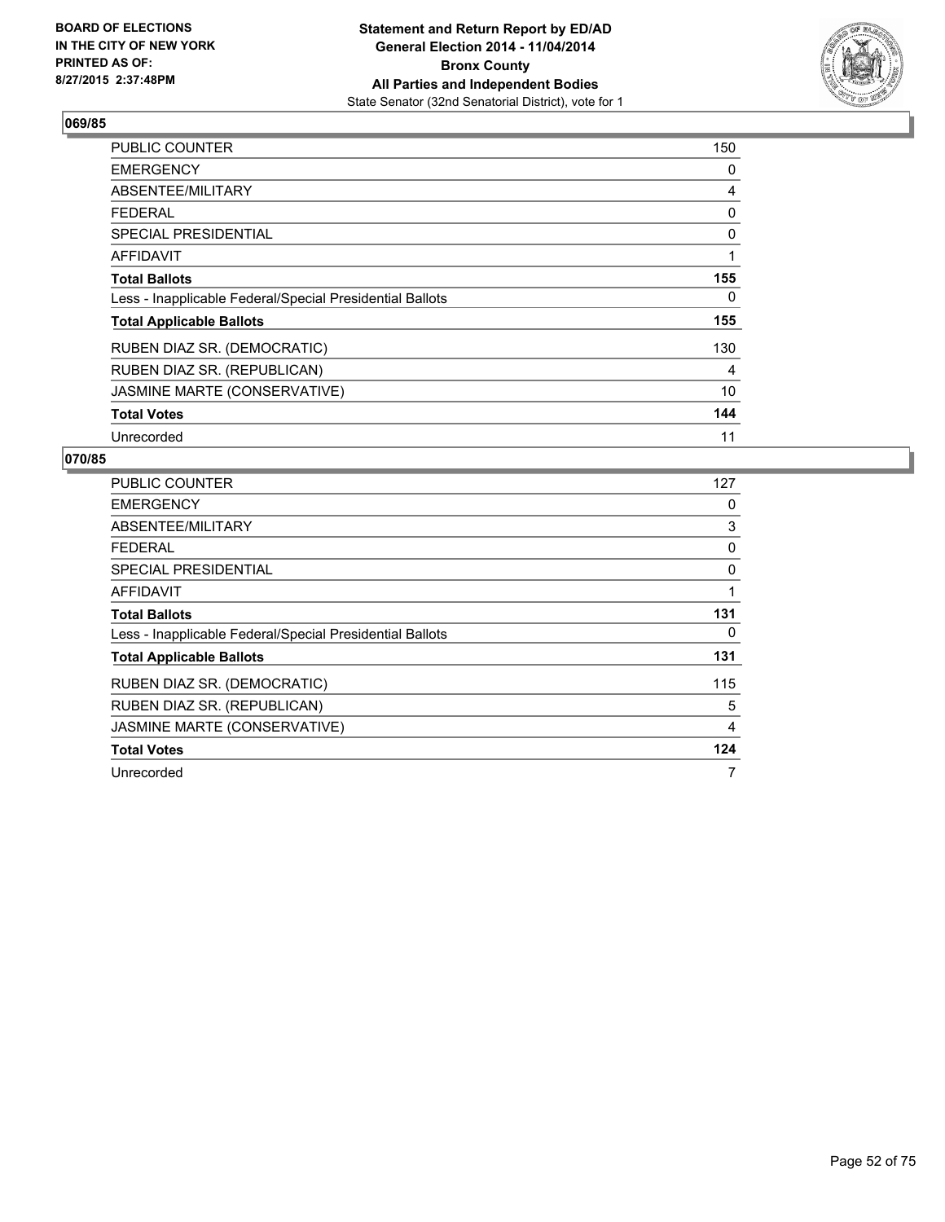BOARD OF ELECTIONS
IN THE CITY OF NEW YORK
PRINTED AS OF:
8/27/2015 2:37:48PM

**Statement and Return Report by ED/AD**
**General Election 2014 - 11/04/2014**
**Bronx County**
**All Parties and Independent Bodies**
State Senator (32nd Senatorial District), vote for 1

## 069/85

| | |
|---|---|
| PUBLIC COUNTER | 150 |
| EMERGENCY | 0 |
| ABSENTEE/MILITARY | 4 |
| FEDERAL | 0 |
| SPECIAL PRESIDENTIAL | 0 |
| AFFIDAVIT | 1 |
| **Total Ballots** | **155** |
| Less - Inapplicable Federal/Special Presidential Ballots | 0 |
| **Total Applicable Ballots** | **155** |
| RUBEN DIAZ SR. (DEMOCRATIC) | 130 |
| RUBEN DIAZ SR. (REPUBLICAN) | 4 |
| JASMINE MARTE (CONSERVATIVE) | 10 |
| **Total Votes** | **144** |
| Unrecorded | 11 |

## 070/85

| | |
|---|---|
| PUBLIC COUNTER | 127 |
| EMERGENCY | 0 |
| ABSENTEE/MILITARY | 3 |
| FEDERAL | 0 |
| SPECIAL PRESIDENTIAL | 0 |
| AFFIDAVIT | 1 |
| **Total Ballots** | **131** |
| Less - Inapplicable Federal/Special Presidential Ballots | 0 |
| **Total Applicable Ballots** | **131** |
| RUBEN DIAZ SR. (DEMOCRATIC) | 115 |
| RUBEN DIAZ SR. (REPUBLICAN) | 5 |
| JASMINE MARTE (CONSERVATIVE) | 4 |
| **Total Votes** | **124** |
| Unrecorded | 7 |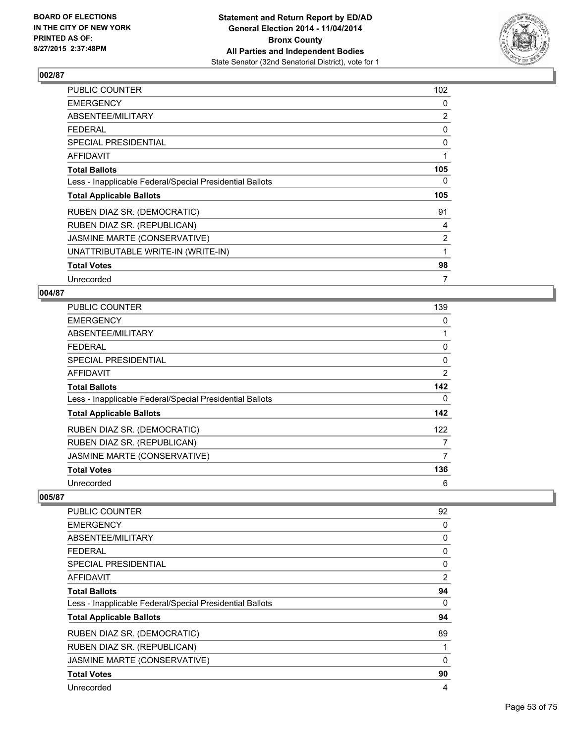**BOARD OF ELECTIONS IN THE CITY OF NEW YORK PRINTED AS OF: 8/27/2015 2:37:48PM**

**Statement and Return Report by ED/AD General Election 2014 - 11/04/2014 Bronx County All Parties and Independent Bodies**
State Senator (32nd Senatorial District), vote for 1

### 002/87

| | |
|---|---|
| PUBLIC COUNTER | 102 |
| EMERGENCY | 0 |
| ABSENTEE/MILITARY | 2 |
| FEDERAL | 0 |
| SPECIAL PRESIDENTIAL | 0 |
| AFFIDAVIT | 1 |
| **Total Ballots** | **105** |
| Less - Inapplicable Federal/Special Presidential Ballots | 0 |
| **Total Applicable Ballots** | **105** |
| RUBEN DIAZ SR. (DEMOCRATIC) | 91 |
| RUBEN DIAZ SR. (REPUBLICAN) | 4 |
| JASMINE MARTE (CONSERVATIVE) | 2 |
| UNATTRIBUTABLE WRITE-IN (WRITE-IN) | 1 |
| **Total Votes** | **98** |
| Unrecorded | 7 |

### 004/87

| | |
|---|---|
| PUBLIC COUNTER | 139 |
| EMERGENCY | 0 |
| ABSENTEE/MILITARY | 1 |
| FEDERAL | 0 |
| SPECIAL PRESIDENTIAL | 0 |
| AFFIDAVIT | 2 |
| **Total Ballots** | **142** |
| Less - Inapplicable Federal/Special Presidential Ballots | 0 |
| **Total Applicable Ballots** | **142** |
| RUBEN DIAZ SR. (DEMOCRATIC) | 122 |
| RUBEN DIAZ SR. (REPUBLICAN) | 7 |
| JASMINE MARTE (CONSERVATIVE) | 7 |
| **Total Votes** | **136** |
| Unrecorded | 6 |

### 005/87

| | |
|---|---|
| PUBLIC COUNTER | 92 |
| EMERGENCY | 0 |
| ABSENTEE/MILITARY | 0 |
| FEDERAL | 0 |
| SPECIAL PRESIDENTIAL | 0 |
| AFFIDAVIT | 2 |
| **Total Ballots** | **94** |
| Less - Inapplicable Federal/Special Presidential Ballots | 0 |
| **Total Applicable Ballots** | **94** |
| RUBEN DIAZ SR. (DEMOCRATIC) | 89 |
| RUBEN DIAZ SR. (REPUBLICAN) | 1 |
| JASMINE MARTE (CONSERVATIVE) | 0 |
| **Total Votes** | **90** |
| Unrecorded | 4 |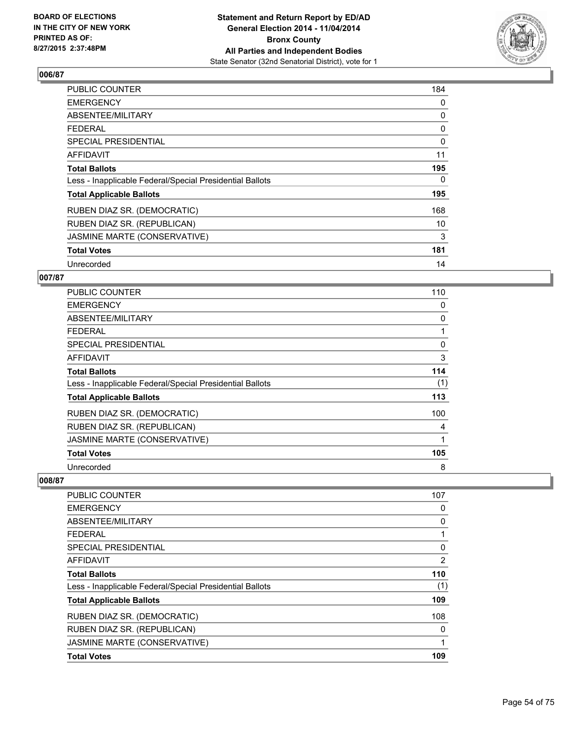## 006/87

| | |
|---|---|
| PUBLIC COUNTER | 184 |
| EMERGENCY | 0 |
| ABSENTEE/MILITARY | 0 |
| FEDERAL | 0 |
| SPECIAL PRESIDENTIAL | 0 |
| AFFIDAVIT | 11 |
| **Total Ballots** | **195** |
| Less - Inapplicable Federal/Special Presidential Ballots | 0 |
| **Total Applicable Ballots** | **195** |
| RUBEN DIAZ SR. (DEMOCRATIC) | 168 |
| RUBEN DIAZ SR. (REPUBLICAN) | 10 |
| JASMINE MARTE (CONSERVATIVE) | 3 |
| **Total Votes** | **181** |
| Unrecorded | 14 |

## 007/87

| | |
|---|---|
| PUBLIC COUNTER | 110 |
| EMERGENCY | 0 |
| ABSENTEE/MILITARY | 0 |
| FEDERAL | 1 |
| SPECIAL PRESIDENTIAL | 0 |
| AFFIDAVIT | 3 |
| **Total Ballots** | **114** |
| Less - Inapplicable Federal/Special Presidential Ballots | (1) |
| **Total Applicable Ballots** | **113** |
| RUBEN DIAZ SR. (DEMOCRATIC) | 100 |
| RUBEN DIAZ SR. (REPUBLICAN) | 4 |
| JASMINE MARTE (CONSERVATIVE) | 1 |
| **Total Votes** | **105** |
| Unrecorded | 8 |

## 008/87

| | |
|---|---|
| PUBLIC COUNTER | 107 |
| EMERGENCY | 0 |
| ABSENTEE/MILITARY | 0 |
| FEDERAL | 1 |
| SPECIAL PRESIDENTIAL | 0 |
| AFFIDAVIT | 2 |
| **Total Ballots** | **110** |
| Less - Inapplicable Federal/Special Presidential Ballots | (1) |
| **Total Applicable Ballots** | **109** |
| RUBEN DIAZ SR. (DEMOCRATIC) | 108 |
| RUBEN DIAZ SR. (REPUBLICAN) | 0 |
| JASMINE MARTE (CONSERVATIVE) | 1 |
| **Total Votes** | **109** |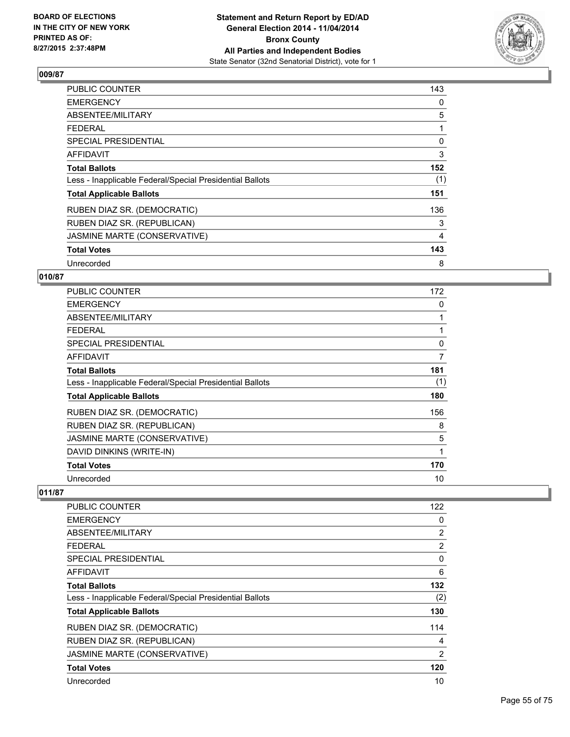## 009/87

| | |
|---|---|
| PUBLIC COUNTER | 143 |
| EMERGENCY | 0 |
| ABSENTEE/MILITARY | 5 |
| FEDERAL | 1 |
| SPECIAL PRESIDENTIAL | 0 |
| AFFIDAVIT | 3 |
| **Total Ballots** | **152** |
| Less - Inapplicable Federal/Special Presidential Ballots | (1) |
| **Total Applicable Ballots** | **151** |
| RUBEN DIAZ SR. (DEMOCRATIC) | 136 |
| RUBEN DIAZ SR. (REPUBLICAN) | 3 |
| JASMINE MARTE (CONSERVATIVE) | 4 |
| **Total Votes** | **143** |
| Unrecorded | 8 |

## 010/87

| | |
|---|---|
| PUBLIC COUNTER | 172 |
| EMERGENCY | 0 |
| ABSENTEE/MILITARY | 1 |
| FEDERAL | 1 |
| SPECIAL PRESIDENTIAL | 0 |
| AFFIDAVIT | 7 |
| **Total Ballots** | **181** |
| Less - Inapplicable Federal/Special Presidential Ballots | (1) |
| **Total Applicable Ballots** | **180** |
| RUBEN DIAZ SR. (DEMOCRATIC) | 156 |
| RUBEN DIAZ SR. (REPUBLICAN) | 8 |
| JASMINE MARTE (CONSERVATIVE) | 5 |
| DAVID DINKINS (WRITE-IN) | 1 |
| **Total Votes** | **170** |
| Unrecorded | 10 |

## 011/87

| | |
|---|---|
| PUBLIC COUNTER | 122 |
| EMERGENCY | 0 |
| ABSENTEE/MILITARY | 2 |
| FEDERAL | 2 |
| SPECIAL PRESIDENTIAL | 0 |
| AFFIDAVIT | 6 |
| **Total Ballots** | **132** |
| Less - Inapplicable Federal/Special Presidential Ballots | (2) |
| **Total Applicable Ballots** | **130** |
| RUBEN DIAZ SR. (DEMOCRATIC) | 114 |
| RUBEN DIAZ SR. (REPUBLICAN) | 4 |
| JASMINE MARTE (CONSERVATIVE) | 2 |
| **Total Votes** | **120** |
| Unrecorded | 10 |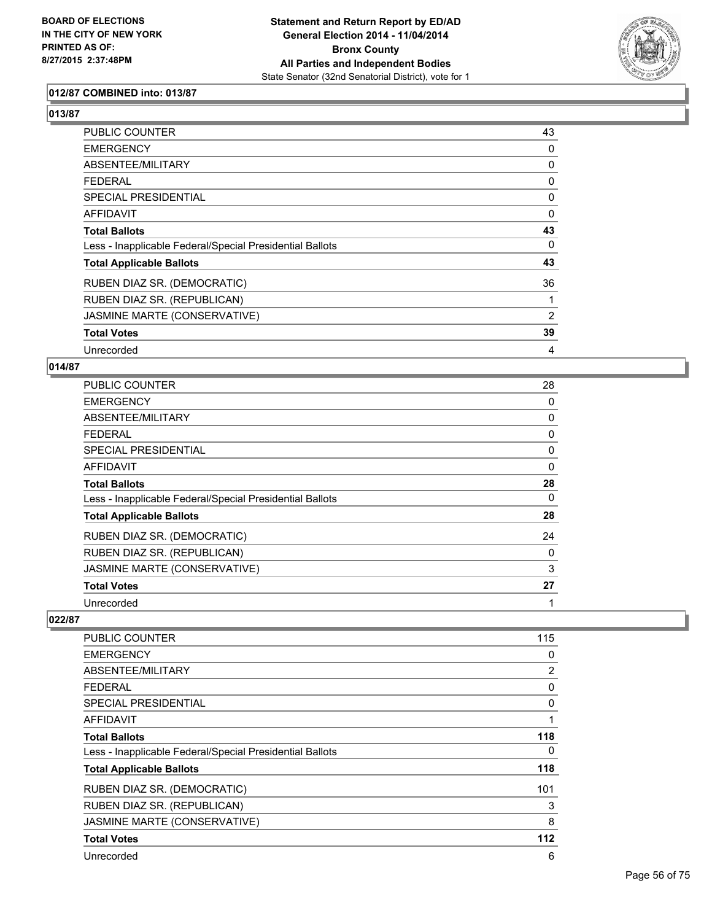### 012/87 COMBINED into: 013/87

### 013/87

| | |
|---|---|
| PUBLIC COUNTER | 43 |
| EMERGENCY | 0 |
| ABSENTEE/MILITARY | 0 |
| FEDERAL | 0 |
| SPECIAL PRESIDENTIAL | 0 |
| AFFIDAVIT | 0 |
| **Total Ballots** | **43** |
| Less - Inapplicable Federal/Special Presidential Ballots | 0 |
| **Total Applicable Ballots** | **43** |
| RUBEN DIAZ SR. (DEMOCRATIC) | 36 |
| RUBEN DIAZ SR. (REPUBLICAN) | 1 |
| JASMINE MARTE (CONSERVATIVE) | 2 |
| **Total Votes** | **39** |
| Unrecorded | 4 |

### 014/87

| | |
|---|---|
| PUBLIC COUNTER | 28 |
| EMERGENCY | 0 |
| ABSENTEE/MILITARY | 0 |
| FEDERAL | 0 |
| SPECIAL PRESIDENTIAL | 0 |
| AFFIDAVIT | 0 |
| **Total Ballots** | **28** |
| Less - Inapplicable Federal/Special Presidential Ballots | 0 |
| **Total Applicable Ballots** | **28** |
| RUBEN DIAZ SR. (DEMOCRATIC) | 24 |
| RUBEN DIAZ SR. (REPUBLICAN) | 0 |
| JASMINE MARTE (CONSERVATIVE) | 3 |
| **Total Votes** | **27** |
| Unrecorded | 1 |

### 022/87

| | |
|---|---|
| PUBLIC COUNTER | 115 |
| EMERGENCY | 0 |
| ABSENTEE/MILITARY | 2 |
| FEDERAL | 0 |
| SPECIAL PRESIDENTIAL | 0 |
| AFFIDAVIT | 1 |
| **Total Ballots** | **118** |
| Less - Inapplicable Federal/Special Presidential Ballots | 0 |
| **Total Applicable Ballots** | **118** |
| RUBEN DIAZ SR. (DEMOCRATIC) | 101 |
| RUBEN DIAZ SR. (REPUBLICAN) | 3 |
| JASMINE MARTE (CONSERVATIVE) | 8 |
| **Total Votes** | **112** |
| Unrecorded | 6 |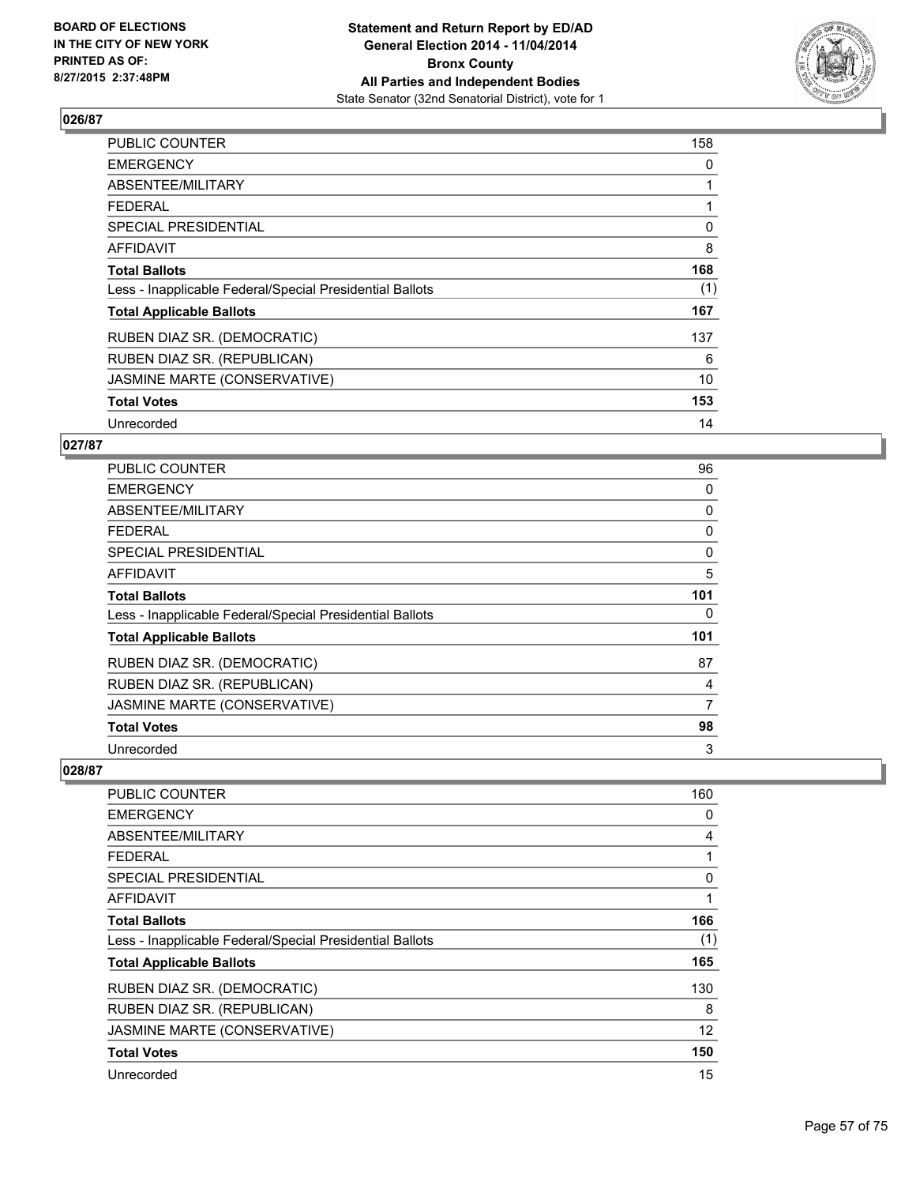## 026/87

| | |
|---|---|
| PUBLIC COUNTER | 158 |
| EMERGENCY | 0 |
| ABSENTEE/MILITARY | 1 |
| FEDERAL | 1 |
| SPECIAL PRESIDENTIAL | 0 |
| AFFIDAVIT | 8 |
| **Total Ballots** | **168** |
| Less - Inapplicable Federal/Special Presidential Ballots | (1) |
| **Total Applicable Ballots** | **167** |
| RUBEN DIAZ SR. (DEMOCRATIC) | 137 |
| RUBEN DIAZ SR. (REPUBLICAN) | 6 |
| JASMINE MARTE (CONSERVATIVE) | 10 |
| **Total Votes** | **153** |
| Unrecorded | 14 |

## 027/87

| | |
|---|---|
| PUBLIC COUNTER | 96 |
| EMERGENCY | 0 |
| ABSENTEE/MILITARY | 0 |
| FEDERAL | 0 |
| SPECIAL PRESIDENTIAL | 0 |
| AFFIDAVIT | 5 |
| **Total Ballots** | **101** |
| Less - Inapplicable Federal/Special Presidential Ballots | 0 |
| **Total Applicable Ballots** | **101** |
| RUBEN DIAZ SR. (DEMOCRATIC) | 87 |
| RUBEN DIAZ SR. (REPUBLICAN) | 4 |
| JASMINE MARTE (CONSERVATIVE) | 7 |
| **Total Votes** | **98** |
| Unrecorded | 3 |

## 028/87

| | |
|---|---|
| PUBLIC COUNTER | 160 |
| EMERGENCY | 0 |
| ABSENTEE/MILITARY | 4 |
| FEDERAL | 1 |
| SPECIAL PRESIDENTIAL | 0 |
| AFFIDAVIT | 1 |
| **Total Ballots** | **166** |
| Less - Inapplicable Federal/Special Presidential Ballots | (1) |
| **Total Applicable Ballots** | **165** |
| RUBEN DIAZ SR. (DEMOCRATIC) | 130 |
| RUBEN DIAZ SR. (REPUBLICAN) | 8 |
| JASMINE MARTE (CONSERVATIVE) | 12 |
| **Total Votes** | **150** |
| Unrecorded | 15 |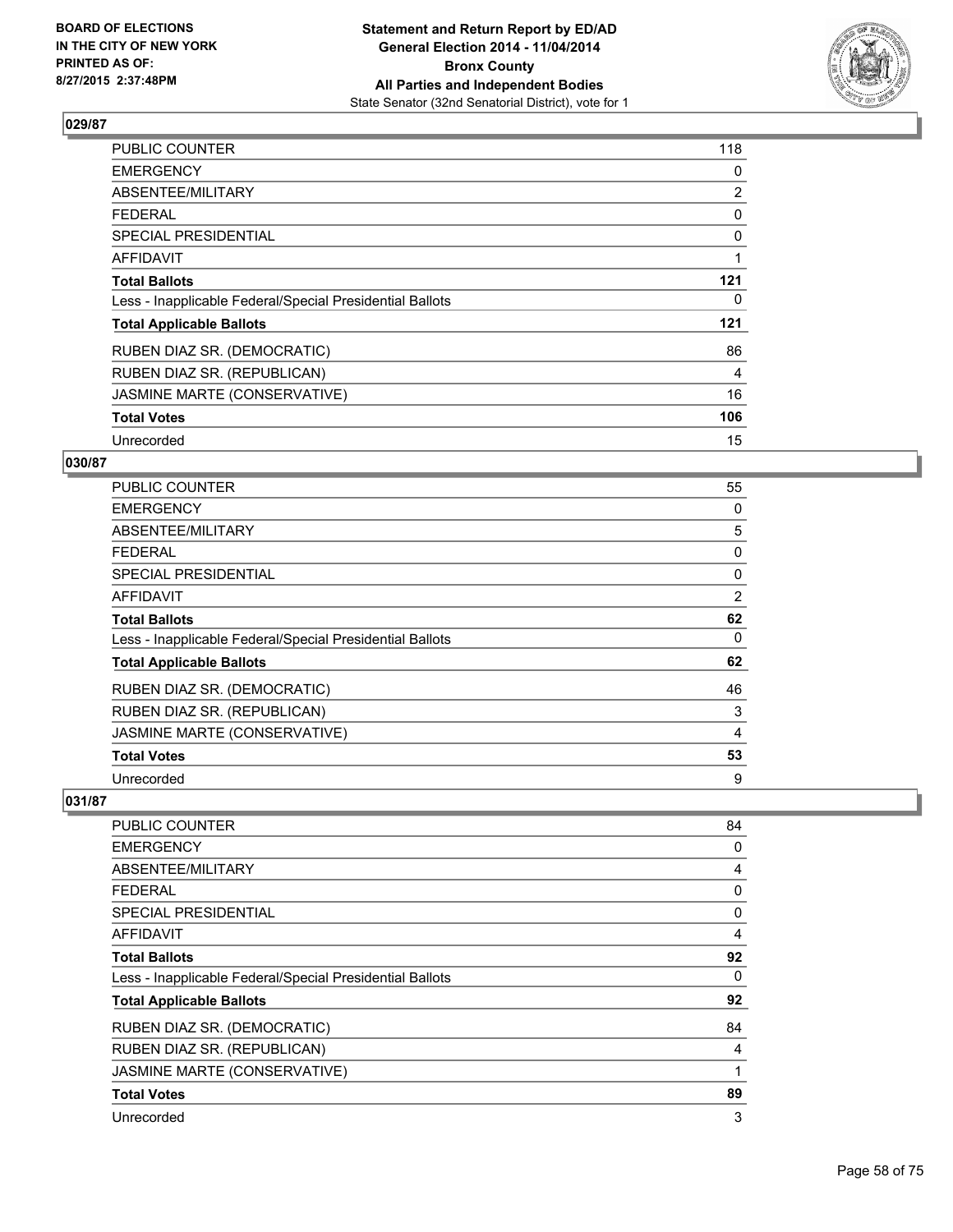## 029/87

| | |
|---|---|
| PUBLIC COUNTER | 118 |
| EMERGENCY | 0 |
| ABSENTEE/MILITARY | 2 |
| FEDERAL | 0 |
| SPECIAL PRESIDENTIAL | 0 |
| AFFIDAVIT | 1 |
| **Total Ballots** | **121** |
| Less - Inapplicable Federal/Special Presidential Ballots | 0 |
| **Total Applicable Ballots** | **121** |
| RUBEN DIAZ SR. (DEMOCRATIC) | 86 |
| RUBEN DIAZ SR. (REPUBLICAN) | 4 |
| JASMINE MARTE (CONSERVATIVE) | 16 |
| **Total Votes** | **106** |
| Unrecorded | 15 |

## 030/87

| | |
|---|---|
| PUBLIC COUNTER | 55 |
| EMERGENCY | 0 |
| ABSENTEE/MILITARY | 5 |
| FEDERAL | 0 |
| SPECIAL PRESIDENTIAL | 0 |
| AFFIDAVIT | 2 |
| **Total Ballots** | **62** |
| Less - Inapplicable Federal/Special Presidential Ballots | 0 |
| **Total Applicable Ballots** | **62** |
| RUBEN DIAZ SR. (DEMOCRATIC) | 46 |
| RUBEN DIAZ SR. (REPUBLICAN) | 3 |
| JASMINE MARTE (CONSERVATIVE) | 4 |
| **Total Votes** | **53** |
| Unrecorded | 9 |

## 031/87

| | |
|---|---|
| PUBLIC COUNTER | 84 |
| EMERGENCY | 0 |
| ABSENTEE/MILITARY | 4 |
| FEDERAL | 0 |
| SPECIAL PRESIDENTIAL | 0 |
| AFFIDAVIT | 4 |
| **Total Ballots** | **92** |
| Less - Inapplicable Federal/Special Presidential Ballots | 0 |
| **Total Applicable Ballots** | **92** |
| RUBEN DIAZ SR. (DEMOCRATIC) | 84 |
| RUBEN DIAZ SR. (REPUBLICAN) | 4 |
| JASMINE MARTE (CONSERVATIVE) | 1 |
| **Total Votes** | **89** |
| Unrecorded | 3 |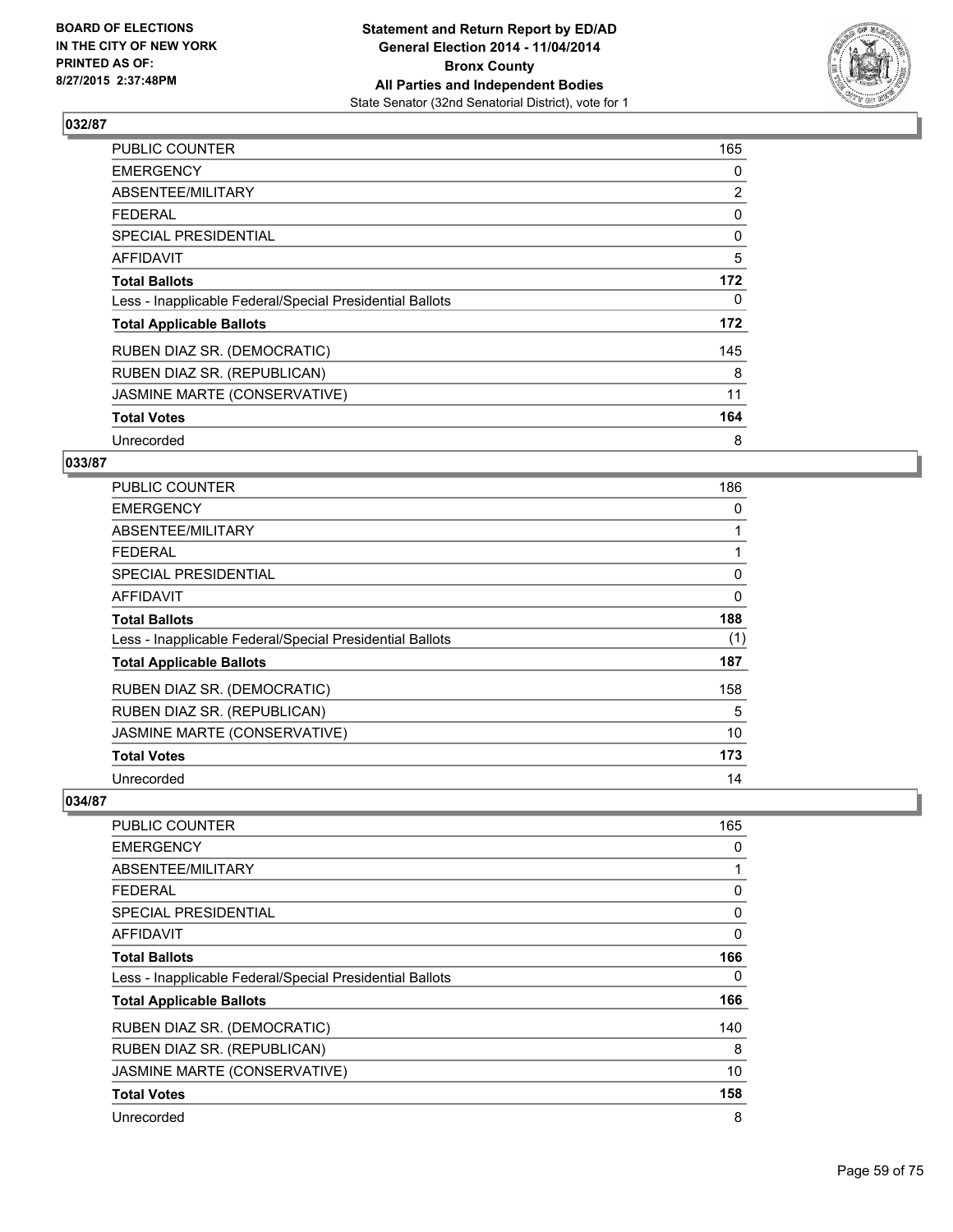**BOARD OF ELECTIONS IN THE CITY OF NEW YORK PRINTED AS OF: 8/27/2015 2:37:48PM**

**Statement and Return Report by ED/AD General Election 2014 - 11/04/2014 Bronx County All Parties and Independent Bodies**
State Senator (32nd Senatorial District), vote for 1

## 032/87

| | |
|---|---|
| PUBLIC COUNTER | 165 |
| EMERGENCY | 0 |
| ABSENTEE/MILITARY | 2 |
| FEDERAL | 0 |
| SPECIAL PRESIDENTIAL | 0 |
| AFFIDAVIT | 5 |
| **Total Ballots** | **172** |
| Less - Inapplicable Federal/Special Presidential Ballots | 0 |
| **Total Applicable Ballots** | **172** |
| RUBEN DIAZ SR. (DEMOCRATIC) | 145 |
| RUBEN DIAZ SR. (REPUBLICAN) | 8 |
| JASMINE MARTE (CONSERVATIVE) | 11 |
| **Total Votes** | **164** |
| Unrecorded | 8 |

## 033/87

| | |
|---|---|
| PUBLIC COUNTER | 186 |
| EMERGENCY | 0 |
| ABSENTEE/MILITARY | 1 |
| FEDERAL | 1 |
| SPECIAL PRESIDENTIAL | 0 |
| AFFIDAVIT | 0 |
| **Total Ballots** | **188** |
| Less - Inapplicable Federal/Special Presidential Ballots | (1) |
| **Total Applicable Ballots** | **187** |
| RUBEN DIAZ SR. (DEMOCRATIC) | 158 |
| RUBEN DIAZ SR. (REPUBLICAN) | 5 |
| JASMINE MARTE (CONSERVATIVE) | 10 |
| **Total Votes** | **173** |
| Unrecorded | 14 |

## 034/87

| | |
|---|---|
| PUBLIC COUNTER | 165 |
| EMERGENCY | 0 |
| ABSENTEE/MILITARY | 1 |
| FEDERAL | 0 |
| SPECIAL PRESIDENTIAL | 0 |
| AFFIDAVIT | 0 |
| **Total Ballots** | **166** |
| Less - Inapplicable Federal/Special Presidential Ballots | 0 |
| **Total Applicable Ballots** | **166** |
| RUBEN DIAZ SR. (DEMOCRATIC) | 140 |
| RUBEN DIAZ SR. (REPUBLICAN) | 8 |
| JASMINE MARTE (CONSERVATIVE) | 10 |
| **Total Votes** | **158** |
| Unrecorded | 8 |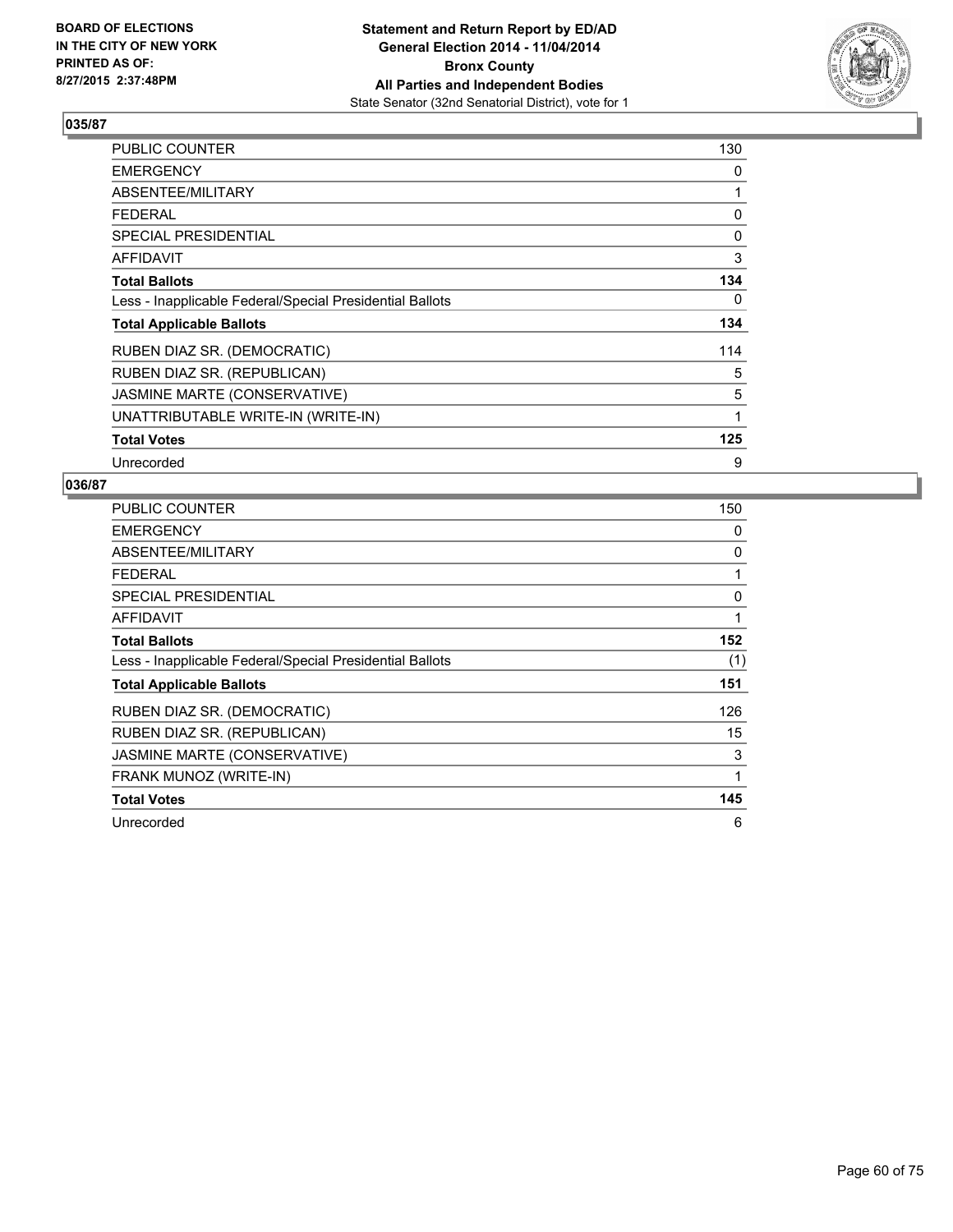**BOARD OF ELECTIONS IN THE CITY OF NEW YORK PRINTED AS OF: 8/27/2015 2:37:48PM**

**Statement and Return Report by ED/AD**
**General Election 2014 - 11/04/2014**
**Bronx County**
**All Parties and Independent Bodies**
State Senator (32nd Senatorial District), vote for 1

### 035/87

| | |
|---|---|
| PUBLIC COUNTER | 130 |
| EMERGENCY | 0 |
| ABSENTEE/MILITARY | 1 |
| FEDERAL | 0 |
| SPECIAL PRESIDENTIAL | 0 |
| AFFIDAVIT | 3 |
| **Total Ballots** | **134** |
| Less - Inapplicable Federal/Special Presidential Ballots | 0 |
| **Total Applicable Ballots** | **134** |
| RUBEN DIAZ SR. (DEMOCRATIC) | 114 |
| RUBEN DIAZ SR. (REPUBLICAN) | 5 |
| JASMINE MARTE (CONSERVATIVE) | 5 |
| UNATTRIBUTABLE WRITE-IN (WRITE-IN) | 1 |
| **Total Votes** | **125** |
| Unrecorded | 9 |

### 036/87

| | |
|---|---|
| PUBLIC COUNTER | 150 |
| EMERGENCY | 0 |
| ABSENTEE/MILITARY | 0 |
| FEDERAL | 1 |
| SPECIAL PRESIDENTIAL | 0 |
| AFFIDAVIT | 1 |
| **Total Ballots** | **152** |
| Less - Inapplicable Federal/Special Presidential Ballots | (1) |
| **Total Applicable Ballots** | **151** |
| RUBEN DIAZ SR. (DEMOCRATIC) | 126 |
| RUBEN DIAZ SR. (REPUBLICAN) | 15 |
| JASMINE MARTE (CONSERVATIVE) | 3 |
| FRANK MUNOZ (WRITE-IN) | 1 |
| **Total Votes** | **145** |
| Unrecorded | 6 |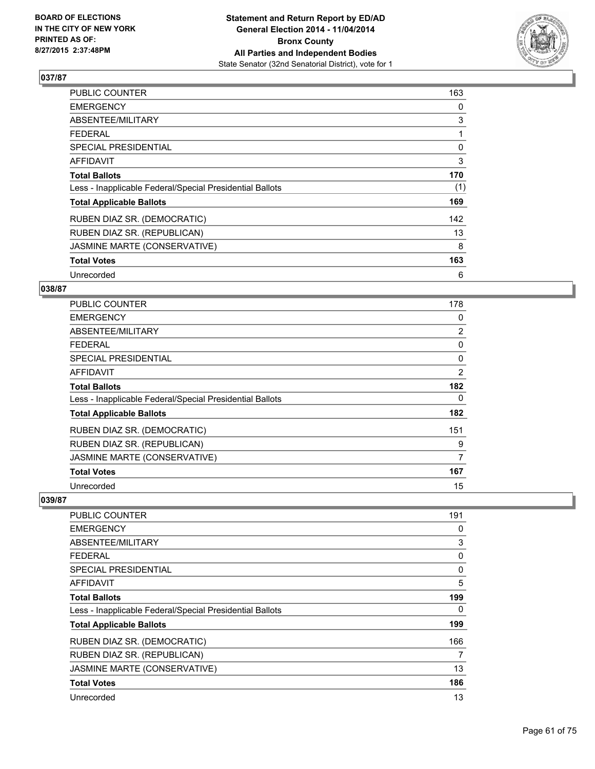## 037/87

| | |
|---|---|
| PUBLIC COUNTER | 163 |
| EMERGENCY | 0 |
| ABSENTEE/MILITARY | 3 |
| FEDERAL | 1 |
| SPECIAL PRESIDENTIAL | 0 |
| AFFIDAVIT | 3 |
| **Total Ballots** | **170** |
| Less - Inapplicable Federal/Special Presidential Ballots | (1) |
| **Total Applicable Ballots** | **169** |
| RUBEN DIAZ SR. (DEMOCRATIC) | 142 |
| RUBEN DIAZ SR. (REPUBLICAN) | 13 |
| JASMINE MARTE (CONSERVATIVE) | 8 |
| **Total Votes** | **163** |
| Unrecorded | 6 |

## 038/87

| | |
|---|---|
| PUBLIC COUNTER | 178 |
| EMERGENCY | 0 |
| ABSENTEE/MILITARY | 2 |
| FEDERAL | 0 |
| SPECIAL PRESIDENTIAL | 0 |
| AFFIDAVIT | 2 |
| **Total Ballots** | **182** |
| Less - Inapplicable Federal/Special Presidential Ballots | 0 |
| **Total Applicable Ballots** | **182** |
| RUBEN DIAZ SR. (DEMOCRATIC) | 151 |
| RUBEN DIAZ SR. (REPUBLICAN) | 9 |
| JASMINE MARTE (CONSERVATIVE) | 7 |
| **Total Votes** | **167** |
| Unrecorded | 15 |

## 039/87

| | |
|---|---|
| PUBLIC COUNTER | 191 |
| EMERGENCY | 0 |
| ABSENTEE/MILITARY | 3 |
| FEDERAL | 0 |
| SPECIAL PRESIDENTIAL | 0 |
| AFFIDAVIT | 5 |
| **Total Ballots** | **199** |
| Less - Inapplicable Federal/Special Presidential Ballots | 0 |
| **Total Applicable Ballots** | **199** |
| RUBEN DIAZ SR. (DEMOCRATIC) | 166 |
| RUBEN DIAZ SR. (REPUBLICAN) | 7 |
| JASMINE MARTE (CONSERVATIVE) | 13 |
| **Total Votes** | **186** |
| Unrecorded | 13 |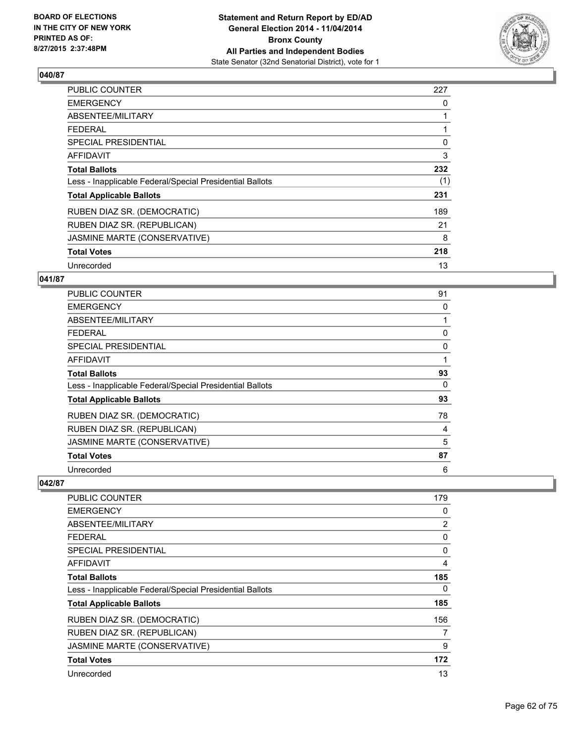**Statement and Return Report by ED/AD**
**General Election 2014 - 11/04/2014**
**Bronx County**
**All Parties and Independent Bodies**
State Senator (32nd Senatorial District), vote for 1

BOARD OF ELECTIONS
IN THE CITY OF NEW YORK
PRINTED AS OF:
8/27/2015 2:37:48PM

## 040/87

| | |
|---|---|
| PUBLIC COUNTER | 227 |
| EMERGENCY | 0 |
| ABSENTEE/MILITARY | 1 |
| FEDERAL | 1 |
| SPECIAL PRESIDENTIAL | 0 |
| AFFIDAVIT | 3 |
| **Total Ballots** | **232** |
| Less - Inapplicable Federal/Special Presidential Ballots | (1) |
| **Total Applicable Ballots** | **231** |
| RUBEN DIAZ SR. (DEMOCRATIC) | 189 |
| RUBEN DIAZ SR. (REPUBLICAN) | 21 |
| JASMINE MARTE (CONSERVATIVE) | 8 |
| **Total Votes** | **218** |
| Unrecorded | 13 |

## 041/87

| | |
|---|---|
| PUBLIC COUNTER | 91 |
| EMERGENCY | 0 |
| ABSENTEE/MILITARY | 1 |
| FEDERAL | 0 |
| SPECIAL PRESIDENTIAL | 0 |
| AFFIDAVIT | 1 |
| **Total Ballots** | **93** |
| Less - Inapplicable Federal/Special Presidential Ballots | 0 |
| **Total Applicable Ballots** | **93** |
| RUBEN DIAZ SR. (DEMOCRATIC) | 78 |
| RUBEN DIAZ SR. (REPUBLICAN) | 4 |
| JASMINE MARTE (CONSERVATIVE) | 5 |
| **Total Votes** | **87** |
| Unrecorded | 6 |

## 042/87

| | |
|---|---|
| PUBLIC COUNTER | 179 |
| EMERGENCY | 0 |
| ABSENTEE/MILITARY | 2 |
| FEDERAL | 0 |
| SPECIAL PRESIDENTIAL | 0 |
| AFFIDAVIT | 4 |
| **Total Ballots** | **185** |
| Less - Inapplicable Federal/Special Presidential Ballots | 0 |
| **Total Applicable Ballots** | **185** |
| RUBEN DIAZ SR. (DEMOCRATIC) | 156 |
| RUBEN DIAZ SR. (REPUBLICAN) | 7 |
| JASMINE MARTE (CONSERVATIVE) | 9 |
| **Total Votes** | **172** |
| Unrecorded | 13 |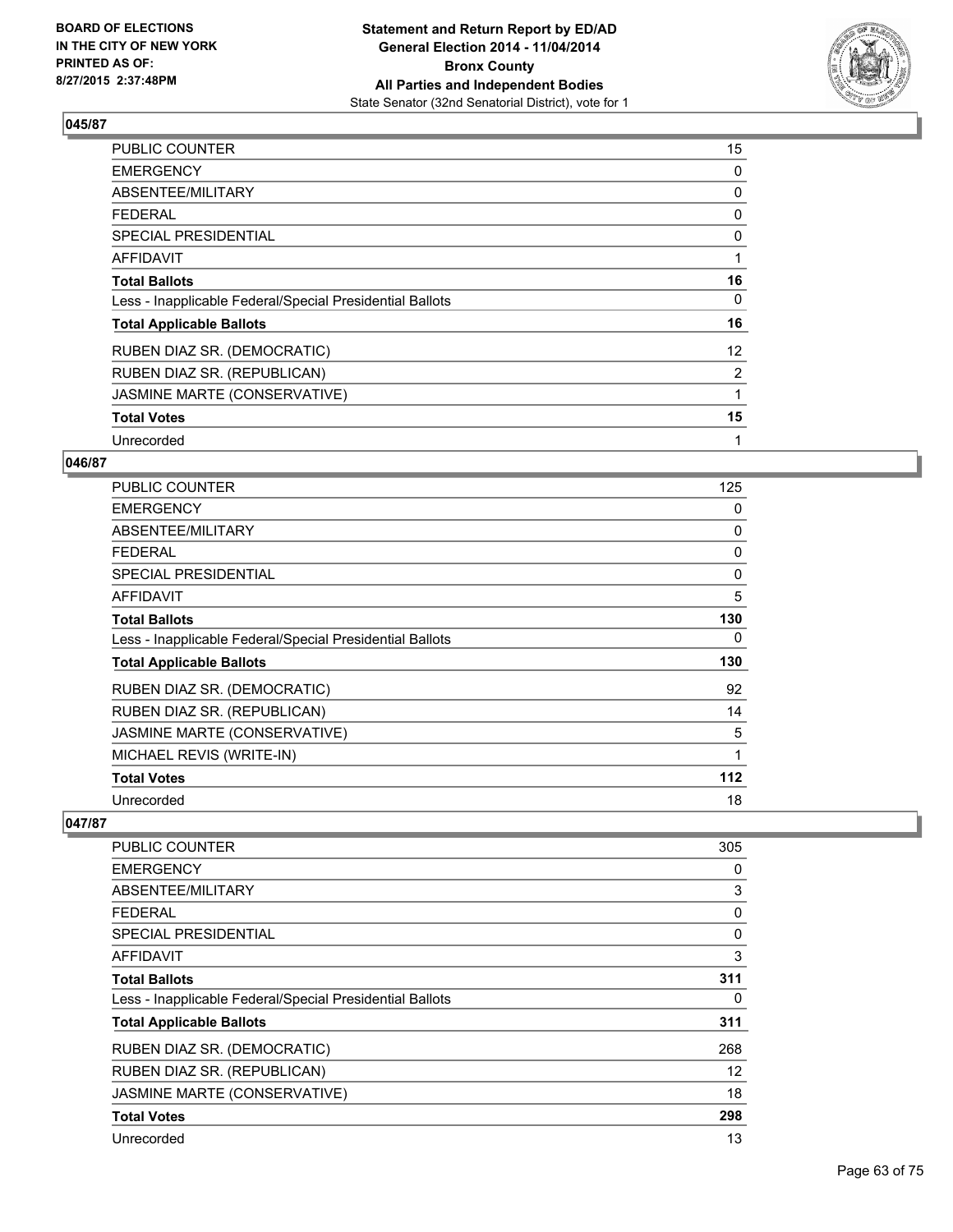### 045/87

| | |
|---|---|
| PUBLIC COUNTER | 15 |
| EMERGENCY | 0 |
| ABSENTEE/MILITARY | 0 |
| FEDERAL | 0 |
| SPECIAL PRESIDENTIAL | 0 |
| AFFIDAVIT | 1 |
| **Total Ballots** | **16** |
| Less - Inapplicable Federal/Special Presidential Ballots | 0 |
| **Total Applicable Ballots** | **16** |
| RUBEN DIAZ SR. (DEMOCRATIC) | 12 |
| RUBEN DIAZ SR. (REPUBLICAN) | 2 |
| JASMINE MARTE (CONSERVATIVE) | 1 |
| **Total Votes** | **15** |
| Unrecorded | 1 |

### 046/87

| | |
|---|---|
| PUBLIC COUNTER | 125 |
| EMERGENCY | 0 |
| ABSENTEE/MILITARY | 0 |
| FEDERAL | 0 |
| SPECIAL PRESIDENTIAL | 0 |
| AFFIDAVIT | 5 |
| **Total Ballots** | **130** |
| Less - Inapplicable Federal/Special Presidential Ballots | 0 |
| **Total Applicable Ballots** | **130** |
| RUBEN DIAZ SR. (DEMOCRATIC) | 92 |
| RUBEN DIAZ SR. (REPUBLICAN) | 14 |
| JASMINE MARTE (CONSERVATIVE) | 5 |
| MICHAEL REVIS (WRITE-IN) | 1 |
| **Total Votes** | **112** |
| Unrecorded | 18 |

### 047/87

| | |
|---|---|
| PUBLIC COUNTER | 305 |
| EMERGENCY | 0 |
| ABSENTEE/MILITARY | 3 |
| FEDERAL | 0 |
| SPECIAL PRESIDENTIAL | 0 |
| AFFIDAVIT | 3 |
| **Total Ballots** | **311** |
| Less - Inapplicable Federal/Special Presidential Ballots | 0 |
| **Total Applicable Ballots** | **311** |
| RUBEN DIAZ SR. (DEMOCRATIC) | 268 |
| RUBEN DIAZ SR. (REPUBLICAN) | 12 |
| JASMINE MARTE (CONSERVATIVE) | 18 |
| **Total Votes** | **298** |
| Unrecorded | 13 |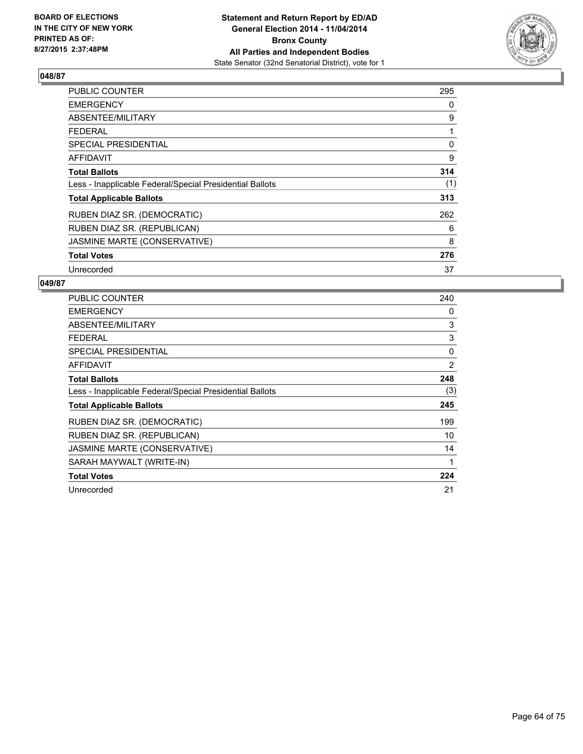**BOARD OF ELECTIONS IN THE CITY OF NEW YORK PRINTED AS OF: 8/27/2015 2:37:48PM**

**Statement and Return Report by ED/AD General Election 2014 - 11/04/2014 Bronx County All Parties and Independent Bodies**
State Senator (32nd Senatorial District), vote for 1

## 048/87

| | |
|---|---|
| PUBLIC COUNTER | 295 |
| EMERGENCY | 0 |
| ABSENTEE/MILITARY | 9 |
| FEDERAL | 1 |
| SPECIAL PRESIDENTIAL | 0 |
| AFFIDAVIT | 9 |
| **Total Ballots** | **314** |
| Less - Inapplicable Federal/Special Presidential Ballots | (1) |
| **Total Applicable Ballots** | **313** |
| RUBEN DIAZ SR. (DEMOCRATIC) | 262 |
| RUBEN DIAZ SR. (REPUBLICAN) | 6 |
| JASMINE MARTE (CONSERVATIVE) | 8 |
| **Total Votes** | **276** |
| Unrecorded | 37 |

## 049/87

| | |
|---|---|
| PUBLIC COUNTER | 240 |
| EMERGENCY | 0 |
| ABSENTEE/MILITARY | 3 |
| FEDERAL | 3 |
| SPECIAL PRESIDENTIAL | 0 |
| AFFIDAVIT | 2 |
| **Total Ballots** | **248** |
| Less - Inapplicable Federal/Special Presidential Ballots | (3) |
| **Total Applicable Ballots** | **245** |
| RUBEN DIAZ SR. (DEMOCRATIC) | 199 |
| RUBEN DIAZ SR. (REPUBLICAN) | 10 |
| JASMINE MARTE (CONSERVATIVE) | 14 |
| SARAH MAYWALT (WRITE-IN) | 1 |
| **Total Votes** | **224** |
| Unrecorded | 21 |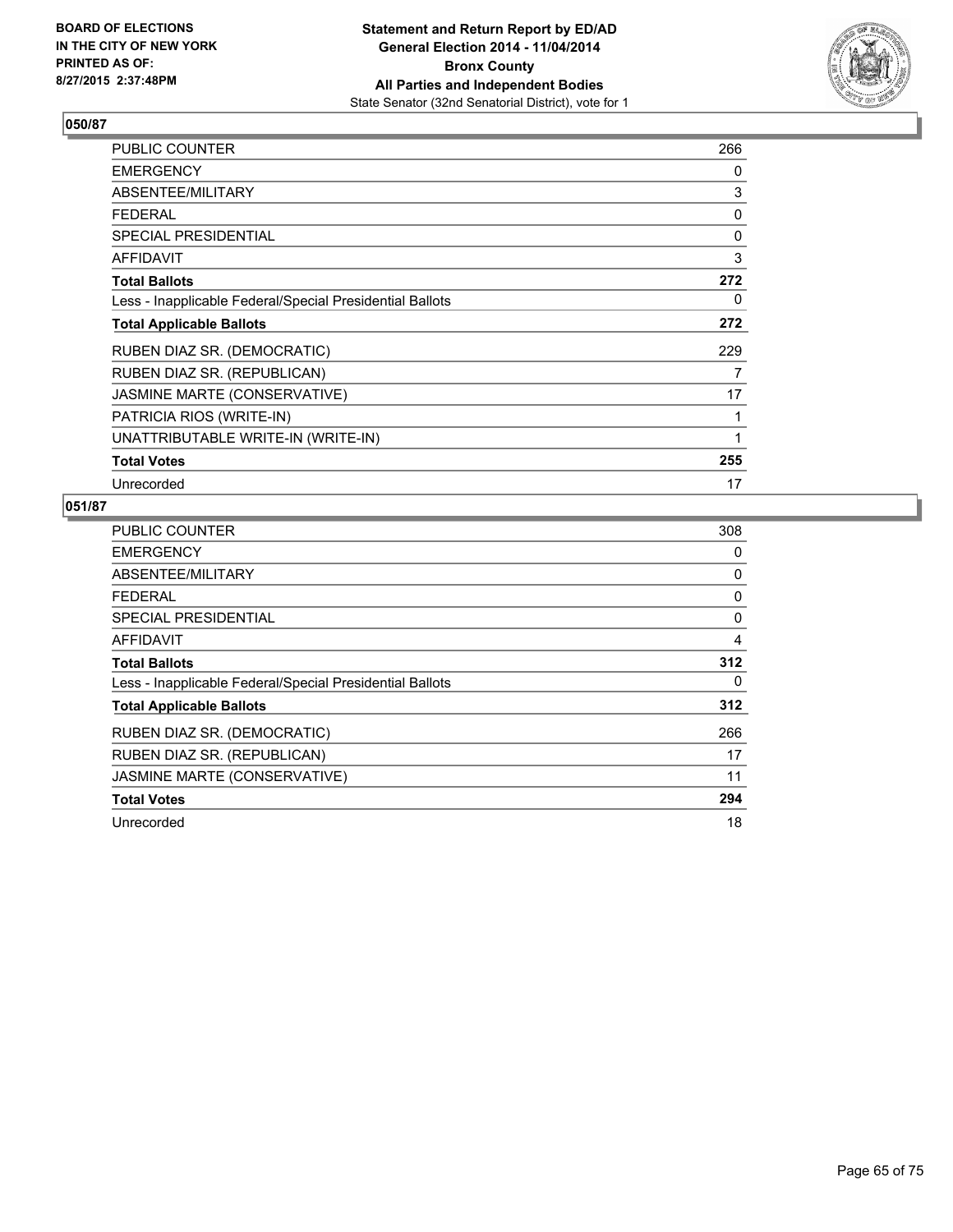**BOARD OF ELECTIONS IN THE CITY OF NEW YORK PRINTED AS OF: 8/27/2015 2:37:48PM**

**Statement and Return Report by ED/AD General Election 2014 - 11/04/2014 Bronx County All Parties and Independent Bodies**

State Senator (32nd Senatorial District), vote for 1

## 050/87

| | |
|---|---|
| PUBLIC COUNTER | 266 |
| EMERGENCY | 0 |
| ABSENTEE/MILITARY | 3 |
| FEDERAL | 0 |
| SPECIAL PRESIDENTIAL | 0 |
| AFFIDAVIT | 3 |
| **Total Ballots** | **272** |
| Less - Inapplicable Federal/Special Presidential Ballots | 0 |
| **Total Applicable Ballots** | **272** |
| RUBEN DIAZ SR. (DEMOCRATIC) | 229 |
| RUBEN DIAZ SR. (REPUBLICAN) | 7 |
| JASMINE MARTE (CONSERVATIVE) | 17 |
| PATRICIA RIOS (WRITE-IN) | 1 |
| UNATTRIBUTABLE WRITE-IN (WRITE-IN) | 1 |
| **Total Votes** | **255** |
| Unrecorded | 17 |

## 051/87

| | |
|---|---|
| PUBLIC COUNTER | 308 |
| EMERGENCY | 0 |
| ABSENTEE/MILITARY | 0 |
| FEDERAL | 0 |
| SPECIAL PRESIDENTIAL | 0 |
| AFFIDAVIT | 4 |
| **Total Ballots** | **312** |
| Less - Inapplicable Federal/Special Presidential Ballots | 0 |
| **Total Applicable Ballots** | **312** |
| RUBEN DIAZ SR. (DEMOCRATIC) | 266 |
| RUBEN DIAZ SR. (REPUBLICAN) | 17 |
| JASMINE MARTE (CONSERVATIVE) | 11 |
| **Total Votes** | **294** |
| Unrecorded | 18 |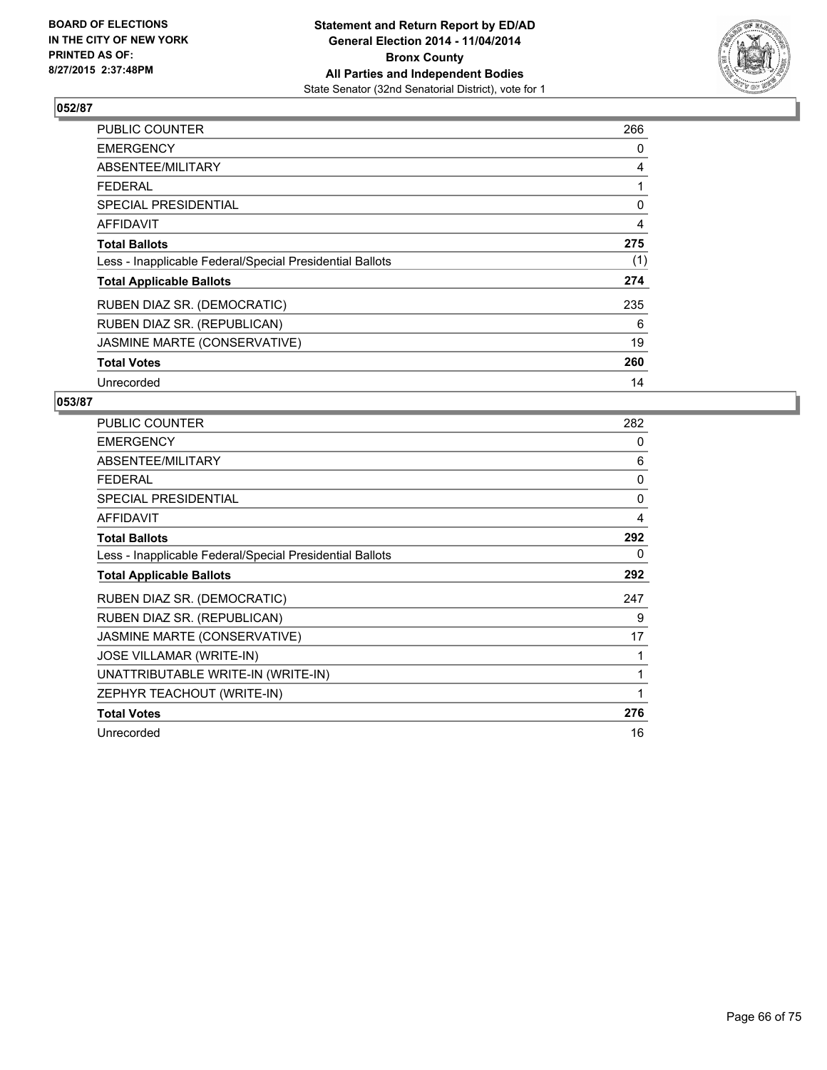**BOARD OF ELECTIONS IN THE CITY OF NEW YORK PRINTED AS OF: 8/27/2015 2:37:48PM**

**Statement and Return Report by ED/AD General Election 2014 - 11/04/2014 Bronx County All Parties and Independent Bodies**

State Senator (32nd Senatorial District), vote for 1

## 052/87

| | |
|---|---|
| PUBLIC COUNTER | 266 |
| EMERGENCY | 0 |
| ABSENTEE/MILITARY | 4 |
| FEDERAL | 1 |
| SPECIAL PRESIDENTIAL | 0 |
| AFFIDAVIT | 4 |
| **Total Ballots** | **275** |
| Less - Inapplicable Federal/Special Presidential Ballots | (1) |
| **Total Applicable Ballots** | **274** |
| RUBEN DIAZ SR. (DEMOCRATIC) | 235 |
| RUBEN DIAZ SR. (REPUBLICAN) | 6 |
| JASMINE MARTE (CONSERVATIVE) | 19 |
| **Total Votes** | **260** |
| Unrecorded | 14 |

## 053/87

| | |
|---|---|
| PUBLIC COUNTER | 282 |
| EMERGENCY | 0 |
| ABSENTEE/MILITARY | 6 |
| FEDERAL | 0 |
| SPECIAL PRESIDENTIAL | 0 |
| AFFIDAVIT | 4 |
| **Total Ballots** | **292** |
| Less - Inapplicable Federal/Special Presidential Ballots | 0 |
| **Total Applicable Ballots** | **292** |
| RUBEN DIAZ SR. (DEMOCRATIC) | 247 |
| RUBEN DIAZ SR. (REPUBLICAN) | 9 |
| JASMINE MARTE (CONSERVATIVE) | 17 |
| JOSE VILLAMAR (WRITE-IN) | 1 |
| UNATTRIBUTABLE WRITE-IN (WRITE-IN) | 1 |
| ZEPHYR TEACHOUT (WRITE-IN) | 1 |
| **Total Votes** | **276** |
| Unrecorded | 16 |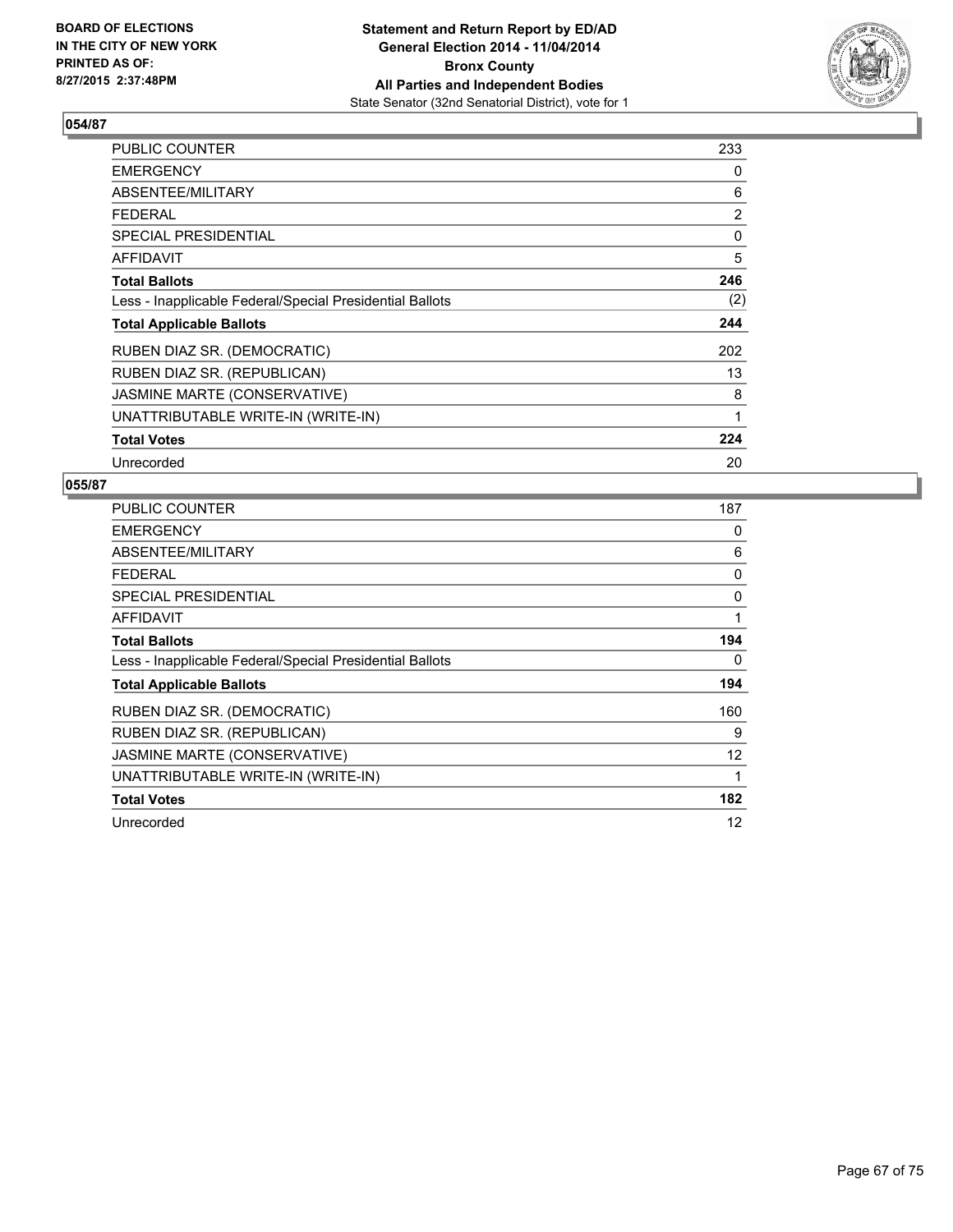BOARD OF ELECTIONS
IN THE CITY OF NEW YORK
PRINTED AS OF:
8/27/2015 2:37:48PM

**Statement and Return Report by ED/AD**
**General Election 2014 - 11/04/2014**
**Bronx County**
**All Parties and Independent Bodies**
State Senator (32nd Senatorial District), vote for 1

### 054/87

| | |
|---|---|
| PUBLIC COUNTER | 233 |
| EMERGENCY | 0 |
| ABSENTEE/MILITARY | 6 |
| FEDERAL | 2 |
| SPECIAL PRESIDENTIAL | 0 |
| AFFIDAVIT | 5 |
| **Total Ballots** | **246** |
| Less - Inapplicable Federal/Special Presidential Ballots | (2) |
| **Total Applicable Ballots** | **244** |
| RUBEN DIAZ SR. (DEMOCRATIC) | 202 |
| RUBEN DIAZ SR. (REPUBLICAN) | 13 |
| JASMINE MARTE (CONSERVATIVE) | 8 |
| UNATTRIBUTABLE WRITE-IN (WRITE-IN) | 1 |
| **Total Votes** | **224** |
| Unrecorded | 20 |

### 055/87

| | |
|---|---|
| PUBLIC COUNTER | 187 |
| EMERGENCY | 0 |
| ABSENTEE/MILITARY | 6 |
| FEDERAL | 0 |
| SPECIAL PRESIDENTIAL | 0 |
| AFFIDAVIT | 1 |
| **Total Ballots** | **194** |
| Less - Inapplicable Federal/Special Presidential Ballots | 0 |
| **Total Applicable Ballots** | **194** |
| RUBEN DIAZ SR. (DEMOCRATIC) | 160 |
| RUBEN DIAZ SR. (REPUBLICAN) | 9 |
| JASMINE MARTE (CONSERVATIVE) | 12 |
| UNATTRIBUTABLE WRITE-IN (WRITE-IN) | 1 |
| **Total Votes** | **182** |
| Unrecorded | 12 |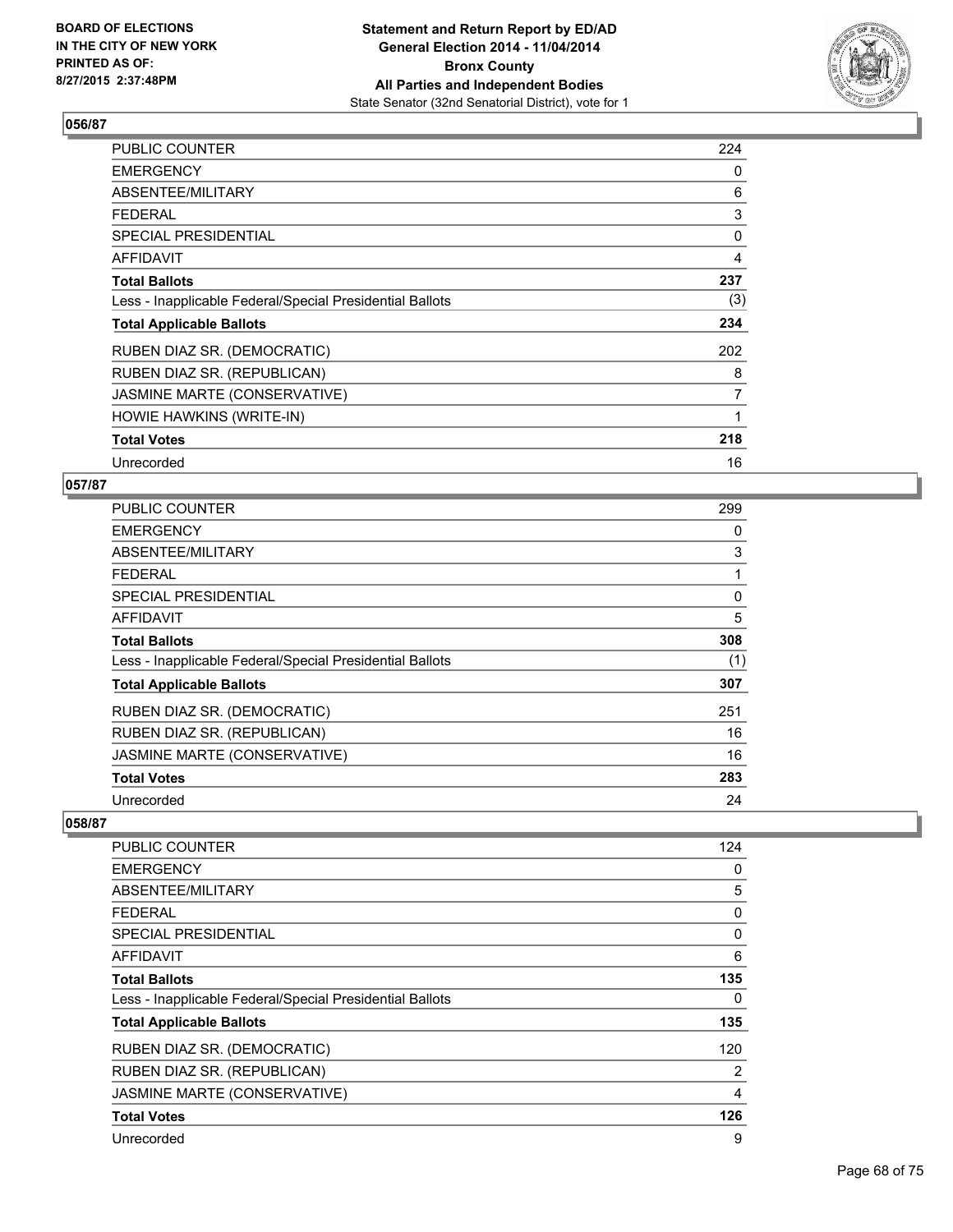**Statement and Return Report by ED/AD**
**General Election 2014 - 11/04/2014**
**Bronx County**
**All Parties and Independent Bodies**
State Senator (32nd Senatorial District), vote for 1

BOARD OF ELECTIONS
IN THE CITY OF NEW YORK
PRINTED AS OF:
8/27/2015 2:37:48PM

### 056/87

| | |
|---|---|
| PUBLIC COUNTER | 224 |
| EMERGENCY | 0 |
| ABSENTEE/MILITARY | 6 |
| FEDERAL | 3 |
| SPECIAL PRESIDENTIAL | 0 |
| AFFIDAVIT | 4 |
| **Total Ballots** | **237** |
| Less - Inapplicable Federal/Special Presidential Ballots | (3) |
| **Total Applicable Ballots** | **234** |
| RUBEN DIAZ SR. (DEMOCRATIC) | 202 |
| RUBEN DIAZ SR. (REPUBLICAN) | 8 |
| JASMINE MARTE (CONSERVATIVE) | 7 |
| HOWIE HAWKINS (WRITE-IN) | 1 |
| **Total Votes** | **218** |
| Unrecorded | 16 |

### 057/87

| | |
|---|---|
| PUBLIC COUNTER | 299 |
| EMERGENCY | 0 |
| ABSENTEE/MILITARY | 3 |
| FEDERAL | 1 |
| SPECIAL PRESIDENTIAL | 0 |
| AFFIDAVIT | 5 |
| **Total Ballots** | **308** |
| Less - Inapplicable Federal/Special Presidential Ballots | (1) |
| **Total Applicable Ballots** | **307** |
| RUBEN DIAZ SR. (DEMOCRATIC) | 251 |
| RUBEN DIAZ SR. (REPUBLICAN) | 16 |
| JASMINE MARTE (CONSERVATIVE) | 16 |
| **Total Votes** | **283** |
| Unrecorded | 24 |

### 058/87

| | |
|---|---|
| PUBLIC COUNTER | 124 |
| EMERGENCY | 0 |
| ABSENTEE/MILITARY | 5 |
| FEDERAL | 0 |
| SPECIAL PRESIDENTIAL | 0 |
| AFFIDAVIT | 6 |
| **Total Ballots** | **135** |
| Less - Inapplicable Federal/Special Presidential Ballots | 0 |
| **Total Applicable Ballots** | **135** |
| RUBEN DIAZ SR. (DEMOCRATIC) | 120 |
| RUBEN DIAZ SR. (REPUBLICAN) | 2 |
| JASMINE MARTE (CONSERVATIVE) | 4 |
| **Total Votes** | **126** |
| Unrecorded | 9 |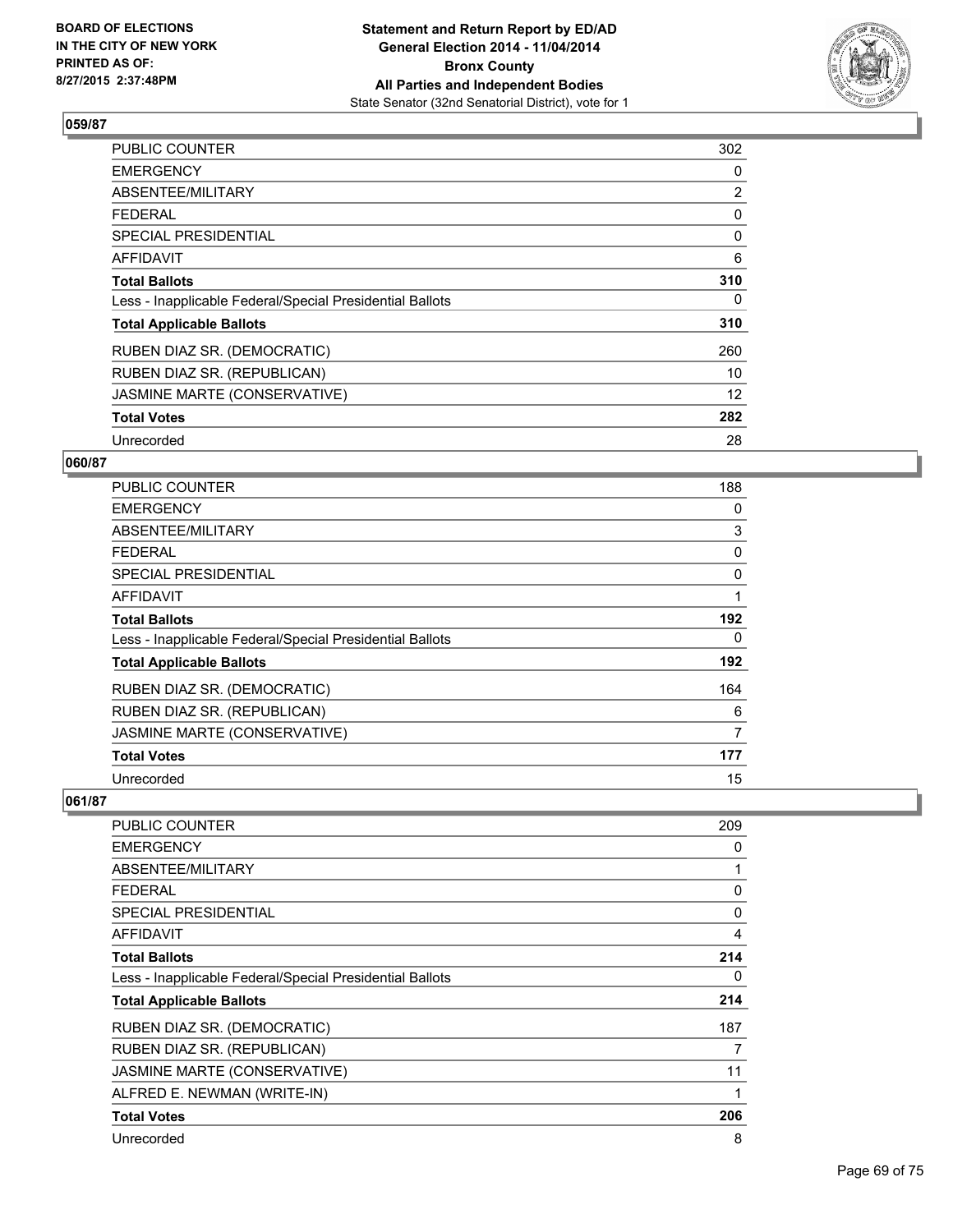## 059/87

| | |
|---|---|
| PUBLIC COUNTER | 302 |
| EMERGENCY | 0 |
| ABSENTEE/MILITARY | 2 |
| FEDERAL | 0 |
| SPECIAL PRESIDENTIAL | 0 |
| AFFIDAVIT | 6 |
| **Total Ballots** | **310** |
| Less - Inapplicable Federal/Special Presidential Ballots | 0 |
| **Total Applicable Ballots** | **310** |
| RUBEN DIAZ SR. (DEMOCRATIC) | 260 |
| RUBEN DIAZ SR. (REPUBLICAN) | 10 |
| JASMINE MARTE (CONSERVATIVE) | 12 |
| **Total Votes** | **282** |
| Unrecorded | 28 |

## 060/87

| | |
|---|---|
| PUBLIC COUNTER | 188 |
| EMERGENCY | 0 |
| ABSENTEE/MILITARY | 3 |
| FEDERAL | 0 |
| SPECIAL PRESIDENTIAL | 0 |
| AFFIDAVIT | 1 |
| **Total Ballots** | **192** |
| Less - Inapplicable Federal/Special Presidential Ballots | 0 |
| **Total Applicable Ballots** | **192** |
| RUBEN DIAZ SR. (DEMOCRATIC) | 164 |
| RUBEN DIAZ SR. (REPUBLICAN) | 6 |
| JASMINE MARTE (CONSERVATIVE) | 7 |
| **Total Votes** | **177** |
| Unrecorded | 15 |

## 061/87

| | |
|---|---|
| PUBLIC COUNTER | 209 |
| EMERGENCY | 0 |
| ABSENTEE/MILITARY | 1 |
| FEDERAL | 0 |
| SPECIAL PRESIDENTIAL | 0 |
| AFFIDAVIT | 4 |
| **Total Ballots** | **214** |
| Less - Inapplicable Federal/Special Presidential Ballots | 0 |
| **Total Applicable Ballots** | **214** |
| RUBEN DIAZ SR. (DEMOCRATIC) | 187 |
| RUBEN DIAZ SR. (REPUBLICAN) | 7 |
| JASMINE MARTE (CONSERVATIVE) | 11 |
| ALFRED E. NEWMAN (WRITE-IN) | 1 |
| **Total Votes** | **206** |
| Unrecorded | 8 |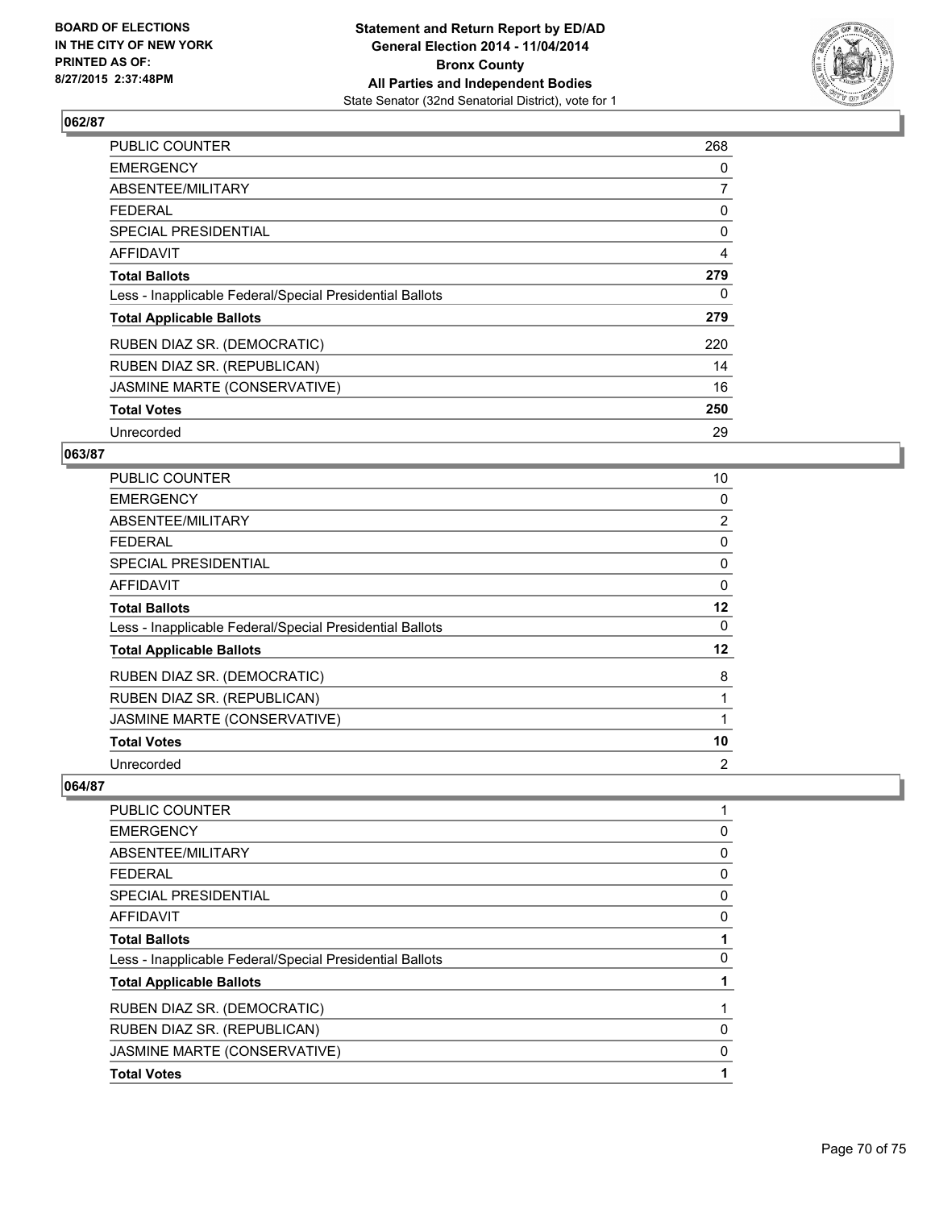## 062/87

| | |
|---|---|
| PUBLIC COUNTER | 268 |
| EMERGENCY | 0 |
| ABSENTEE/MILITARY | 7 |
| FEDERAL | 0 |
| SPECIAL PRESIDENTIAL | 0 |
| AFFIDAVIT | 4 |
| **Total Ballots** | **279** |
| Less - Inapplicable Federal/Special Presidential Ballots | 0 |
| **Total Applicable Ballots** | **279** |
| RUBEN DIAZ SR. (DEMOCRATIC) | 220 |
| RUBEN DIAZ SR. (REPUBLICAN) | 14 |
| JASMINE MARTE (CONSERVATIVE) | 16 |
| **Total Votes** | **250** |
| Unrecorded | 29 |

## 063/87

| | |
|---|---|
| PUBLIC COUNTER | 10 |
| EMERGENCY | 0 |
| ABSENTEE/MILITARY | 2 |
| FEDERAL | 0 |
| SPECIAL PRESIDENTIAL | 0 |
| AFFIDAVIT | 0 |
| **Total Ballots** | **12** |
| Less - Inapplicable Federal/Special Presidential Ballots | 0 |
| **Total Applicable Ballots** | **12** |
| RUBEN DIAZ SR. (DEMOCRATIC) | 8 |
| RUBEN DIAZ SR. (REPUBLICAN) | 1 |
| JASMINE MARTE (CONSERVATIVE) | 1 |
| **Total Votes** | **10** |
| Unrecorded | 2 |

## 064/87

| | |
|---|---|
| PUBLIC COUNTER | 1 |
| EMERGENCY | 0 |
| ABSENTEE/MILITARY | 0 |
| FEDERAL | 0 |
| SPECIAL PRESIDENTIAL | 0 |
| AFFIDAVIT | 0 |
| **Total Ballots** | **1** |
| Less - Inapplicable Federal/Special Presidential Ballots | 0 |
| **Total Applicable Ballots** | **1** |
| RUBEN DIAZ SR. (DEMOCRATIC) | 1 |
| RUBEN DIAZ SR. (REPUBLICAN) | 0 |
| JASMINE MARTE (CONSERVATIVE) | 0 |
| **Total Votes** | **1** |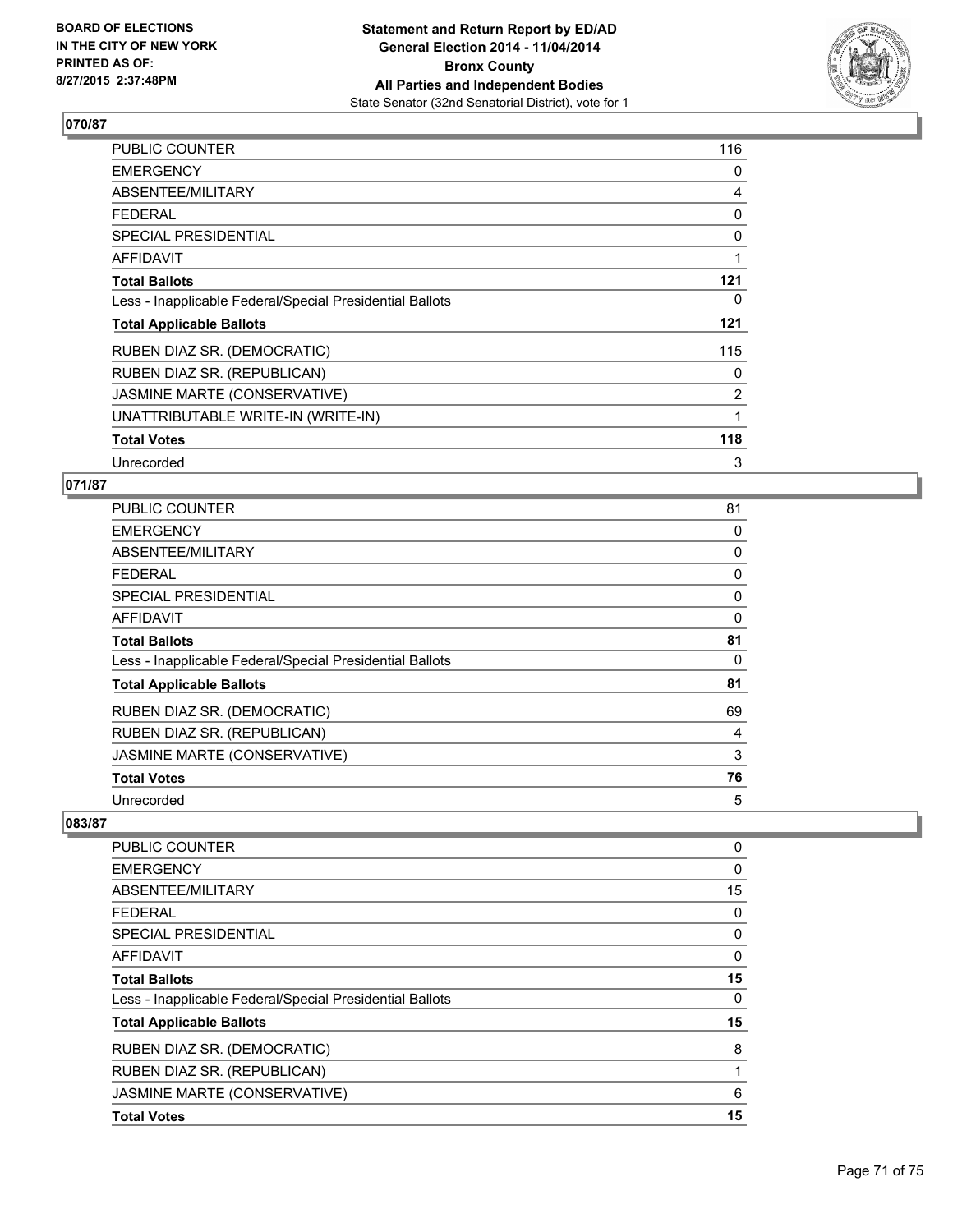### 070/87

| | |
|---|---|
| PUBLIC COUNTER | 116 |
| EMERGENCY | 0 |
| ABSENTEE/MILITARY | 4 |
| FEDERAL | 0 |
| SPECIAL PRESIDENTIAL | 0 |
| AFFIDAVIT | 1 |
| **Total Ballots** | **121** |
| Less - Inapplicable Federal/Special Presidential Ballots | 0 |
| **Total Applicable Ballots** | **121** |
| RUBEN DIAZ SR. (DEMOCRATIC) | 115 |
| RUBEN DIAZ SR. (REPUBLICAN) | 0 |
| JASMINE MARTE (CONSERVATIVE) | 2 |
| UNATTRIBUTABLE WRITE-IN (WRITE-IN) | 1 |
| **Total Votes** | **118** |
| Unrecorded | 3 |

### 071/87

| | |
|---|---|
| PUBLIC COUNTER | 81 |
| EMERGENCY | 0 |
| ABSENTEE/MILITARY | 0 |
| FEDERAL | 0 |
| SPECIAL PRESIDENTIAL | 0 |
| AFFIDAVIT | 0 |
| **Total Ballots** | **81** |
| Less - Inapplicable Federal/Special Presidential Ballots | 0 |
| **Total Applicable Ballots** | **81** |
| RUBEN DIAZ SR. (DEMOCRATIC) | 69 |
| RUBEN DIAZ SR. (REPUBLICAN) | 4 |
| JASMINE MARTE (CONSERVATIVE) | 3 |
| **Total Votes** | **76** |
| Unrecorded | 5 |

### 083/87

| | |
|---|---|
| PUBLIC COUNTER | 0 |
| EMERGENCY | 0 |
| ABSENTEE/MILITARY | 15 |
| FEDERAL | 0 |
| SPECIAL PRESIDENTIAL | 0 |
| AFFIDAVIT | 0 |
| **Total Ballots** | **15** |
| Less - Inapplicable Federal/Special Presidential Ballots | 0 |
| **Total Applicable Ballots** | **15** |
| RUBEN DIAZ SR. (DEMOCRATIC) | 8 |
| RUBEN DIAZ SR. (REPUBLICAN) | 1 |
| JASMINE MARTE (CONSERVATIVE) | 6 |
| **Total Votes** | **15** |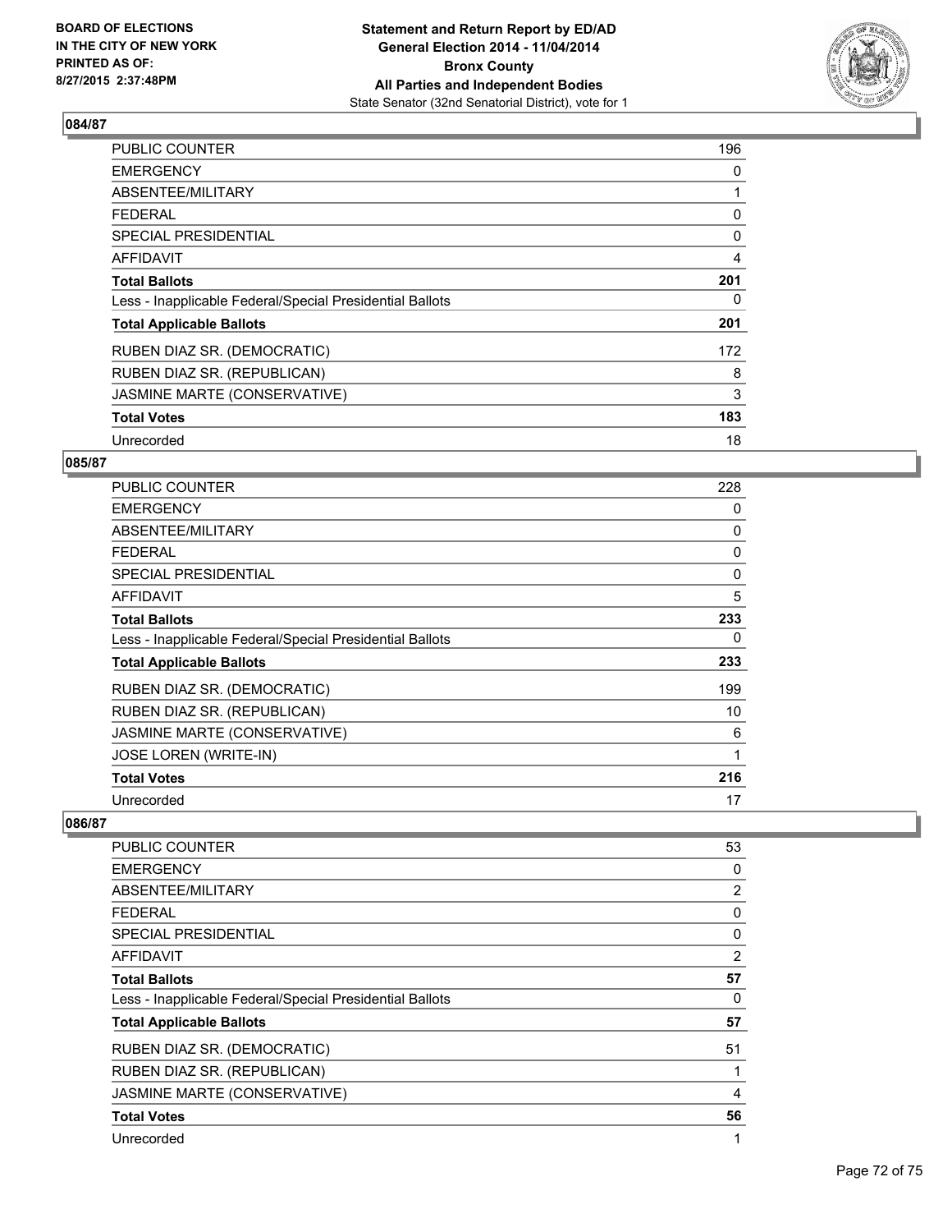BOARD OF ELECTIONS
IN THE CITY OF NEW YORK
PRINTED AS OF:
8/27/2015 2:37:48PM

**Statement and Return Report by ED/AD**
**General Election 2014 - 11/04/2014**
**Bronx County**
**All Parties and Independent Bodies**
State Senator (32nd Senatorial District), vote for 1

## 084/87

| | |
|---|---|
| PUBLIC COUNTER | 196 |
| EMERGENCY | 0 |
| ABSENTEE/MILITARY | 1 |
| FEDERAL | 0 |
| SPECIAL PRESIDENTIAL | 0 |
| AFFIDAVIT | 4 |
| **Total Ballots** | **201** |
| Less - Inapplicable Federal/Special Presidential Ballots | 0 |
| **Total Applicable Ballots** | **201** |
| RUBEN DIAZ SR. (DEMOCRATIC) | 172 |
| RUBEN DIAZ SR. (REPUBLICAN) | 8 |
| JASMINE MARTE (CONSERVATIVE) | 3 |
| **Total Votes** | **183** |
| Unrecorded | 18 |

## 085/87

| | |
|---|---|
| PUBLIC COUNTER | 228 |
| EMERGENCY | 0 |
| ABSENTEE/MILITARY | 0 |
| FEDERAL | 0 |
| SPECIAL PRESIDENTIAL | 0 |
| AFFIDAVIT | 5 |
| **Total Ballots** | **233** |
| Less - Inapplicable Federal/Special Presidential Ballots | 0 |
| **Total Applicable Ballots** | **233** |
| RUBEN DIAZ SR. (DEMOCRATIC) | 199 |
| RUBEN DIAZ SR. (REPUBLICAN) | 10 |
| JASMINE MARTE (CONSERVATIVE) | 6 |
| JOSE LOREN (WRITE-IN) | 1 |
| **Total Votes** | **216** |
| Unrecorded | 17 |

## 086/87

| | |
|---|---|
| PUBLIC COUNTER | 53 |
| EMERGENCY | 0 |
| ABSENTEE/MILITARY | 2 |
| FEDERAL | 0 |
| SPECIAL PRESIDENTIAL | 0 |
| AFFIDAVIT | 2 |
| **Total Ballots** | **57** |
| Less - Inapplicable Federal/Special Presidential Ballots | 0 |
| **Total Applicable Ballots** | **57** |
| RUBEN DIAZ SR. (DEMOCRATIC) | 51 |
| RUBEN DIAZ SR. (REPUBLICAN) | 1 |
| JASMINE MARTE (CONSERVATIVE) | 4 |
| **Total Votes** | **56** |
| Unrecorded | 1 |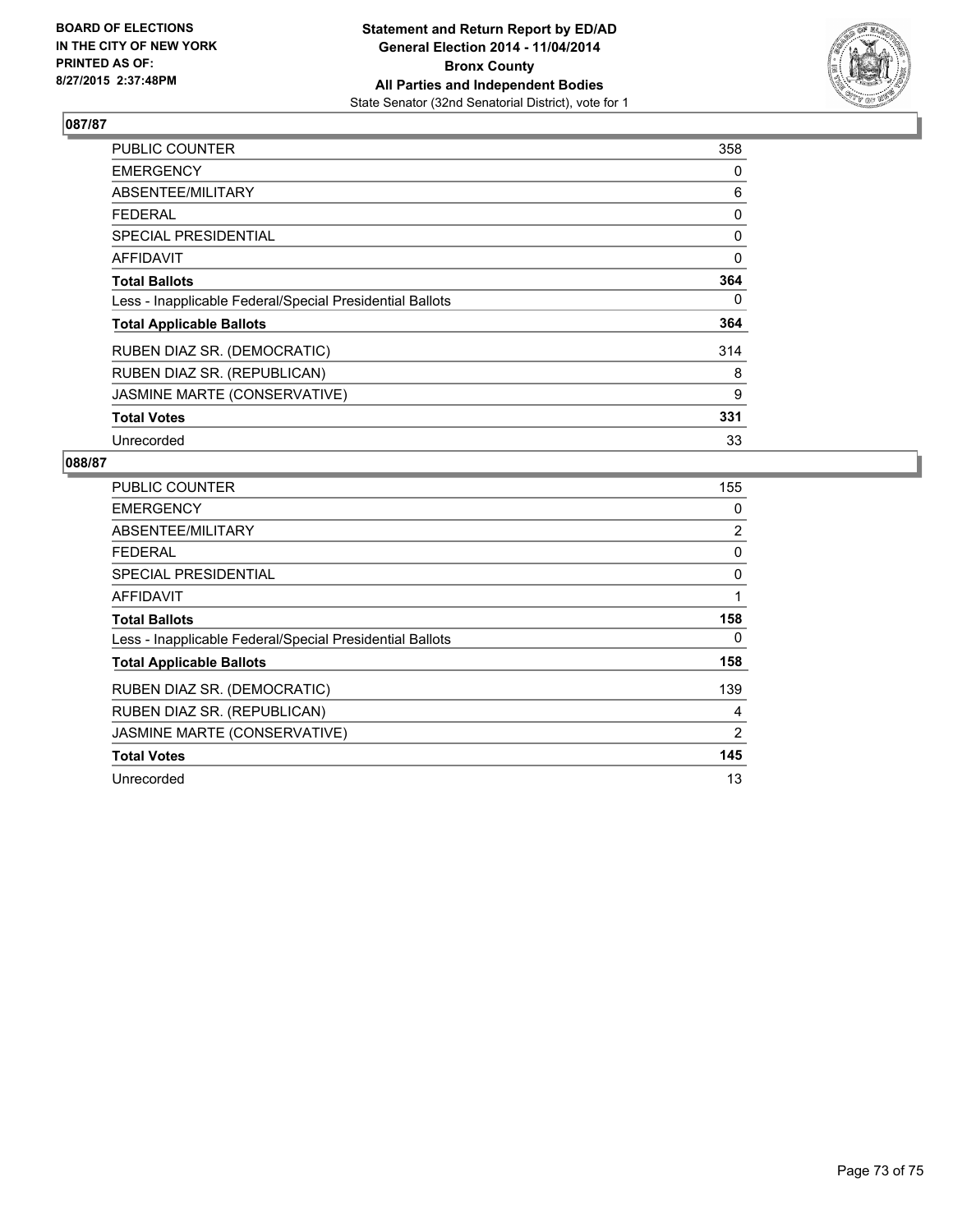**BOARD OF ELECTIONS IN THE CITY OF NEW YORK PRINTED AS OF: 8/27/2015 2:37:48PM**

**Statement and Return Report by ED/AD General Election 2014 - 11/04/2014 Bronx County All Parties and Independent Bodies**
State Senator (32nd Senatorial District), vote for 1

### 087/87

| | |
|---|---|
| PUBLIC COUNTER | 358 |
| EMERGENCY | 0 |
| ABSENTEE/MILITARY | 6 |
| FEDERAL | 0 |
| SPECIAL PRESIDENTIAL | 0 |
| AFFIDAVIT | 0 |
| **Total Ballots** | **364** |
| Less - Inapplicable Federal/Special Presidential Ballots | 0 |
| **Total Applicable Ballots** | **364** |
| RUBEN DIAZ SR. (DEMOCRATIC) | 314 |
| RUBEN DIAZ SR. (REPUBLICAN) | 8 |
| JASMINE MARTE (CONSERVATIVE) | 9 |
| **Total Votes** | **331** |
| Unrecorded | 33 |

### 088/87

| | |
|---|---|
| PUBLIC COUNTER | 155 |
| EMERGENCY | 0 |
| ABSENTEE/MILITARY | 2 |
| FEDERAL | 0 |
| SPECIAL PRESIDENTIAL | 0 |
| AFFIDAVIT | 1 |
| **Total Ballots** | **158** |
| Less - Inapplicable Federal/Special Presidential Ballots | 0 |
| **Total Applicable Ballots** | **158** |
| RUBEN DIAZ SR. (DEMOCRATIC) | 139 |
| RUBEN DIAZ SR. (REPUBLICAN) | 4 |
| JASMINE MARTE (CONSERVATIVE) | 2 |
| **Total Votes** | **145** |
| Unrecorded | 13 |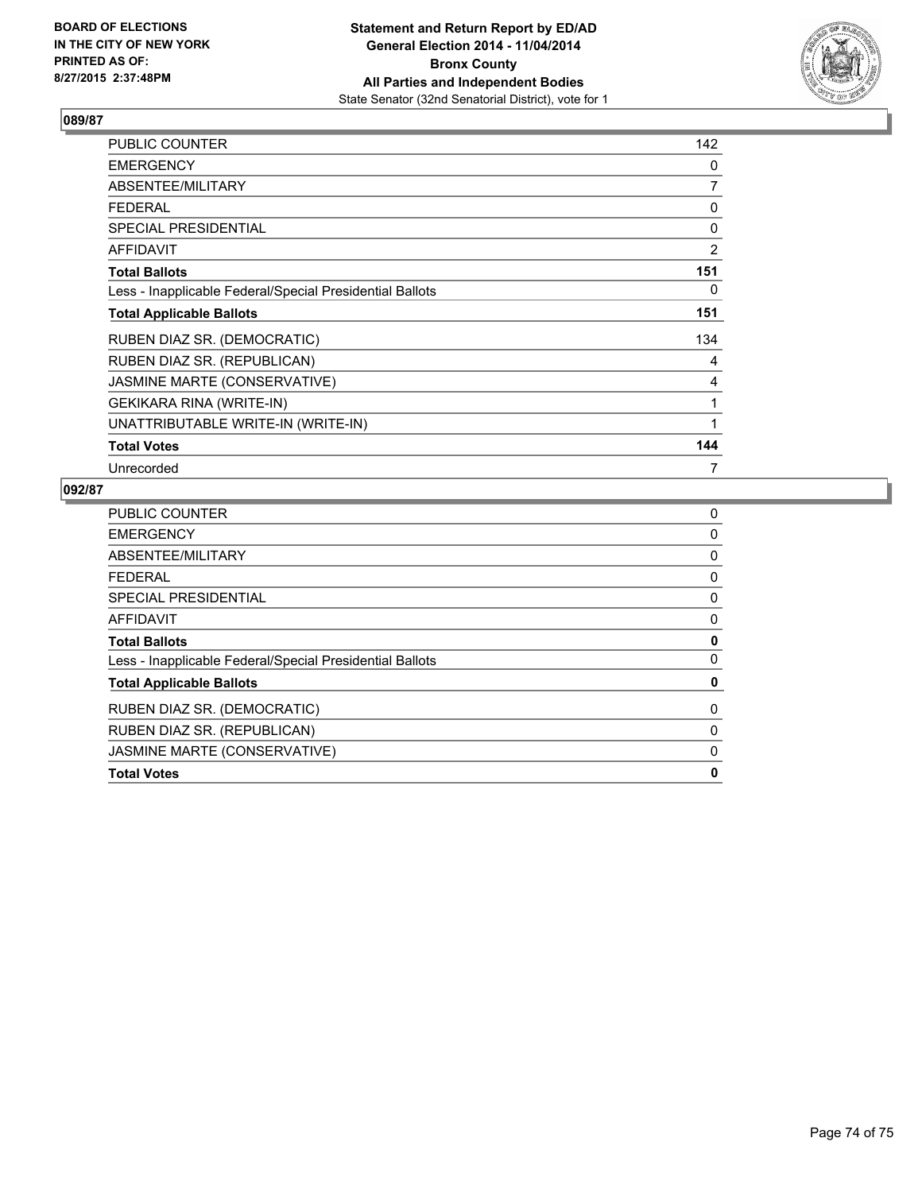BOARD OF ELECTIONS
IN THE CITY OF NEW YORK
PRINTED AS OF:
8/27/2015 2:37:48PM

**Statement and Return Report by ED/AD**
**General Election 2014 - 11/04/2014**
**Bronx County**
**All Parties and Independent Bodies**
State Senator (32nd Senatorial District), vote for 1

### 089/87

| | |
|---|---|
| PUBLIC COUNTER | 142 |
| EMERGENCY | 0 |
| ABSENTEE/MILITARY | 7 |
| FEDERAL | 0 |
| SPECIAL PRESIDENTIAL | 0 |
| AFFIDAVIT | 2 |
| **Total Ballots** | **151** |
| Less - Inapplicable Federal/Special Presidential Ballots | 0 |
| **Total Applicable Ballots** | **151** |
| RUBEN DIAZ SR. (DEMOCRATIC) | 134 |
| RUBEN DIAZ SR. (REPUBLICAN) | 4 |
| JASMINE MARTE (CONSERVATIVE) | 4 |
| GEKIKARA RINA (WRITE-IN) | 1 |
| UNATTRIBUTABLE WRITE-IN (WRITE-IN) | 1 |
| **Total Votes** | **144** |
| Unrecorded | 7 |

### 092/87

| | |
|---|---|
| PUBLIC COUNTER | 0 |
| EMERGENCY | 0 |
| ABSENTEE/MILITARY | 0 |
| FEDERAL | 0 |
| SPECIAL PRESIDENTIAL | 0 |
| AFFIDAVIT | 0 |
| **Total Ballots** | **0** |
| Less - Inapplicable Federal/Special Presidential Ballots | 0 |
| **Total Applicable Ballots** | **0** |
| RUBEN DIAZ SR. (DEMOCRATIC) | 0 |
| RUBEN DIAZ SR. (REPUBLICAN) | 0 |
| JASMINE MARTE (CONSERVATIVE) | 0 |
| **Total Votes** | **0** |